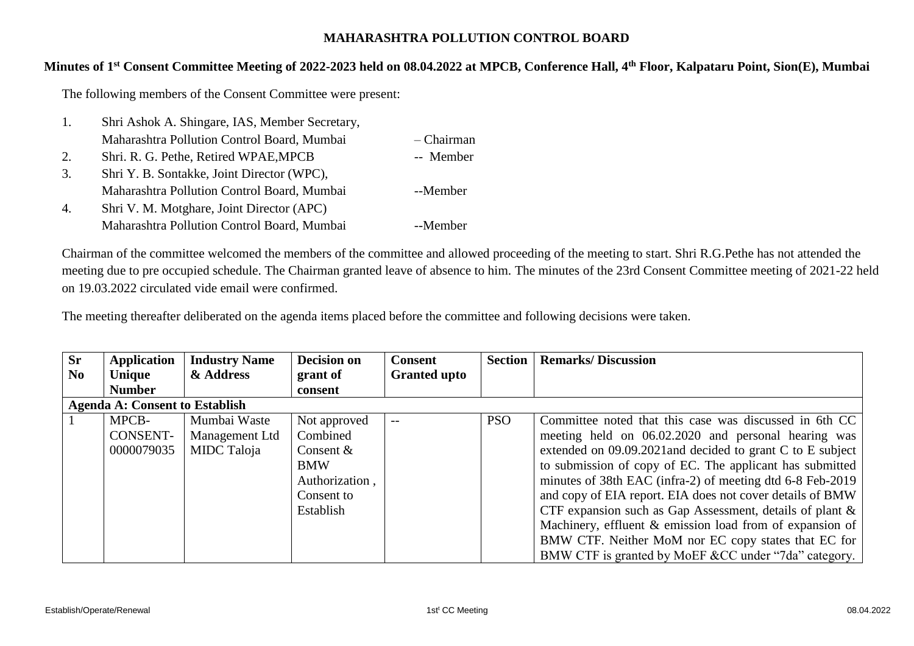# MAHARASHTRA POLLUTION CONTROL BOARD

## Minutes of 1st Consent Committee Meeting of 2022-2023 held on 08.04.2022 at MPCB, Conference Hall, 4th Floor, Kalpataru Point, Sion(E), Mumbai

The following members of the Consent Committee were present:

1. Shri Ashok A. Shingare, IAS, Member Secretary, Maharashtra Pollution Control Board, Mumbai – Chairman
2. Shri. R. G. Pethe, Retired WPAE,MPCB -- Member
3. Shri Y. B. Sontakke, Joint Director (WPC), Maharashtra Pollution Control Board, Mumbai --Member
4. Shri V. M. Motghare, Joint Director (APC) Maharashtra Pollution Control Board, Mumbai --Member

Chairman of the committee welcomed the members of the committee and allowed proceeding of the meeting to start. Shri R.G.Pethe has not attended the meeting due to pre occupied schedule. The Chairman granted leave of absence to him. The minutes of the 23rd Consent Committee meeting of 2021-22 held on 19.03.2022 circulated vide email were confirmed.

The meeting thereafter deliberated on the agenda items placed before the committee and following decisions were taken.

| Sr No | Application Unique Number | Industry Name & Address | Decision on grant of consent | Consent Granted upto | Section | Remarks/ Discussion |
|---|---|---|---|---|---|---|
| **Agenda A: Consent to Establish** | | | | | | |
| 1 | MPCB-CONSENT-0000079035 | Mumbai Waste Management Ltd MIDC Taloja | Not approved Combined Consent & BMW Authorization , Consent to Establish | -- | PSO | Committee noted that this case was discussed in 6th CC meeting held on 06.02.2020 and personal hearing was extended on 09.09.2021and decided to grant C to E subject to submission of copy of EC. The applicant has submitted minutes of 38th EAC (infra-2) of meeting dtd 6-8 Feb-2019 and copy of EIA report. EIA does not cover details of BMW CTF expansion such as Gap Assessment, details of plant & Machinery, effluent & emission load from of expansion of BMW CTF. Neither MoM nor EC copy states that EC for BMW CTF is granted by MoEF &CC under "7da" category. |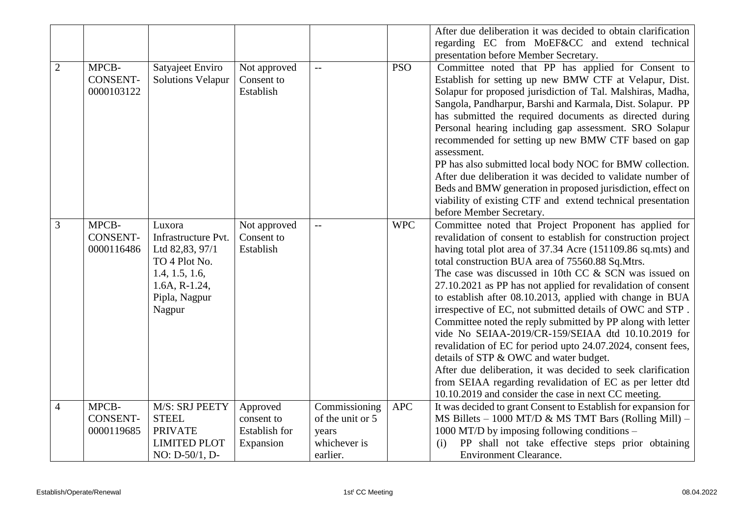| | | | | | | After due deliberation it was decided to obtain clarification regarding EC from MoEF&CC and extend technical presentation before Member Secretary. |
|---|---|---|---|---|---|---|
| 2 | MPCB-CONSENT-0000103122 | Satyajeet Enviro Solutions Velapur | Not approved Consent to Establish | -- | PSO | Committee noted that PP has applied for Consent to Establish for setting up new BMW CTF at Velapur, Dist. Solapur for proposed jurisdiction of Tal. Malshiras, Madha, Sangola, Pandharpur, Barshi and Karmala, Dist. Solapur. PP has submitted the required documents as directed during Personal hearing including gap assessment. SRO Solapur recommended for setting up new BMW CTF based on gap assessment.<br>PP has also submitted local body NOC for BMW collection. After due deliberation it was decided to validate number of Beds and BMW generation in proposed jurisdiction, effect on viability of existing CTF and extend technical presentation before Member Secretary. |
| 3 | MPCB-CONSENT-0000116486 | Luxora Infrastructure Pvt. Ltd 82,83, 97/1 TO 4 Plot No. 1.4, 1.5, 1.6, 1.6A, R-1.24, Pipla, Nagpur Nagpur | Not approved Consent to Establish | -- | WPC | Committee noted that Project Proponent has applied for revalidation of consent to establish for construction project having total plot area of 37.34 Acre (151109.86 sq.mts) and total construction BUA area of 75560.88 Sq.Mtrs.<br>The case was discussed in 10th CC & SCN was issued on 27.10.2021 as PP has not applied for revalidation of consent to establish after 08.10.2013, applied with change in BUA irrespective of EC, not submitted details of OWC and STP .<br>Committee noted the reply submitted by PP along with letter vide No SEIAA-2019/CR-159/SEIAA dtd 10.10.2019 for revalidation of EC for period upto 24.07.2024, consent fees, details of STP & OWC and water budget.<br>After due deliberation, it was decided to seek clarification from SEIAA regarding revalidation of EC as per letter dtd 10.10.2019 and consider the case in next CC meeting. |
| 4 | MPCB-CONSENT-0000119685 | M/S: SRJ PEETY STEEL PRIVATE LIMITED PLOT NO: D-50/1, D- | Approved consent to Establish for Expansion | Commissioning of the unit or 5 years whichever is earlier. | APC | It was decided to grant Consent to Establish for expansion for MS Billets – 1000 MT/D & MS TMT Bars (Rolling Mill) – 1000 MT/D by imposing following conditions –<br>(i) PP shall not take effective steps prior obtaining Environment Clearance. |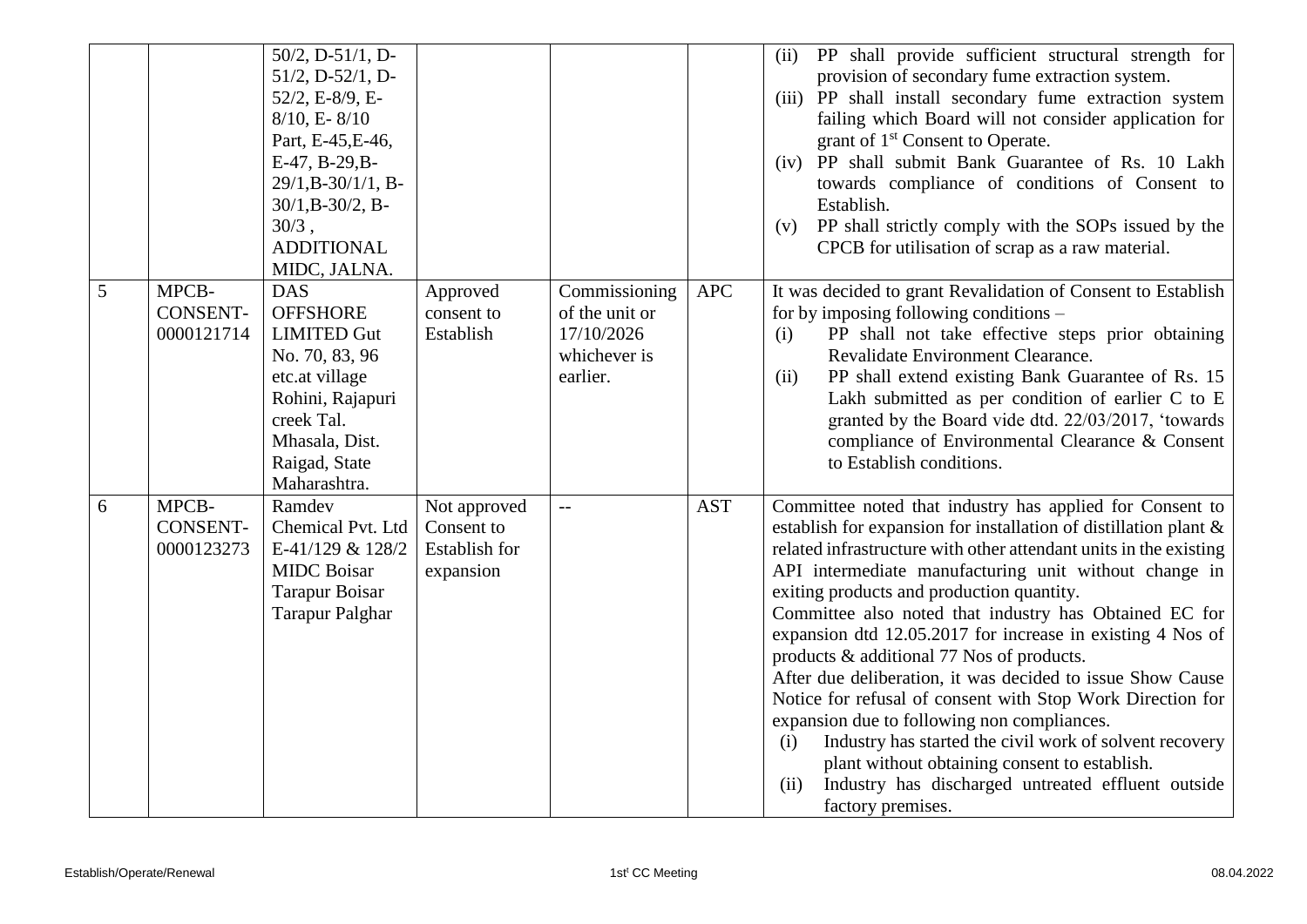| | | 50/2, D-51/1, D-51/2, D-52/1, D-52/2, E-8/9, E-8/10, E- 8/10 Part, E-45,E-46, E-47, B-29,B-29/1,B-30/1/1, B-30/1,B-30/2, B-30/3 , ADDITIONAL MIDC, JALNA. | | | | (ii) PP shall provide sufficient structural strength for provision of secondary fume extraction system.<br>(iii) PP shall install secondary fume extraction system failing which Board will not consider application for grant of 1st Consent to Operate.<br>(iv) PP shall submit Bank Guarantee of Rs. 10 Lakh towards compliance of conditions of Consent to Establish.<br>(v) PP shall strictly comply with the SOPs issued by the CPCB for utilisation of scrap as a raw material. |
|---|---|---|---|---|---|---|
| 5 | MPCB-CONSENT-0000121714 | DAS OFFSHORE LIMITED Gut No. 70, 83, 96 etc.at village Rohini, Rajapuri creek Tal. Mhasala, Dist. Raigad, State Maharashtra. | Approved consent to Establish | Commissioning of the unit or 17/10/2026 whichever is earlier. | APC | It was decided to grant Revalidation of Consent to Establish for by imposing following conditions –<br>(i) PP shall not take effective steps prior obtaining Revalidate Environment Clearance.<br>(ii) PP shall extend existing Bank Guarantee of Rs. 15 Lakh submitted as per condition of earlier C to E granted by the Board vide dtd. 22/03/2017, 'towards compliance of Environmental Clearance & Consent to Establish conditions. |
| 6 | MPCB-CONSENT-0000123273 | Ramdev Chemical Pvt. Ltd E-41/129 & 128/2 MIDC Boisar Tarapur Boisar Tarapur Palghar | Not approved Consent to Establish for expansion | -- | AST | Committee noted that industry has applied for Consent to establish for expansion for installation of distillation plant & related infrastructure with other attendant units in the existing API intermediate manufacturing unit without change in exiting products and production quantity.<br>Committee also noted that industry has Obtained EC for expansion dtd 12.05.2017 for increase in existing 4 Nos of products & additional 77 Nos of products.<br>After due deliberation, it was decided to issue Show Cause Notice for refusal of consent with Stop Work Direction for expansion due to following non compliances.<br>(i) Industry has started the civil work of solvent recovery plant without obtaining consent to establish.<br>(ii) Industry has discharged untreated effluent outside factory premises. |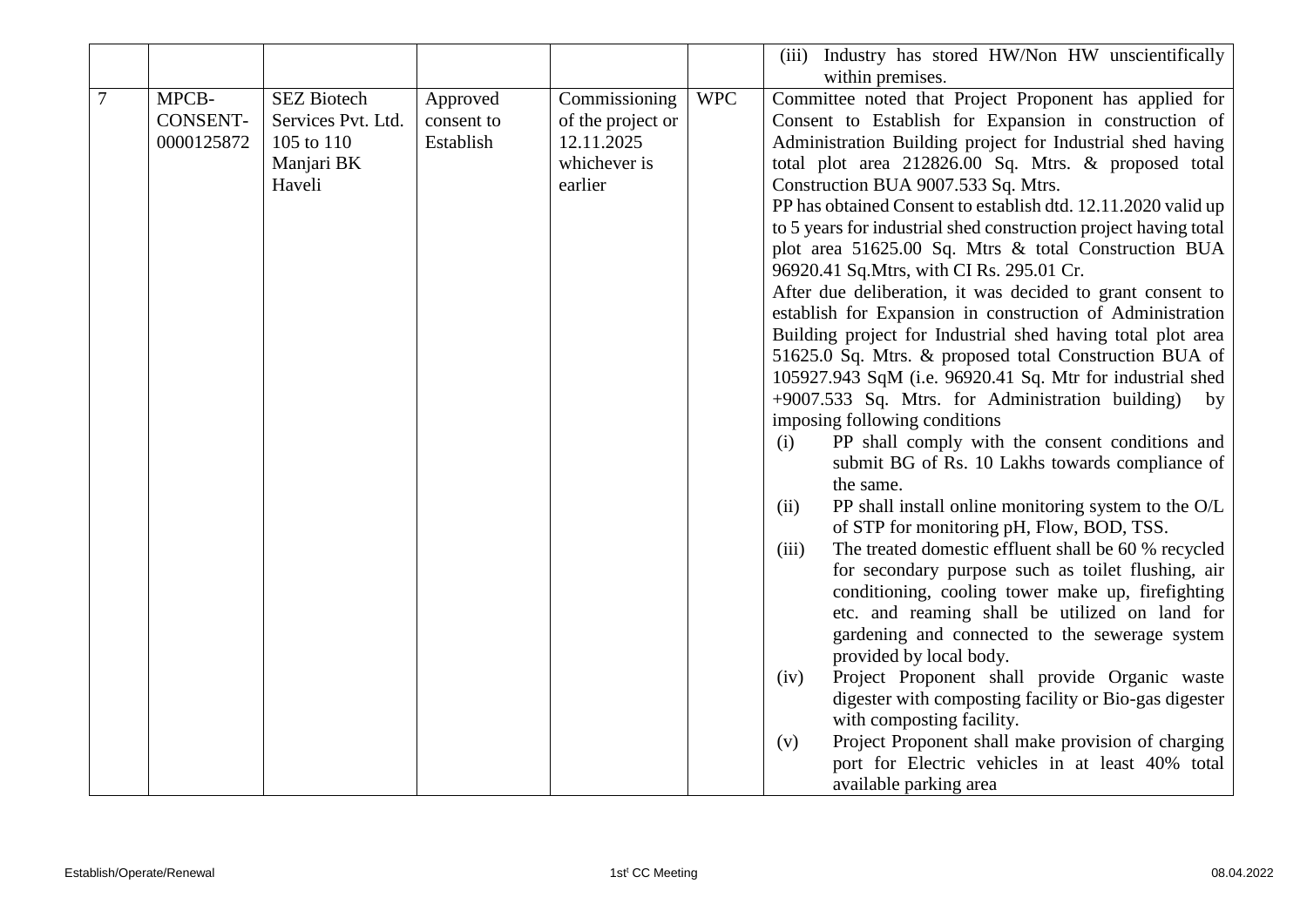| | | | | | | |
|---|---|---|---|---|---|---|
| | | | | | | (iii) Industry has stored HW/Non HW unscientifically within premises. |
| 7 | MPCB-CONSENT-0000125872 | SEZ Biotech Services Pvt. Ltd. 105 to 110 Manjari BK Haveli | Approved consent to Establish | Commissioning of the project or 12.11.2025 whichever is earlier | WPC | Committee noted that Project Proponent has applied for Consent to Establish for Expansion in construction of Administration Building project for Industrial shed having total plot area 212826.00 Sq. Mtrs. & proposed total Construction BUA 9007.533 Sq. Mtrs.<br>PP has obtained Consent to establish dtd. 12.11.2020 valid up to 5 years for industrial shed construction project having total plot area 51625.00 Sq. Mtrs & total Construction BUA 96920.41 Sq.Mtrs, with CI Rs. 295.01 Cr.<br>After due deliberation, it was decided to grant consent to establish for Expansion in construction of Administration Building project for Industrial shed having total plot area 51625.0 Sq. Mtrs. & proposed total Construction BUA of 105927.943 SqM (i.e. 96920.41 Sq. Mtr for industrial shed +9007.533 Sq. Mtrs. for Administration building) by imposing following conditions<br>(i) PP shall comply with the consent conditions and submit BG of Rs. 10 Lakhs towards compliance of the same.<br>(ii) PP shall install online monitoring system to the O/L of STP for monitoring pH, Flow, BOD, TSS.<br>(iii) The treated domestic effluent shall be 60 % recycled for secondary purpose such as toilet flushing, air conditioning, cooling tower make up, firefighting etc. and reaming shall be utilized on land for gardening and connected to the sewerage system provided by local body.<br>(iv) Project Proponent shall provide Organic waste digester with composting facility or Bio-gas digester with composting facility.<br>(v) Project Proponent shall make provision of charging port for Electric vehicles in at least 40% total available parking area |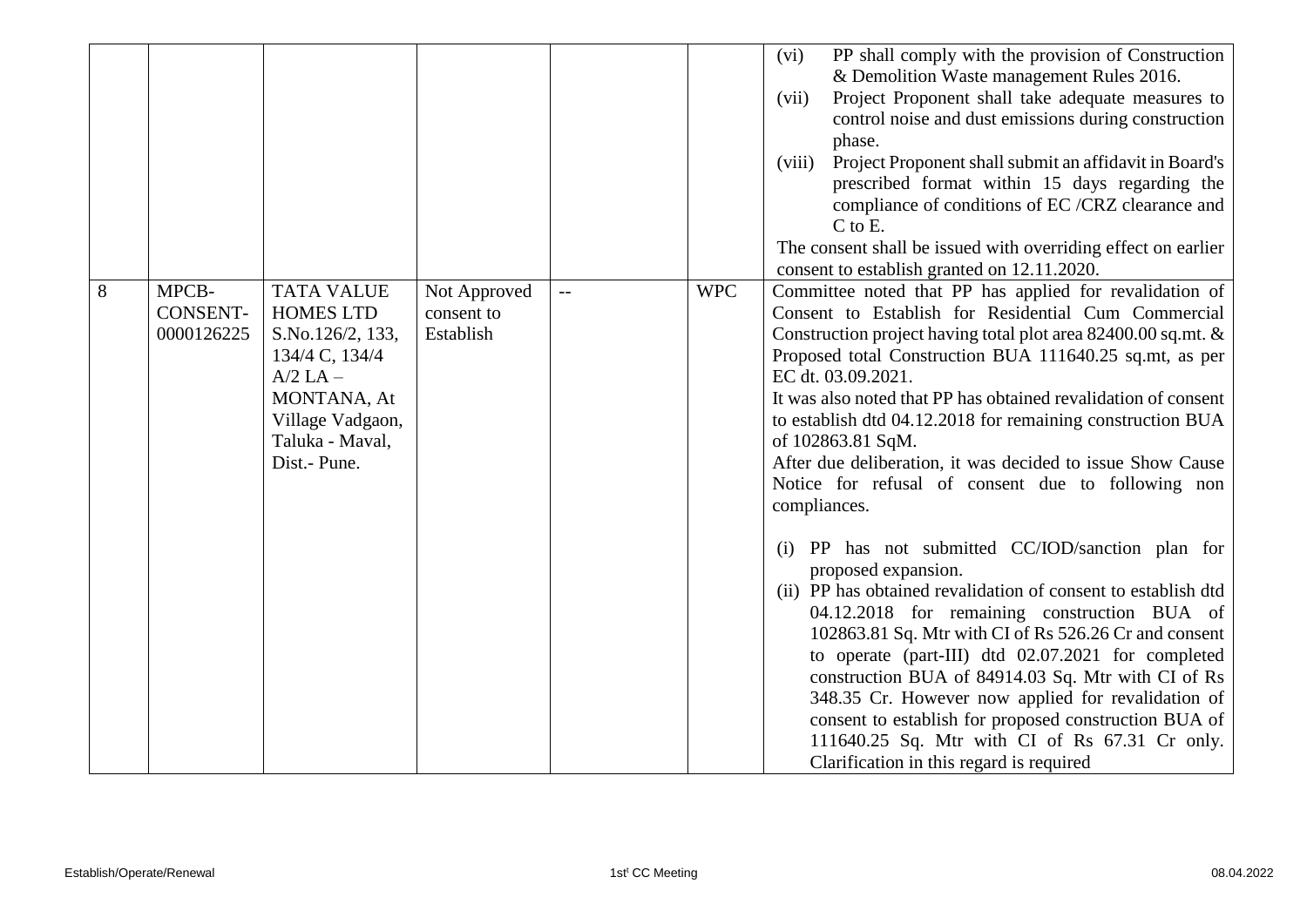| | | | | | | |
|---|---|---|---|---|---|---|
| | | | | | | (vi) PP shall comply with the provision of Construction & Demolition Waste management Rules 2016.<br>(vii) Project Proponent shall take adequate measures to control noise and dust emissions during construction phase.<br>(viii) Project Proponent shall submit an affidavit in Board's prescribed format within 15 days regarding the compliance of conditions of EC /CRZ clearance and C to E.<br>The consent shall be issued with overriding effect on earlier consent to establish granted on 12.11.2020. |
| 8 | MPCB-CONSENT-0000126225 | TATA VALUE HOMES LTD S.No.126/2, 133, 134/4 C, 134/4 A/2 LA – MONTANA, At Village Vadgaon, Taluka - Maval, Dist.- Pune. | Not Approved consent to Establish | -- | WPC | Committee noted that PP has applied for revalidation of Consent to Establish for Residential Cum Commercial Construction project having total plot area 82400.00 sq.mt. & Proposed total Construction BUA 111640.25 sq.mt, as per EC dt. 03.09.2021.<br>It was also noted that PP has obtained revalidation of consent to establish dtd 04.12.2018 for remaining construction BUA of 102863.81 SqM.<br>After due deliberation, it was decided to issue Show Cause Notice for refusal of consent due to following non compliances.<br><br>(i) PP has not submitted CC/IOD/sanction plan for proposed expansion.<br>(ii) PP has obtained revalidation of consent to establish dtd 04.12.2018 for remaining construction BUA of 102863.81 Sq. Mtr with CI of Rs 526.26 Cr and consent to operate (part-III) dtd 02.07.2021 for completed construction BUA of 84914.03 Sq. Mtr with CI of Rs 348.35 Cr. However now applied for revalidation of consent to establish for proposed construction BUA of 111640.25 Sq. Mtr with CI of Rs 67.31 Cr only. Clarification in this regard is required |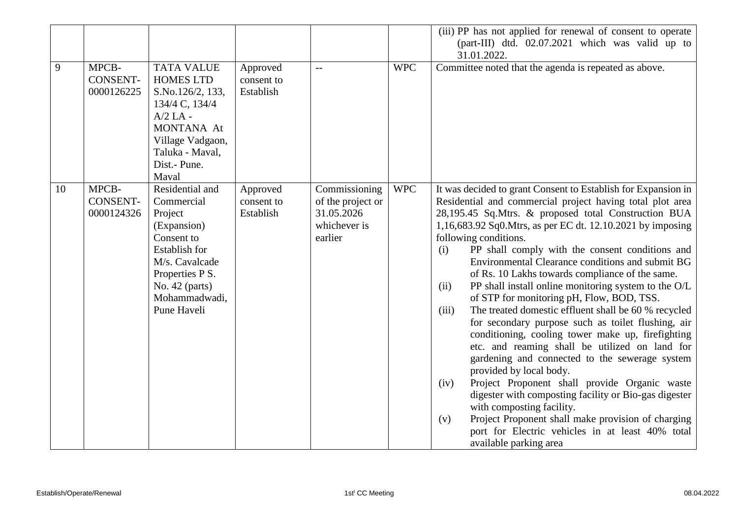|  |  |  |  |  |  |  |
|---|---|---|---|---|---|---|
|  |  |  |  |  |  | (iii) PP has not applied for renewal of consent to operate (part-III) dtd. 02.07.2021 which was valid up to 31.01.2022. |
| 9 | MPCB-CONSENT-0000126225 | TATA VALUE HOMES LTD S.No.126/2, 133, 134/4 C, 134/4 A/2 LA - MONTANA At Village Vadgaon, Taluka - Maval, Dist.- Pune. Maval | Approved consent to Establish | -- | WPC | Committee noted that the agenda is repeated as above. |
| 10 | MPCB-CONSENT-0000124326 | Residential and Commercial Project (Expansion) Consent to Establish for M/s. Cavalcade Properties P S. No. 42 (parts) Mohammadwadi, Pune Haveli | Approved consent to Establish | Commissioning of the project or 31.05.2026 whichever is earlier | WPC | It was decided to grant Consent to Establish for Expansion in Residential and commercial project having total plot area 28,195.45 Sq.Mtrs. & proposed total Construction BUA 1,16,683.92 Sq0.Mtrs, as per EC dt. 12.10.2021 by imposing following conditions.<br>(i) PP shall comply with the consent conditions and Environmental Clearance conditions and submit BG of Rs. 10 Lakhs towards compliance of the same.<br>(ii) PP shall install online monitoring system to the O/L of STP for monitoring pH, Flow, BOD, TSS.<br>(iii) The treated domestic effluent shall be 60 % recycled for secondary purpose such as toilet flushing, air conditioning, cooling tower make up, firefighting etc. and reaming shall be utilized on land for gardening and connected to the sewerage system provided by local body.<br>(iv) Project Proponent shall provide Organic waste digester with composting facility or Bio-gas digester with composting facility.<br>(v) Project Proponent shall make provision of charging port for Electric vehicles in at least 40% total available parking area |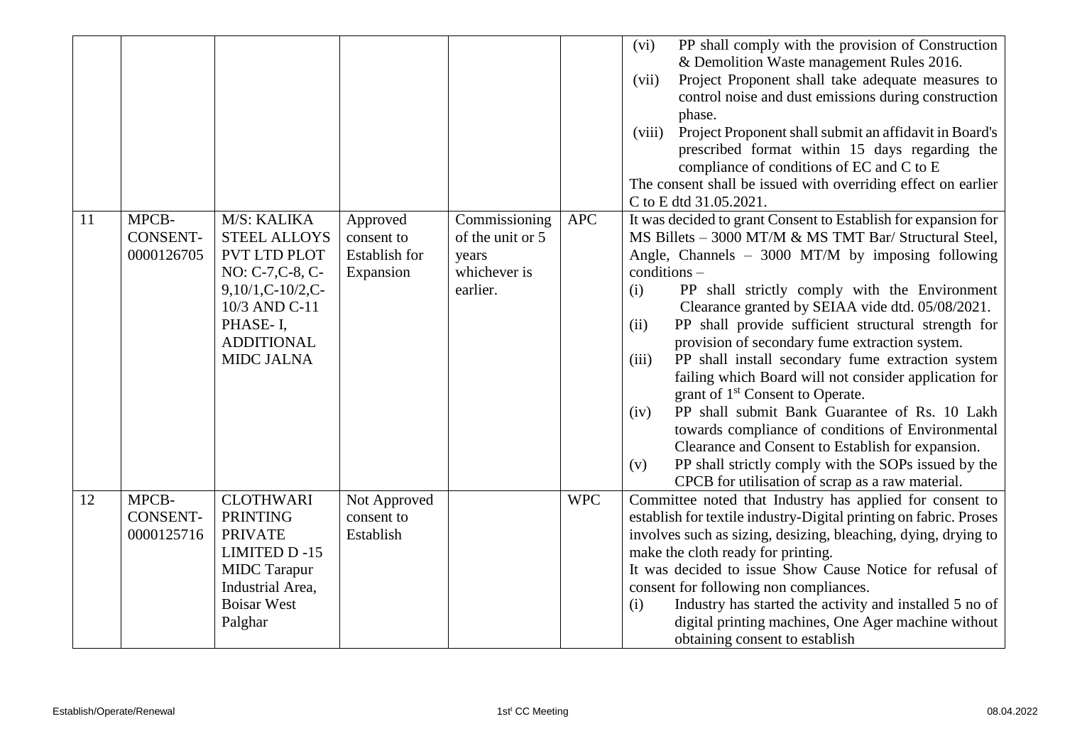| | | | | | | |
|---|---|---|---|---|---|---|
| | | | | | | (vi) PP shall comply with the provision of Construction & Demolition Waste management Rules 2016.<br>(vii) Project Proponent shall take adequate measures to control noise and dust emissions during construction phase.<br>(viii) Project Proponent shall submit an affidavit in Board's prescribed format within 15 days regarding the compliance of conditions of EC and C to E<br>The consent shall be issued with overriding effect on earlier C to E dtd 31.05.2021. |
| 11 | MPCB-CONSENT-0000126705 | M/S: KALIKA STEEL ALLOYS PVT LTD PLOT NO: C-7,C-8, C-9,10/1,C-10/2,C-10/3 AND C-11 PHASE- I, ADDITIONAL MIDC JALNA | Approved consent to Establish for Expansion | Commissioning of the unit or 5 years whichever is earlier. | APC | It was decided to grant Consent to Establish for expansion for MS Billets – 3000 MT/M & MS TMT Bar/ Structural Steel, Angle, Channels – 3000 MT/M by imposing following conditions –<br>(i) PP shall strictly comply with the Environment Clearance granted by SEIAA vide dtd. 05/08/2021.<br>(ii) PP shall provide sufficient structural strength for provision of secondary fume extraction system.<br>(iii) PP shall install secondary fume extraction system failing which Board will not consider application for grant of 1st Consent to Operate.<br>(iv) PP shall submit Bank Guarantee of Rs. 10 Lakh towards compliance of conditions of Environmental Clearance and Consent to Establish for expansion.<br>(v) PP shall strictly comply with the SOPs issued by the CPCB for utilisation of scrap as a raw material. |
| 12 | MPCB-CONSENT-0000125716 | CLOTHWARI PRINTING PRIVATE LIMITED D -15 MIDC Tarapur Industrial Area, Boisar West Palghar | Not Approved consent to Establish | | WPC | Committee noted that Industry has applied for consent to establish for textile industry-Digital printing on fabric. Proses involves such as sizing, desizing, bleaching, dying, drying to make the cloth ready for printing.<br>It was decided to issue Show Cause Notice for refusal of consent for following non compliances.<br>(i) Industry has started the activity and installed 5 no of digital printing machines, One Ager machine without obtaining consent to establish |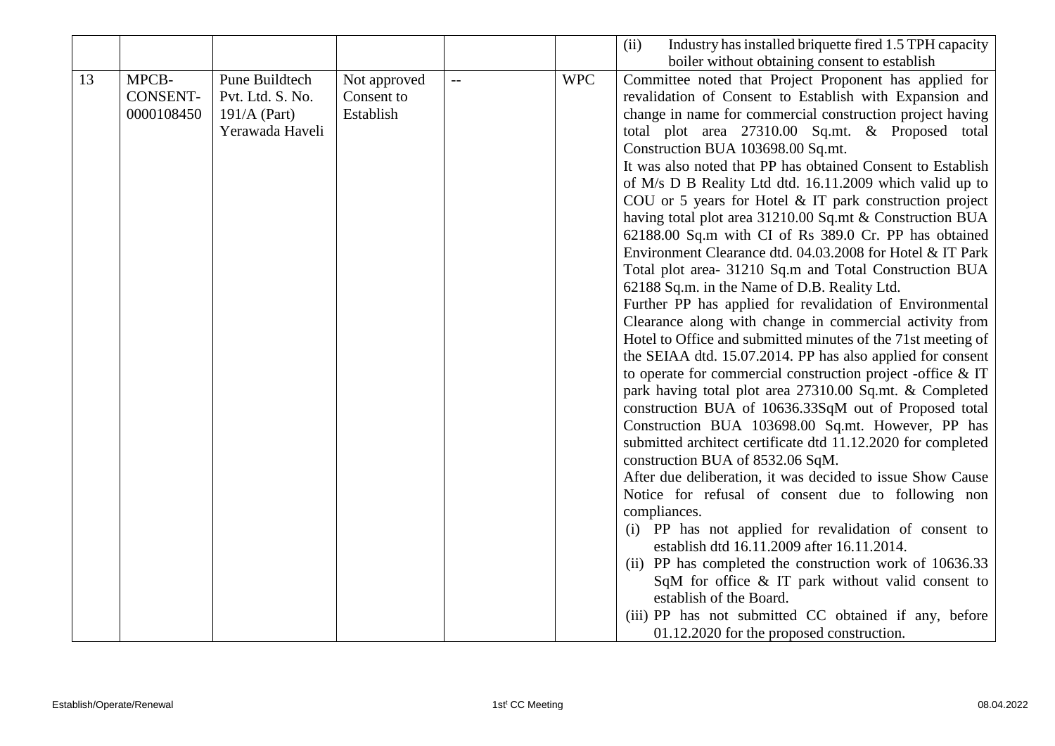|  |  |  |  |  |  |  |
|---|---|---|---|---|---|---|
|  |  |  |  |  |  | (ii) Industry has installed briquette fired 1.5 TPH capacity boiler without obtaining consent to establish |
| 13 | MPCB-CONSENT-0000108450 | Pune Buildtech Pvt. Ltd. S. No. 191/A (Part) Yerawada Haveli | Not approved Consent to Establish | -- | WPC | Committee noted that Project Proponent has applied for revalidation of Consent to Establish with Expansion and change in name for commercial construction project having total plot area 27310.00 Sq.mt. & Proposed total Construction BUA 103698.00 Sq.mt.<br>It was also noted that PP has obtained Consent to Establish of M/s D B Reality Ltd dtd. 16.11.2009 which valid up to COU or 5 years for Hotel & IT park construction project having total plot area 31210.00 Sq.mt & Construction BUA 62188.00 Sq.m with CI of Rs 389.0 Cr. PP has obtained Environment Clearance dtd. 04.03.2008 for Hotel & IT Park Total plot area- 31210 Sq.m and Total Construction BUA 62188 Sq.m. in the Name of D.B. Reality Ltd.<br>Further PP has applied for revalidation of Environmental Clearance along with change in commercial activity from Hotel to Office and submitted minutes of the 71st meeting of the SEIAA dtd. 15.07.2014. PP has also applied for consent to operate for commercial construction project -office & IT park having total plot area 27310.00 Sq.mt. & Completed construction BUA of 10636.33SqM out of Proposed total Construction BUA 103698.00 Sq.mt. However, PP has submitted architect certificate dtd 11.12.2020 for completed construction BUA of 8532.06 SqM.<br>After due deliberation, it was decided to issue Show Cause Notice for refusal of consent due to following non compliances.<br>(i) PP has not applied for revalidation of consent to establish dtd 16.11.2009 after 16.11.2014.<br>(ii) PP has completed the construction work of 10636.33 SqM for office & IT park without valid consent to establish of the Board.<br>(iii) PP has not submitted CC obtained if any, before 01.12.2020 for the proposed construction. |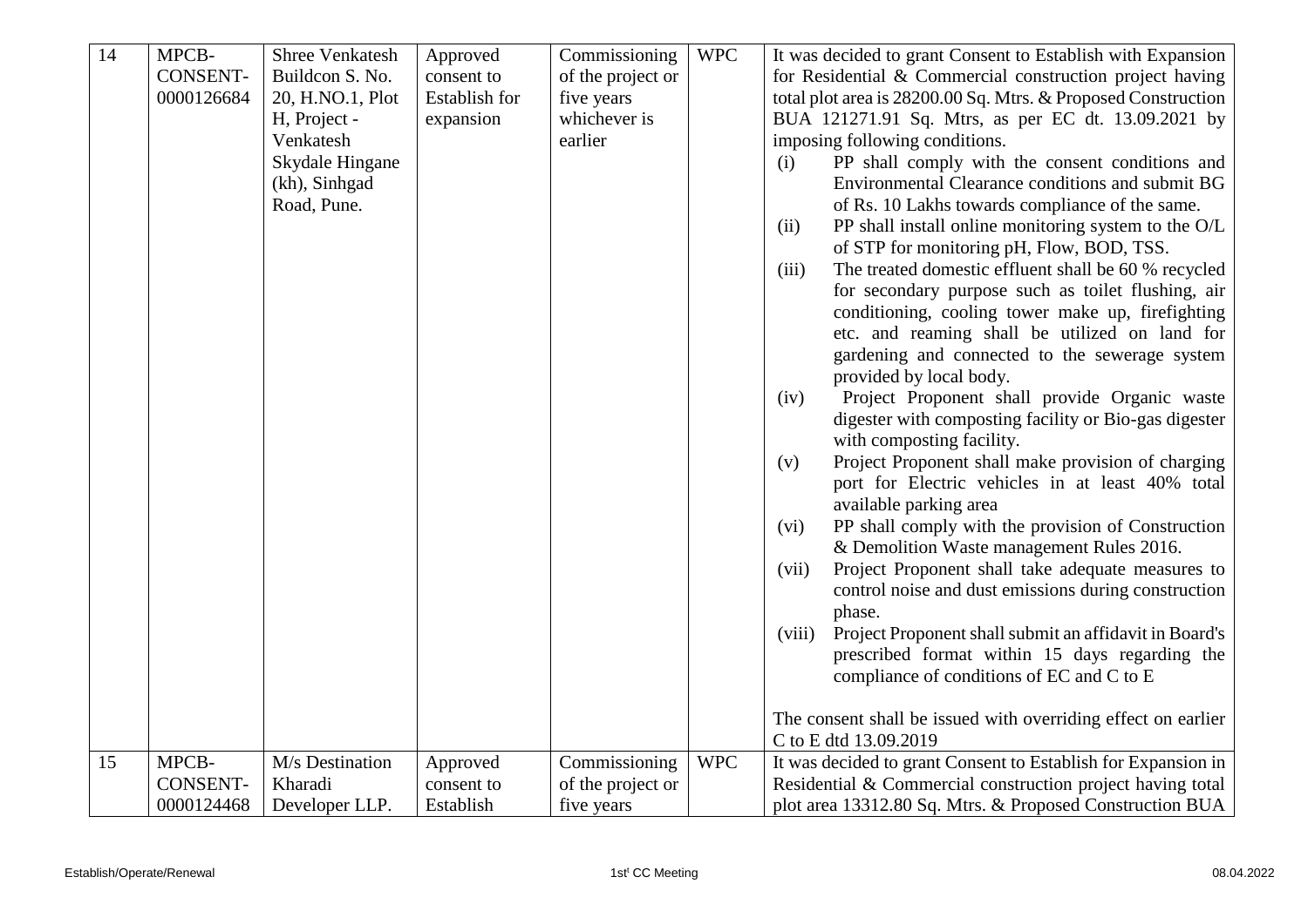| 14 | MPCB-CONSENT-0000126684 | Shree Venkatesh Buildcon S. No. 20, H.NO.1, Plot H, Project - Venkatesh Skydale Hingane (kh), Sinhgad Road, Pune. | Approved consent to Establish for expansion | Commissioning of the project or five years whichever is earlier | WPC | It was decided to grant Consent to Establish with Expansion for Residential & Commercial construction project having total plot area is 28200.00 Sq. Mtrs. & Proposed Construction BUA 121271.91 Sq. Mtrs, as per EC dt. 13.09.2021 by imposing following conditions.<br>(i) PP shall comply with the consent conditions and Environmental Clearance conditions and submit BG of Rs. 10 Lakhs towards compliance of the same.<br>(ii) PP shall install online monitoring system to the O/L of STP for monitoring pH, Flow, BOD, TSS.<br>(iii) The treated domestic effluent shall be 60 % recycled for secondary purpose such as toilet flushing, air conditioning, cooling tower make up, firefighting etc. and reaming shall be utilized on land for gardening and connected to the sewerage system provided by local body.<br>(iv) Project Proponent shall provide Organic waste digester with composting facility or Bio-gas digester with composting facility.<br>(v) Project Proponent shall make provision of charging port for Electric vehicles in at least 40% total available parking area<br>(vi) PP shall comply with the provision of Construction & Demolition Waste management Rules 2016.<br>(vii) Project Proponent shall take adequate measures to control noise and dust emissions during construction phase.<br>(viii) Project Proponent shall submit an affidavit in Board's prescribed format within 15 days regarding the compliance of conditions of EC and C to E<br><br>The consent shall be issued with overriding effect on earlier C to E dtd 13.09.2019 |
|---|---|---|---|---|---|---|
| 15 | MPCB-CONSENT-0000124468 | M/s Destination Kharadi Developer LLP. | Approved consent to Establish | Commissioning of the project or five years | WPC | It was decided to grant Consent to Establish for Expansion in Residential & Commercial construction project having total plot area 13312.80 Sq. Mtrs. & Proposed Construction BUA |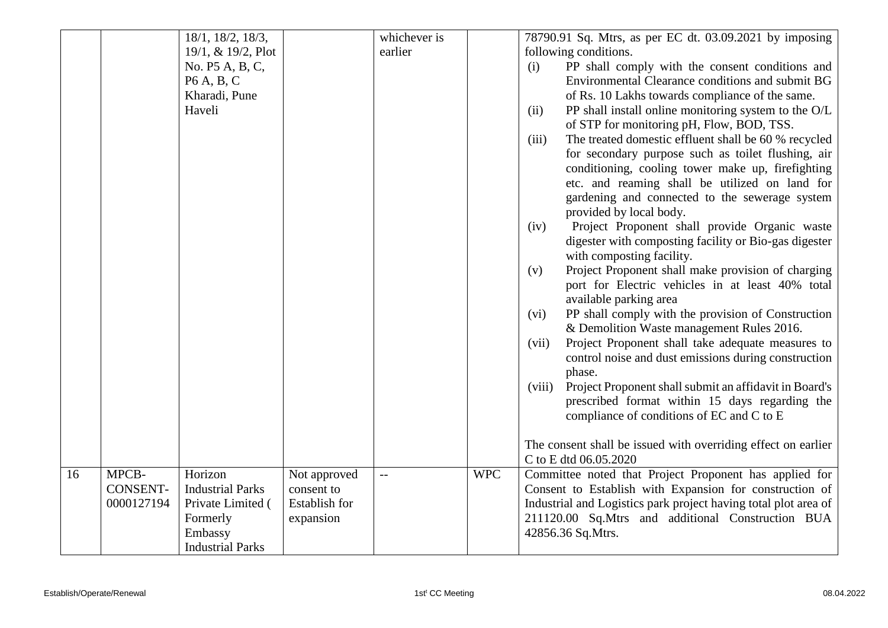| | | | | | | |
|---|---|---|---|---|---|---|
| | | 18/1, 18/2, 18/3, 19/1, & 19/2, Plot No. P5 A, B, C, P6 A, B, C Kharadi, Pune Haveli | | whichever is earlier | | 78790.91 Sq. Mtrs, as per EC dt. 03.09.2021 by imposing following conditions.<br>(i) PP shall comply with the consent conditions and Environmental Clearance conditions and submit BG of Rs. 10 Lakhs towards compliance of the same.<br>(ii) PP shall install online monitoring system to the O/L of STP for monitoring pH, Flow, BOD, TSS.<br>(iii) The treated domestic effluent shall be 60 % recycled for secondary purpose such as toilet flushing, air conditioning, cooling tower make up, firefighting etc. and reaming shall be utilized on land for gardening and connected to the sewerage system provided by local body.<br>(iv) Project Proponent shall provide Organic waste digester with composting facility or Bio-gas digester with composting facility.<br>(v) Project Proponent shall make provision of charging port for Electric vehicles in at least 40% total available parking area<br>(vi) PP shall comply with the provision of Construction & Demolition Waste management Rules 2016.<br>(vii) Project Proponent shall take adequate measures to control noise and dust emissions during construction phase.<br>(viii) Project Proponent shall submit an affidavit in Board's prescribed format within 15 days regarding the compliance of conditions of EC and C to E<br><br>The consent shall be issued with overriding effect on earlier C to E dtd 06.05.2020 |
| 16 | MPCB-CONSENT-0000127194 | Horizon Industrial Parks Private Limited ( Formerly Embassy Industrial Parks | Not approved consent to Establish for expansion | -- | WPC | Committee noted that Project Proponent has applied for Consent to Establish with Expansion for construction of Industrial and Logistics park project having total plot area of 211120.00 Sq.Mtrs and additional Construction BUA 42856.36 Sq.Mtrs. |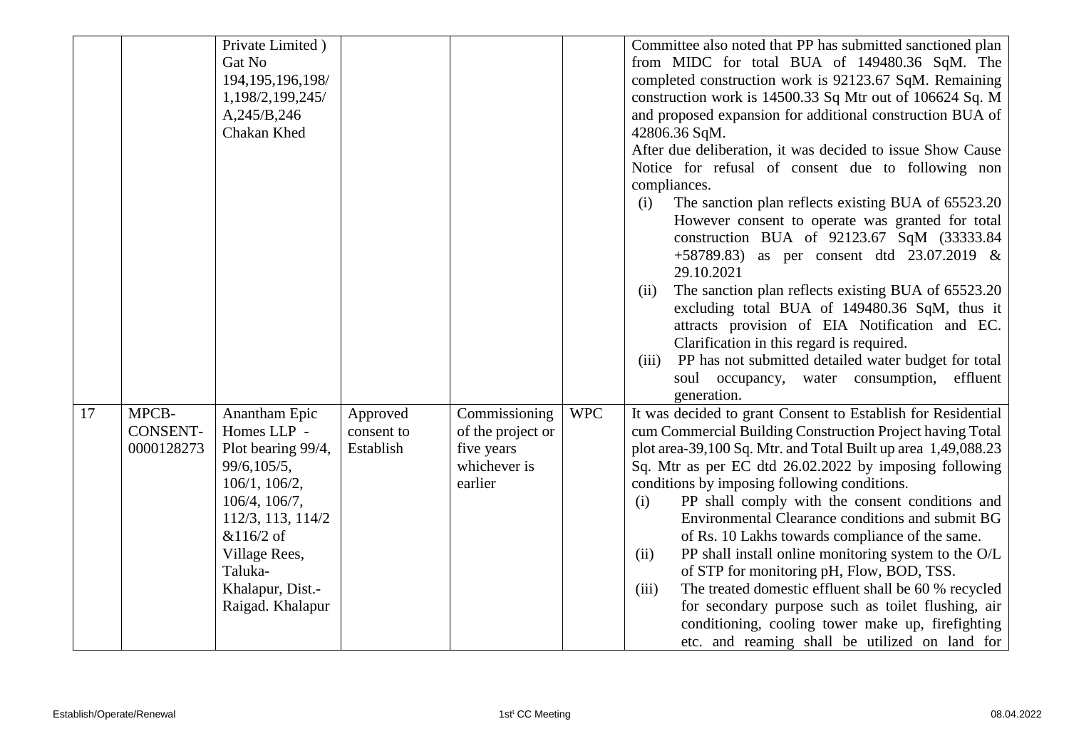| | | | | | | |
|---|---|---|---|---|---|---|
| | | Private Limited ) Gat No 194,195,196,198/ 1,198/2,199,245/ A,245/B,246 Chakan Khed | | | | Committee also noted that PP has submitted sanctioned plan from MIDC for total BUA of 149480.36 SqM. The completed construction work is 92123.67 SqM. Remaining construction work is 14500.33 Sq Mtr out of 106624 Sq. M and proposed expansion for additional construction BUA of 42806.36 SqM.<br>After due deliberation, it was decided to issue Show Cause Notice for refusal of consent due to following non compliances.<br>(i) The sanction plan reflects existing BUA of 65523.20 However consent to operate was granted for total construction BUA of 92123.67 SqM (33333.84 +58789.83) as per consent dtd 23.07.2019 & 29.10.2021<br>(ii) The sanction plan reflects existing BUA of 65523.20 excluding total BUA of 149480.36 SqM, thus it attracts provision of EIA Notification and EC. Clarification in this regard is required.<br>(iii) PP has not submitted detailed water budget for total soul occupancy, water consumption, effluent generation. |
| 17 | MPCB-CONSENT-0000128273 | Anantham Epic Homes LLP - Plot bearing 99/4, 99/6,105/5, 106/1, 106/2, 106/4, 106/7, 112/3, 113, 114/2 &116/2 of Village Rees, Taluka-Khalapur, Dist.-Raigad. Khalapur | Approved consent to Establish | Commissioning of the project or five years whichever is earlier | WPC | It was decided to grant Consent to Establish for Residential cum Commercial Building Construction Project having Total plot area-39,100 Sq. Mtr. and Total Built up area 1,49,088.23 Sq. Mtr as per EC dtd 26.02.2022 by imposing following conditions by imposing following conditions.<br>(i) PP shall comply with the consent conditions and Environmental Clearance conditions and submit BG of Rs. 10 Lakhs towards compliance of the same.<br>(ii) PP shall install online monitoring system to the O/L of STP for monitoring pH, Flow, BOD, TSS.<br>(iii) The treated domestic effluent shall be 60 % recycled for secondary purpose such as toilet flushing, air conditioning, cooling tower make up, firefighting etc. and reaming shall be utilized on land for |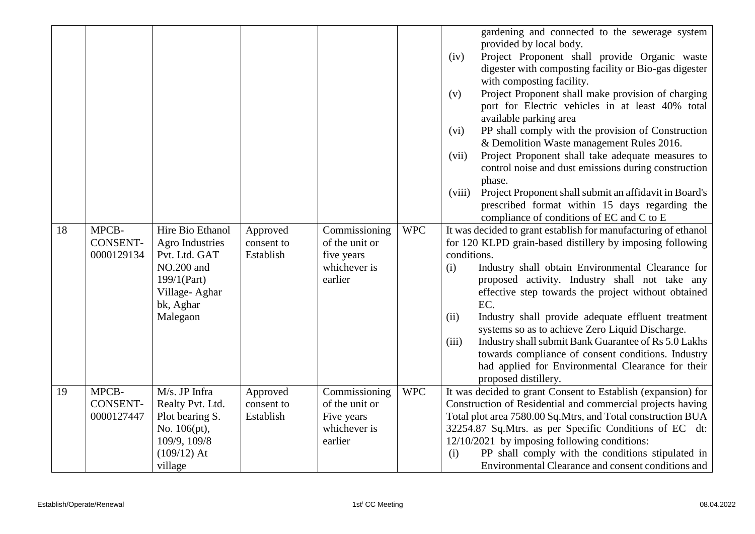| | | | | | | |
|---|---|---|---|---|---|---|
| | | | | | | gardening and connected to the sewerage system provided by local body.<br>(iv) Project Proponent shall provide Organic waste digester with composting facility or Bio-gas digester with composting facility.<br>(v) Project Proponent shall make provision of charging port for Electric vehicles in at least 40% total available parking area<br>(vi) PP shall comply with the provision of Construction & Demolition Waste management Rules 2016.<br>(vii) Project Proponent shall take adequate measures to control noise and dust emissions during construction phase.<br>(viii) Project Proponent shall submit an affidavit in Board's prescribed format within 15 days regarding the compliance of conditions of EC and C to E |
| 18 | MPCB-CONSENT-0000129134 | Hire Bio Ethanol Agro Industries Pvt. Ltd. GAT NO.200 and 199/1(Part) Village- Aghar bk, Aghar Malegaon | Approved consent to Establish | Commissioning of the unit or five years whichever is earlier | WPC | It was decided to grant establish for manufacturing of ethanol for 120 KLPD grain-based distillery by imposing following conditions.<br>(i) Industry shall obtain Environmental Clearance for proposed activity. Industry shall not take any effective step towards the project without obtained EC.<br>(ii) Industry shall provide adequate effluent treatment systems so as to achieve Zero Liquid Discharge.<br>(iii) Industry shall submit Bank Guarantee of Rs 5.0 Lakhs towards compliance of consent conditions. Industry had applied for Environmental Clearance for their proposed distillery. |
| 19 | MPCB-CONSENT-0000127447 | M/s. JP Infra Realty Pvt. Ltd. Plot bearing S. No. 106(pt), 109/9, 109/8 (109/12) At village | Approved consent to Establish | Commissioning of the unit or Five years whichever is earlier | WPC | It was decided to grant Consent to Establish (expansion) for Construction of Residential and commercial projects having Total plot area 7580.00 Sq.Mtrs, and Total construction BUA 32254.87 Sq.Mtrs. as per Specific Conditions of EC dt: 12/10/2021 by imposing following conditions:<br>(i) PP shall comply with the conditions stipulated in Environmental Clearance and consent conditions and |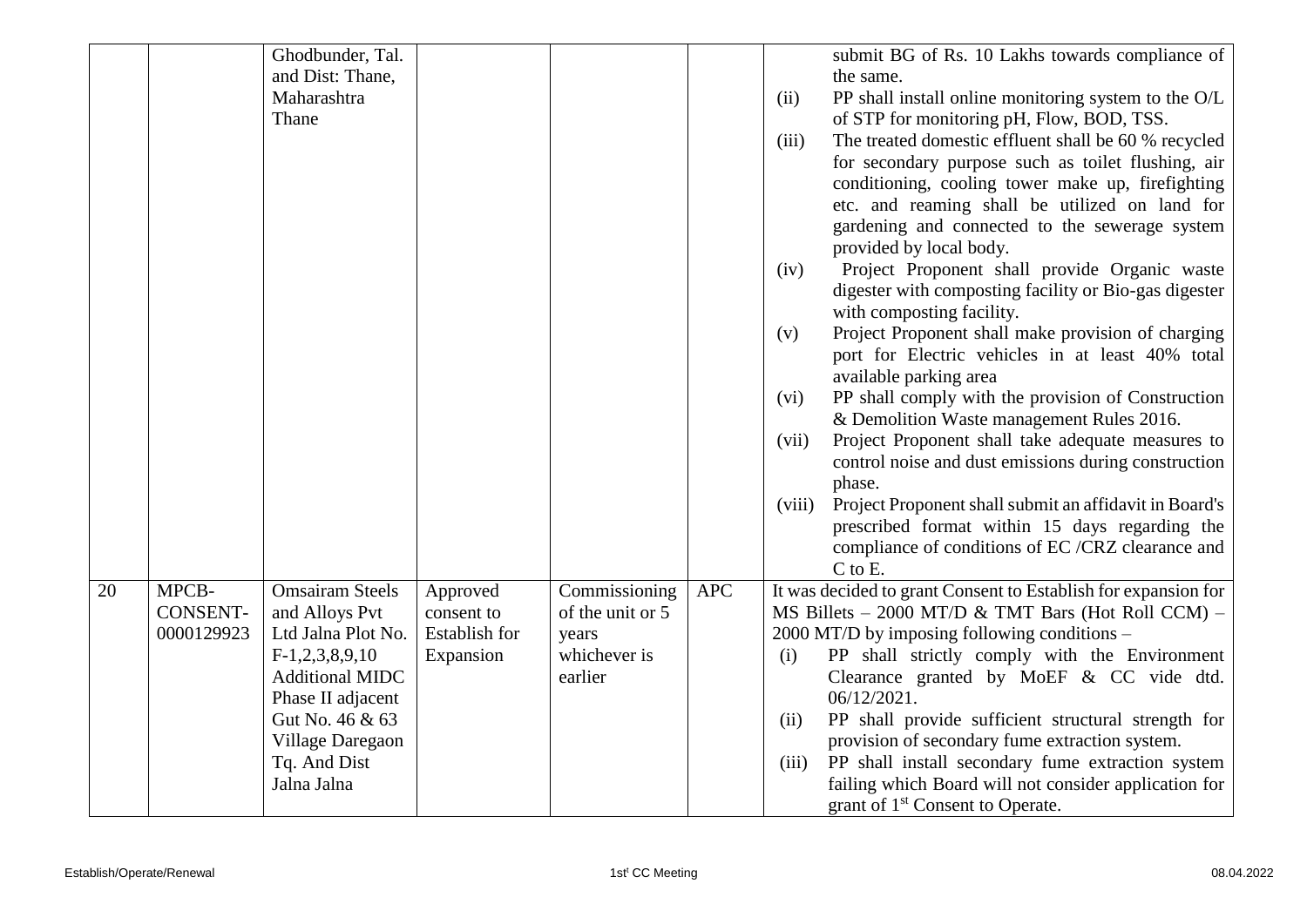|  |  |  |  |  |  |  |
|---|---|---|---|---|---|---|
|  |  | Ghodbunder, Tal. and Dist: Thane, Maharashtra Thane |  |  |  | submit BG of Rs. 10 Lakhs towards compliance of the same.<br>(ii) PP shall install online monitoring system to the O/L of STP for monitoring pH, Flow, BOD, TSS.<br>(iii) The treated domestic effluent shall be 60 % recycled for secondary purpose such as toilet flushing, air conditioning, cooling tower make up, firefighting etc. and reaming shall be utilized on land for gardening and connected to the sewerage system provided by local body.<br>(iv) Project Proponent shall provide Organic waste digester with composting facility or Bio-gas digester with composting facility.<br>(v) Project Proponent shall make provision of charging port for Electric vehicles in at least 40% total available parking area<br>(vi) PP shall comply with the provision of Construction & Demolition Waste management Rules 2016.<br>(vii) Project Proponent shall take adequate measures to control noise and dust emissions during construction phase.<br>(viii) Project Proponent shall submit an affidavit in Board's prescribed format within 15 days regarding the compliance of conditions of EC /CRZ clearance and C to E. |
| 20 | MPCB-CONSENT-0000129923 | Omsairam Steels and Alloys Pvt Ltd Jalna Plot No. F-1,2,3,8,9,10 Additional MIDC Phase II adjacent Gut No. 46 & 63 Village Daregaon Tq. And Dist Jalna Jalna | Approved consent to Establish for Expansion | Commissioning of the unit or 5 years whichever is earlier | APC | It was decided to grant Consent to Establish for expansion for MS Billets – 2000 MT/D & TMT Bars (Hot Roll CCM) – 2000 MT/D by imposing following conditions –<br>(i) PP shall strictly comply with the Environment Clearance granted by MoEF & CC vide dtd. 06/12/2021.<br>(ii) PP shall provide sufficient structural strength for provision of secondary fume extraction system.<br>(iii) PP shall install secondary fume extraction system failing which Board will not consider application for grant of 1st Consent to Operate. |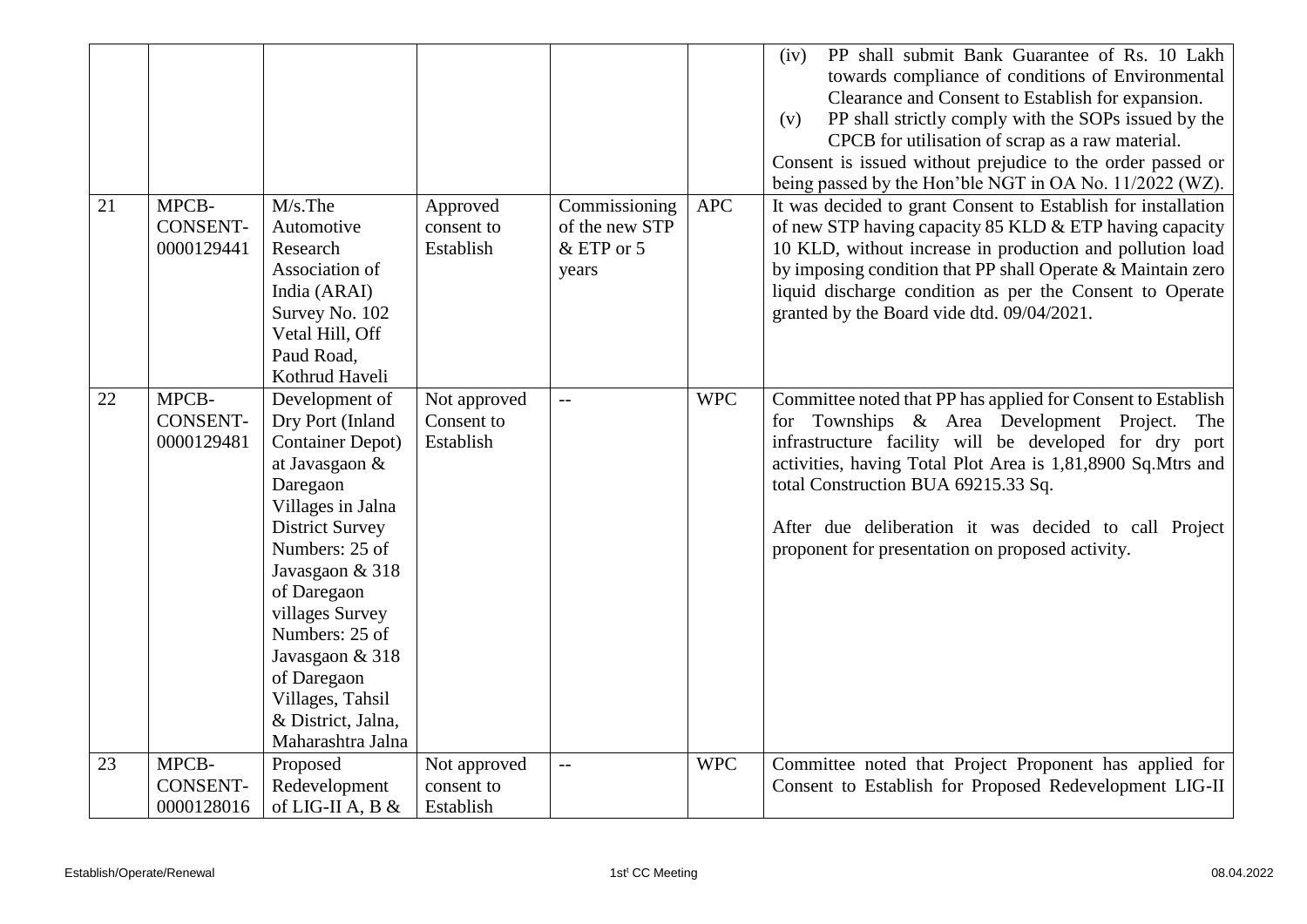| | | | | | | |
|---|---|---|---|---|---|---|
| | | | | | | (iv) PP shall submit Bank Guarantee of Rs. 10 Lakh towards compliance of conditions of Environmental Clearance and Consent to Establish for expansion.<br>(v) PP shall strictly comply with the SOPs issued by the CPCB for utilisation of scrap as a raw material.<br>Consent is issued without prejudice to the order passed or being passed by the Hon'ble NGT in OA No. 11/2022 (WZ). |
| 21 | MPCB-CONSENT-0000129441 | M/s.The Automotive Research Association of India (ARAI) Survey No. 102 Vetal Hill, Off Paud Road, Kothrud Haveli | Approved consent to Establish | Commissioning of the new STP & ETP or 5 years | APC | It was decided to grant Consent to Establish for installation of new STP having capacity 85 KLD & ETP having capacity 10 KLD, without increase in production and pollution load by imposing condition that PP shall Operate & Maintain zero liquid discharge condition as per the Consent to Operate granted by the Board vide dtd. 09/04/2021. |
| 22 | MPCB-CONSENT-0000129481 | Development of Dry Port (Inland Container Depot) at Javasgaon & Daregaon Villages in Jalna District Survey Numbers: 25 of Javasgaon & 318 of Daregaon villages Survey Numbers: 25 of Javasgaon & 318 of Daregaon Villages, Tahsil & District, Jalna, Maharashtra Jalna | Not approved Consent to Establish | -- | WPC | Committee noted that PP has applied for Consent to Establish for Townships & Area Development Project. The infrastructure facility will be developed for dry port activities, having Total Plot Area is 1,81,8900 Sq.Mtrs and total Construction BUA 69215.33 Sq.<br><br>After due deliberation it was decided to call Project proponent for presentation on proposed activity. |
| 23 | MPCB-CONSENT-0000128016 | Proposed Redevelopment of LIG-II A, B & | Not approved consent to Establish | -- | WPC | Committee noted that Project Proponent has applied for Consent to Establish for Proposed Redevelopment LIG-II |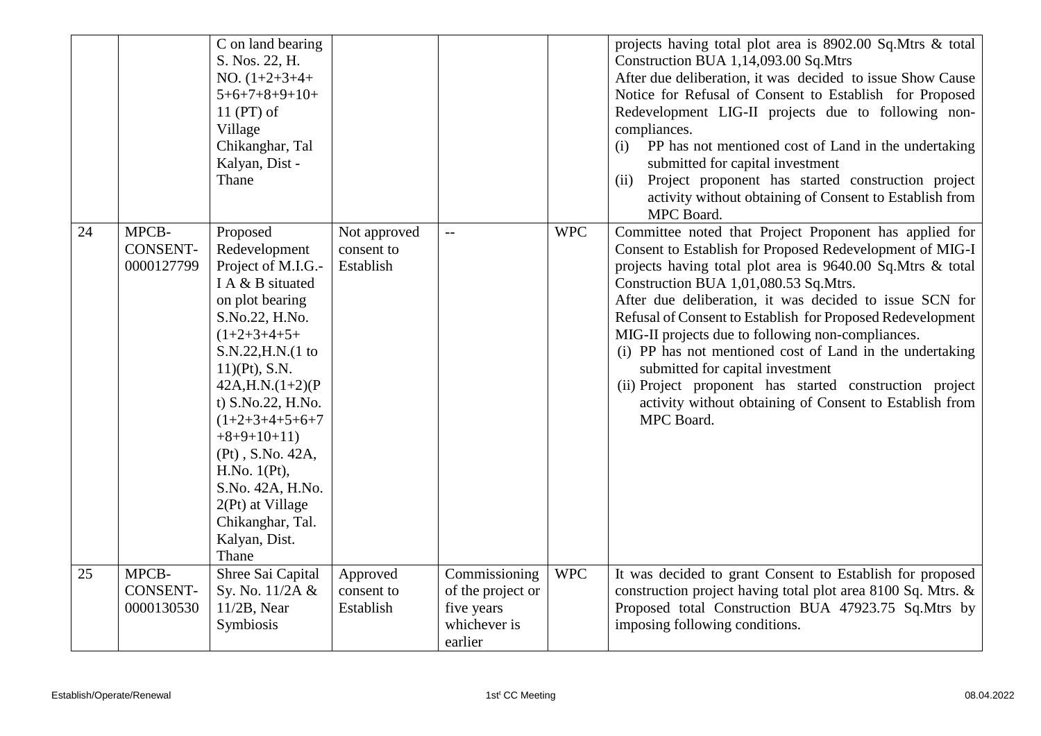|  |  |  |  |  |  |  |
|---|---|---|---|---|---|---|
|  |  | C on land bearing S. Nos. 22, H. NO. (1+2+3+4+ 5+6+7+8+9+10+ 11 (PT) of Village Chikanghar, Tal Kalyan, Dist - Thane |  |  |  | projects having total plot area is 8902.00 Sq.Mtrs & total Construction BUA 1,14,093.00 Sq.Mtrs<br>After due deliberation, it was decided to issue Show Cause Notice for Refusal of Consent to Establish for Proposed Redevelopment LIG-II projects due to following non-compliances.<br>(i) PP has not mentioned cost of Land in the undertaking submitted for capital investment<br>(ii) Project proponent has started construction project activity without obtaining of Consent to Establish from MPC Board. |
| 24 | MPCB-CONSENT-0000127799 | Proposed Redevelopment Project of M.I.G.-I A & B situated on plot bearing S.No.22, H.No. (1+2+3+4+5+ S.N.22,H.N.(1 to 11)(Pt), S.N. 42A,H.N.(1+2)(Pt) S.No.22, H.No. (1+2+3+4+5+6+7 +8+9+10+11) (Pt) , S.No. 42A, H.No. 1(Pt), S.No. 42A, H.No. 2(Pt) at Village Chikanghar, Tal. Kalyan, Dist. Thane | Not approved consent to Establish | -- | WPC | Committee noted that Project Proponent has applied for Consent to Establish for Proposed Redevelopment of MIG-I projects having total plot area is 9640.00 Sq.Mtrs & total Construction BUA 1,01,080.53 Sq.Mtrs.<br>After due deliberation, it was decided to issue SCN for Refusal of Consent to Establish for Proposed Redevelopment MIG-II projects due to following non-compliances.<br>(i) PP has not mentioned cost of Land in the undertaking submitted for capital investment<br>(ii) Project proponent has started construction project activity without obtaining of Consent to Establish from MPC Board. |
| 25 | MPCB-CONSENT-0000130530 | Shree Sai Capital Sy. No. 11/2A & 11/2B, Near Symbiosis | Approved consent to Establish | Commissioning of the project or five years whichever is earlier | WPC | It was decided to grant Consent to Establish for proposed construction project having total plot area 8100 Sq. Mtrs. & Proposed total Construction BUA 47923.75 Sq.Mtrs by imposing following conditions. |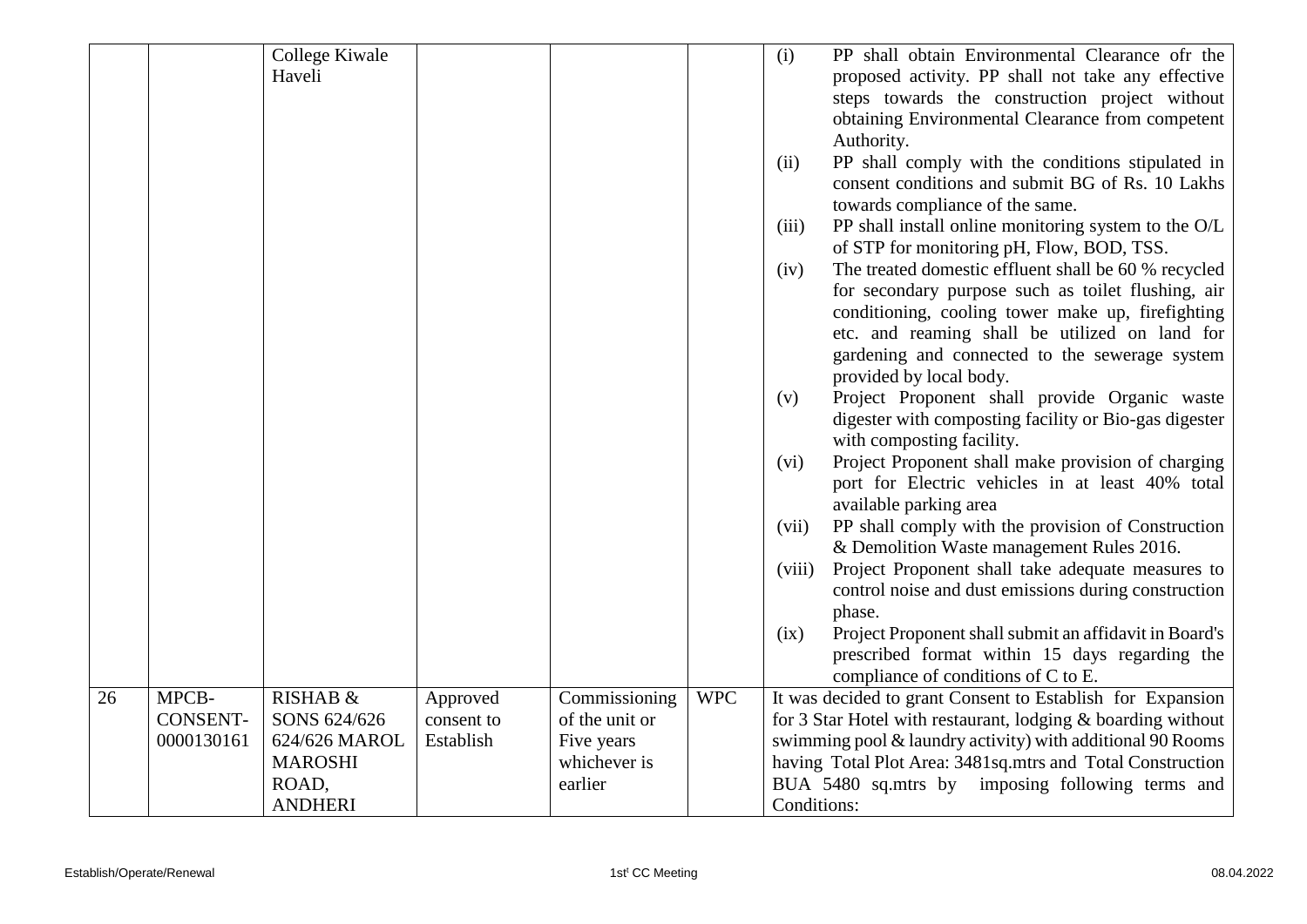|  |  |  |  |  |  |  |
|---|---|---|---|---|---|---|
|  |  | College Kiwale Haveli |  |  |  | (i) PP shall obtain Environmental Clearance ofr the proposed activity. PP shall not take any effective steps towards the construction project without obtaining Environmental Clearance from competent Authority.<br>(ii) PP shall comply with the conditions stipulated in consent conditions and submit BG of Rs. 10 Lakhs towards compliance of the same.<br>(iii) PP shall install online monitoring system to the O/L of STP for monitoring pH, Flow, BOD, TSS.<br>(iv) The treated domestic effluent shall be 60 % recycled for secondary purpose such as toilet flushing, air conditioning, cooling tower make up, firefighting etc. and reaming shall be utilized on land for gardening and connected to the sewerage system provided by local body.<br>(v) Project Proponent shall provide Organic waste digester with composting facility or Bio-gas digester with composting facility.<br>(vi) Project Proponent shall make provision of charging port for Electric vehicles in at least 40% total available parking area<br>(vii) PP shall comply with the provision of Construction & Demolition Waste management Rules 2016.<br>(viii) Project Proponent shall take adequate measures to control noise and dust emissions during construction phase.<br>(ix) Project Proponent shall submit an affidavit in Board's prescribed format within 15 days regarding the compliance of conditions of C to E. |
| 26 | MPCB-CONSENT-0000130161 | RISHAB & SONS 624/626 624/626 MAROL MAROSHI ROAD, ANDHERI | Approved consent to Establish | Commissioning of the unit or Five years whichever is earlier | WPC | It was decided to grant Consent to Establish for Expansion for 3 Star Hotel with restaurant, lodging & boarding without swimming pool & laundry activity) with additional 90 Rooms having Total Plot Area: 3481sq.mtrs and Total Construction BUA 5480 sq.mtrs by imposing following terms and Conditions: |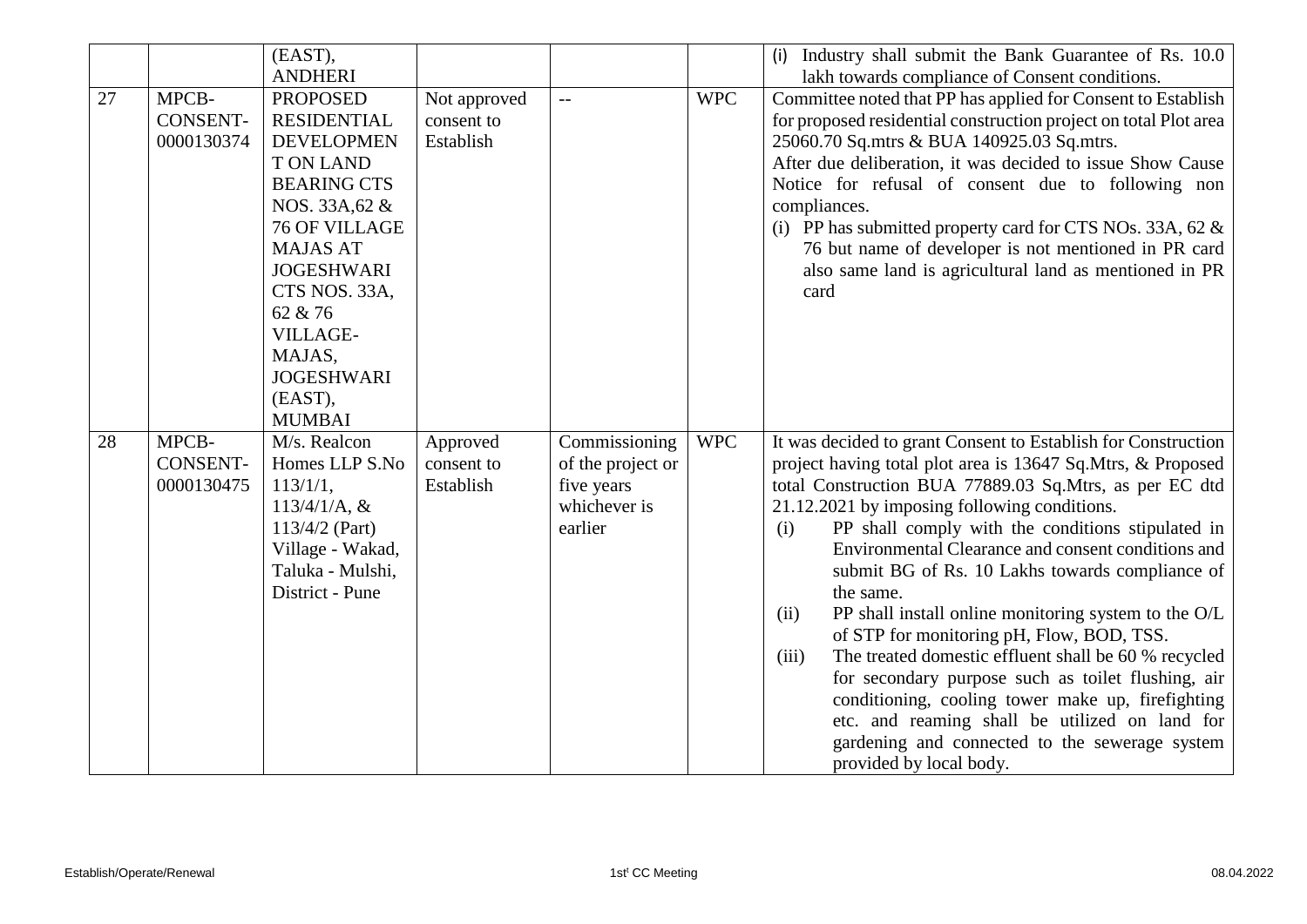|  |  | (EAST), ANDHERI |  |  |  | (i) Industry shall submit the Bank Guarantee of Rs. 10.0 lakh towards compliance of Consent conditions. |
|---|---|---|---|---|---|---|
| 27 | MPCB-CONSENT-0000130374 | PROPOSED RESIDENTIAL DEVELOPMENT ON LAND BEARING CTS NOS. 33A,62 & 76 OF VILLAGE MAJAS AT JOGESHWARI CTS NOS. 33A, 62 & 76 VILLAGE-MAJAS, JOGESHWARI (EAST), MUMBAI | Not approved consent to Establish | -- | WPC | Committee noted that PP has applied for Consent to Establish for proposed residential construction project on total Plot area 25060.70 Sq.mtrs & BUA 140925.03 Sq.mtrs.<br>After due deliberation, it was decided to issue Show Cause Notice for refusal of consent due to following non compliances.<br>(i) PP has submitted property card for CTS NOs. 33A, 62 & 76 but name of developer is not mentioned in PR card also same land is agricultural land as mentioned in PR card |
| 28 | MPCB-CONSENT-0000130475 | M/s. Realcon Homes LLP S.No 113/1/1, 113/4/1/A, & 113/4/2 (Part) Village - Wakad, Taluka - Mulshi, District - Pune | Approved consent to Establish | Commissioning of the project or five years whichever is earlier | WPC | It was decided to grant Consent to Establish for Construction project having total plot area is 13647 Sq.Mtrs, & Proposed total Construction BUA 77889.03 Sq.Mtrs, as per EC dtd 21.12.2021 by imposing following conditions.<br>(i) PP shall comply with the conditions stipulated in Environmental Clearance and consent conditions and submit BG of Rs. 10 Lakhs towards compliance of the same.<br>(ii) PP shall install online monitoring system to the O/L of STP for monitoring pH, Flow, BOD, TSS.<br>(iii) The treated domestic effluent shall be 60 % recycled for secondary purpose such as toilet flushing, air conditioning, cooling tower make up, firefighting etc. and reaming shall be utilized on land for gardening and connected to the sewerage system provided by local body. |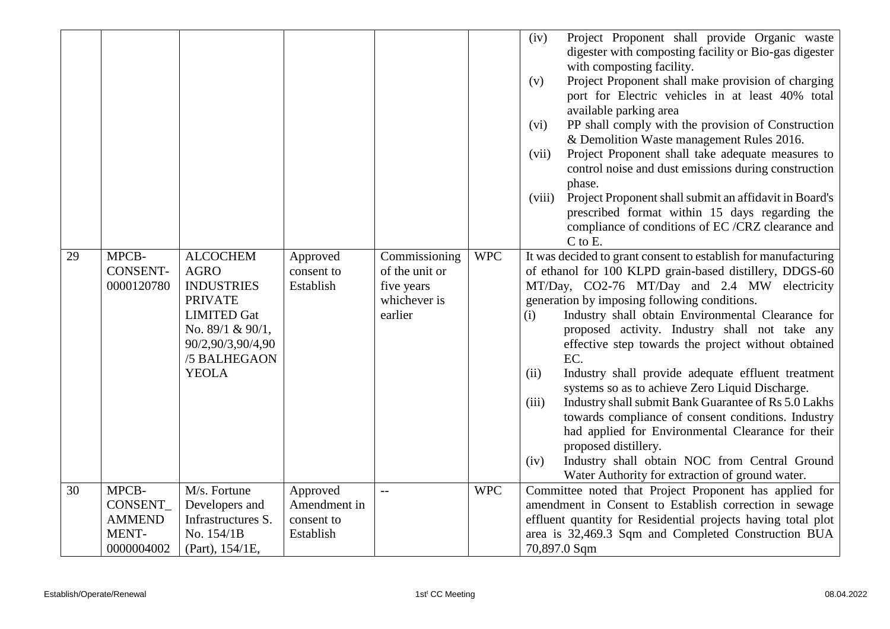|  |  |  |  |  |  | (iv) Project Proponent shall provide Organic waste digester with composting facility or Bio-gas digester with composting facility.<br>(v) Project Proponent shall make provision of charging port for Electric vehicles in at least 40% total available parking area<br>(vi) PP shall comply with the provision of Construction & Demolition Waste management Rules 2016.<br>(vii) Project Proponent shall take adequate measures to control noise and dust emissions during construction phase.<br>(viii) Project Proponent shall submit an affidavit in Board's prescribed format within 15 days regarding the compliance of conditions of EC /CRZ clearance and C to E. |
|---|---|---|---|---|---|---|
| 29 | MPCB-CONSENT-0000120780 | ALCOCHEM AGRO INDUSTRIES PRIVATE LIMITED Gat No. 89/1 & 90/1, 90/2,90/3,90/4,90 /5 BALHEGAON YEOLA | Approved consent to Establish | Commissioning of the unit or five years whichever is earlier | WPC | It was decided to grant consent to establish for manufacturing of ethanol for 100 KLPD grain-based distillery, DDGS-60 MT/Day, CO2-76 MT/Day and 2.4 MW electricity generation by imposing following conditions.<br>(i) Industry shall obtain Environmental Clearance for proposed activity. Industry shall not take any effective step towards the project without obtained EC.<br>(ii) Industry shall provide adequate effluent treatment systems so as to achieve Zero Liquid Discharge.<br>(iii) Industry shall submit Bank Guarantee of Rs 5.0 Lakhs towards compliance of consent conditions. Industry had applied for Environmental Clearance for their proposed distillery.<br>(iv) Industry shall obtain NOC from Central Ground Water Authority for extraction of ground water. |
| 30 | MPCB-CONSENT_AMMENDMENT-0000004002 | M/s. Fortune Developers and Infrastructures S. No. 154/1B (Part), 154/1E, | Approved Amendment in consent to Establish | -- | WPC | Committee noted that Project Proponent has applied for amendment in Consent to Establish correction in sewage effluent quantity for Residential projects having total plot area is 32,469.3 Sqm and Completed Construction BUA 70,897.0 Sqm |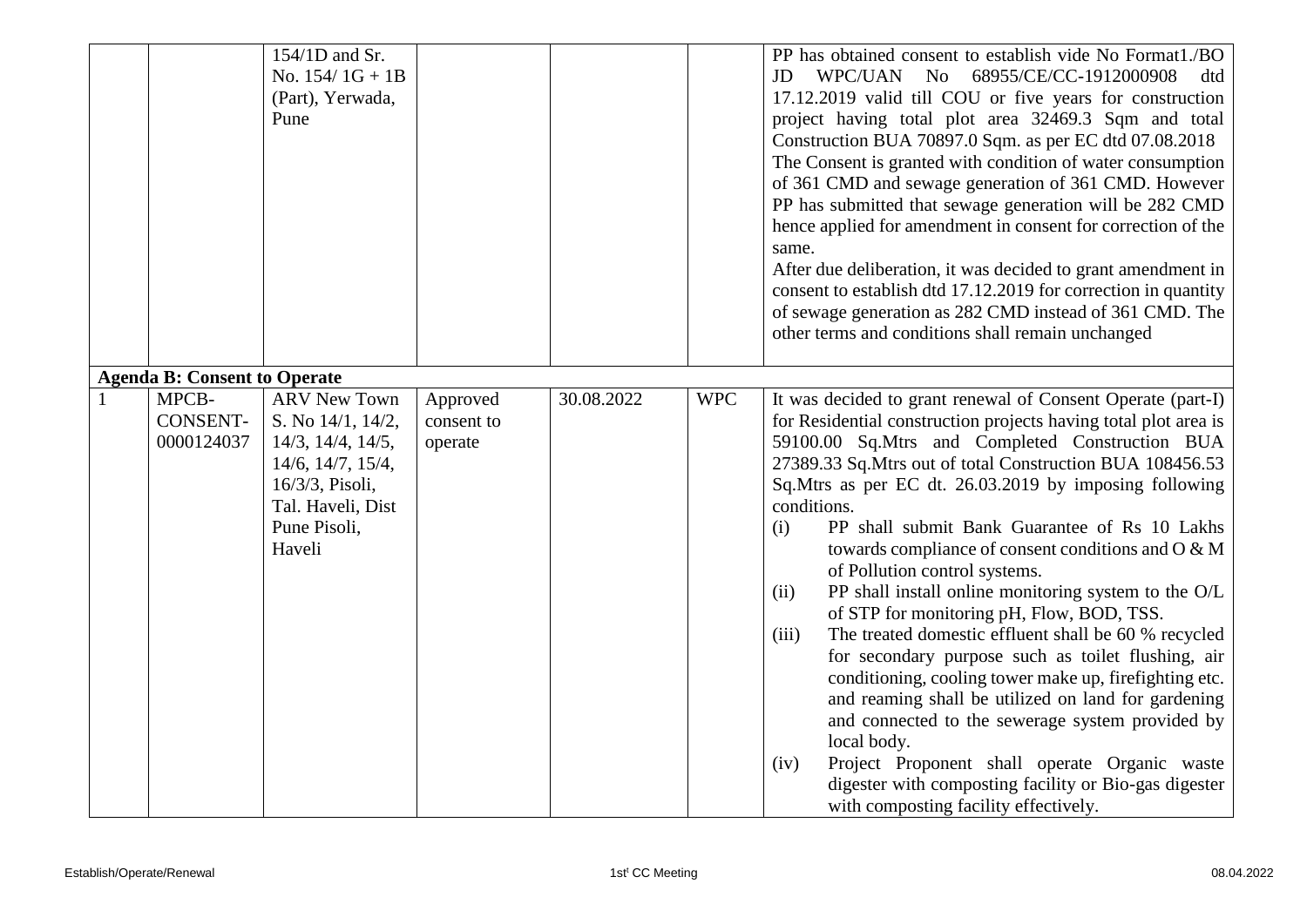| | | | | | | |
|---|---|---|---|---|---|---|
| | | 154/1D and Sr. No. 154/ 1G + 1B (Part), Yerwada, Pune | | | | PP has obtained consent to establish vide No Format1./BO JD WPC/UAN No 68955/CE/CC-1912000908 dtd 17.12.2019 valid till COU or five years for construction project having total plot area 32469.3 Sqm and total Construction BUA 70897.0 Sqm. as per EC dtd 07.08.2018 The Consent is granted with condition of water consumption of 361 CMD and sewage generation of 361 CMD. However PP has submitted that sewage generation will be 282 CMD hence applied for amendment in consent for correction of the same.<br>After due deliberation, it was decided to grant amendment in consent to establish dtd 17.12.2019 for correction in quantity of sewage generation as 282 CMD instead of 361 CMD. The other terms and conditions shall remain unchanged |
| **Agenda B: Consent to Operate** | | | | | | |
| 1 | MPCB-CONSENT-0000124037 | ARV New Town S. No 14/1, 14/2, 14/3, 14/4, 14/5, 14/6, 14/7, 15/4, 16/3/3, Pisoli, Tal. Haveli, Dist Pune Pisoli, Haveli | Approved consent to operate | 30.08.2022 | WPC | It was decided to grant renewal of Consent Operate (part-I) for Residential construction projects having total plot area is 59100.00 Sq.Mtrs and Completed Construction BUA 27389.33 Sq.Mtrs out of total Construction BUA 108456.53 Sq.Mtrs as per EC dt. 26.03.2019 by imposing following conditions.<br>(i) PP shall submit Bank Guarantee of Rs 10 Lakhs towards compliance of consent conditions and O & M of Pollution control systems.<br>(ii) PP shall install online monitoring system to the O/L of STP for monitoring pH, Flow, BOD, TSS.<br>(iii) The treated domestic effluent shall be 60 % recycled for secondary purpose such as toilet flushing, air conditioning, cooling tower make up, firefighting etc. and reaming shall be utilized on land for gardening and connected to the sewerage system provided by local body.<br>(iv) Project Proponent shall operate Organic waste digester with composting facility or Bio-gas digester with composting facility effectively. |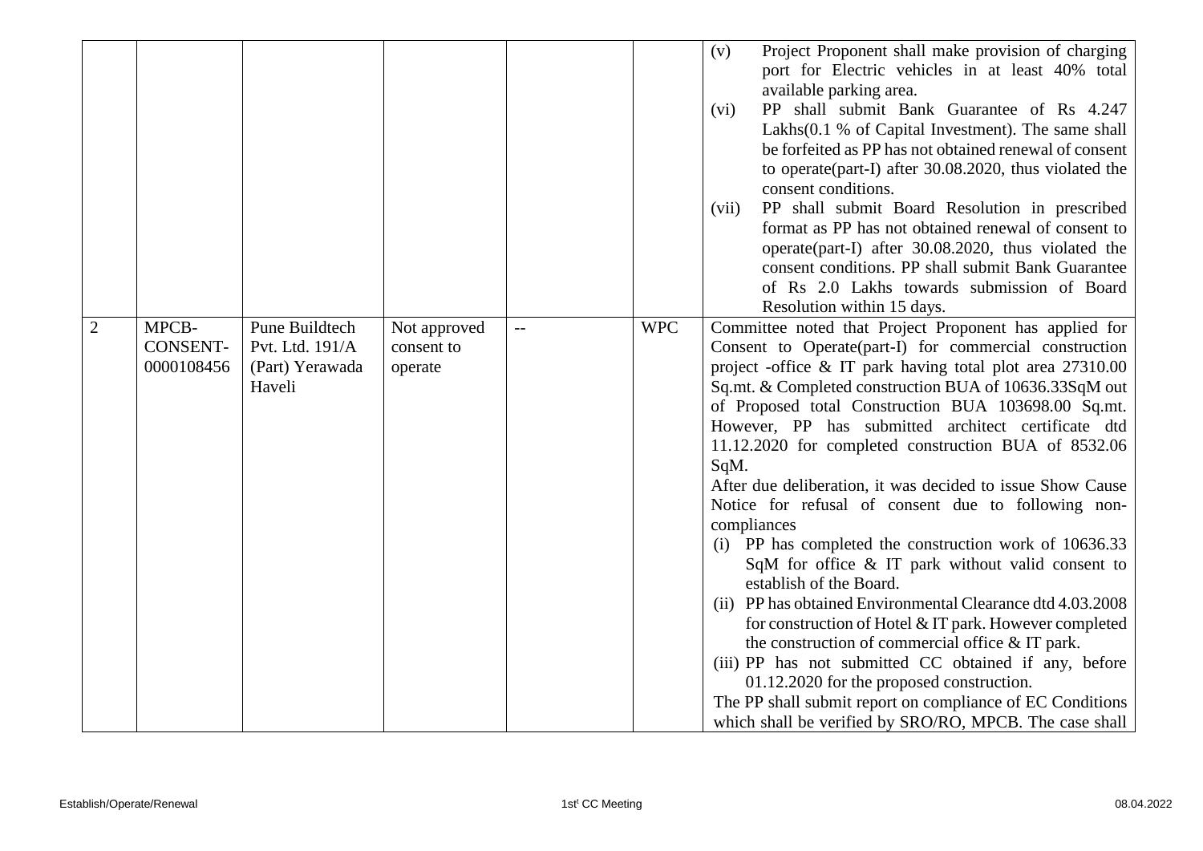| | | | | | | |
|---|---|---|---|---|---|---|
| | | | | | | (v) Project Proponent shall make provision of charging port for Electric vehicles in at least 40% total available parking area.<br>(vi) PP shall submit Bank Guarantee of Rs 4.247 Lakhs(0.1 % of Capital Investment). The same shall be forfeited as PP has not obtained renewal of consent to operate(part-I) after 30.08.2020, thus violated the consent conditions.<br>(vii) PP shall submit Board Resolution in prescribed format as PP has not obtained renewal of consent to operate(part-I) after 30.08.2020, thus violated the consent conditions. PP shall submit Bank Guarantee of Rs 2.0 Lakhs towards submission of Board Resolution within 15 days. |
| 2 | MPCB-CONSENT-0000108456 | Pune Buildtech Pvt. Ltd. 191/A (Part) Yerawada Haveli | Not approved consent to operate | -- | WPC | Committee noted that Project Proponent has applied for Consent to Operate(part-I) for commercial construction project -office & IT park having total plot area 27310.00 Sq.mt. & Completed construction BUA of 10636.33SqM out of Proposed total Construction BUA 103698.00 Sq.mt. However, PP has submitted architect certificate dtd 11.12.2020 for completed construction BUA of 8532.06 SqM.<br>After due deliberation, it was decided to issue Show Cause Notice for refusal of consent due to following non-compliances<br>(i) PP has completed the construction work of 10636.33 SqM for office & IT park without valid consent to establish of the Board.<br>(ii) PP has obtained Environmental Clearance dtd 4.03.2008 for construction of Hotel & IT park. However completed the construction of commercial office & IT park.<br>(iii) PP has not submitted CC obtained if any, before 01.12.2020 for the proposed construction.<br>The PP shall submit report on compliance of EC Conditions which shall be verified by SRO/RO, MPCB. The case shall |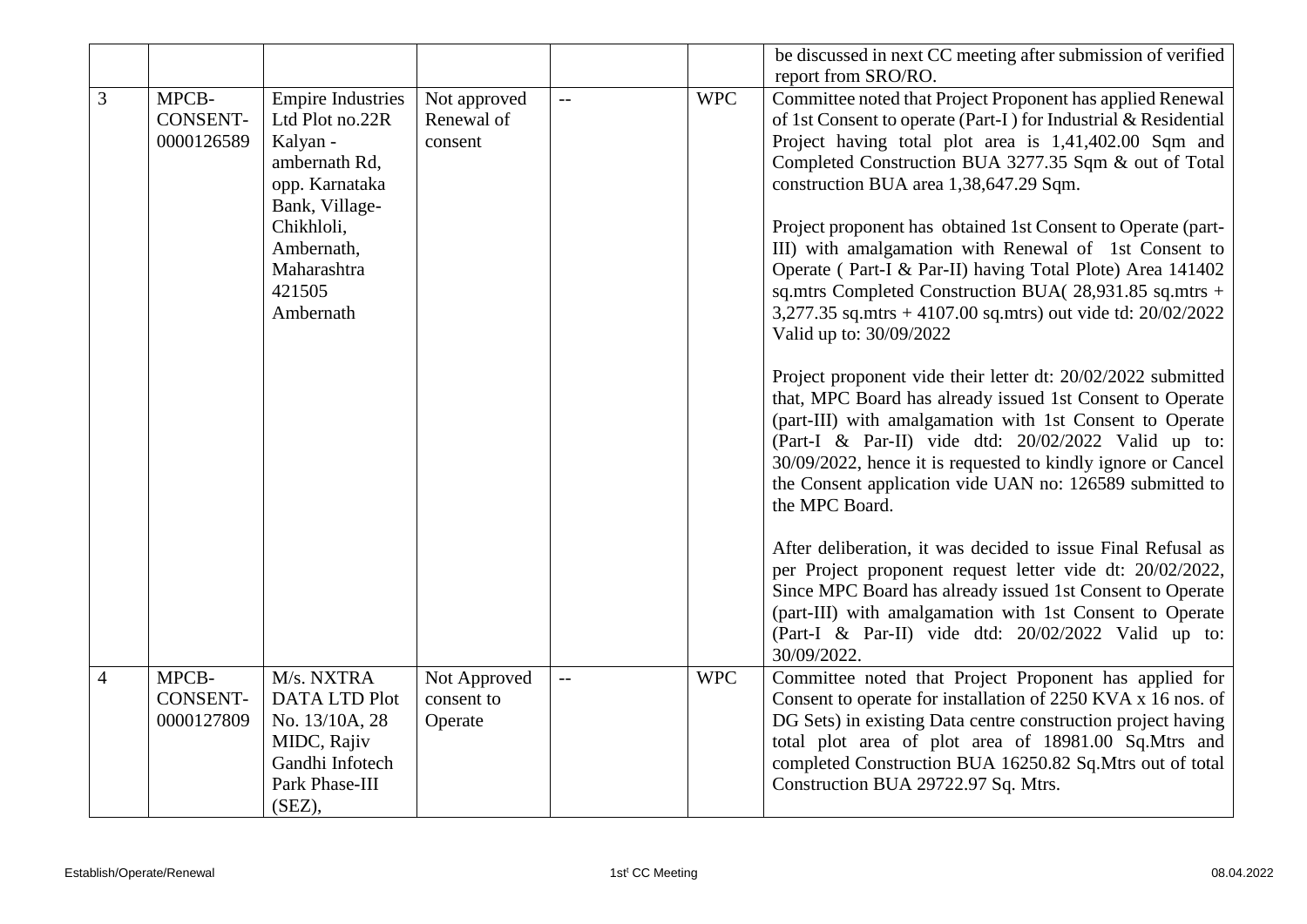| | | | | | | |
|---|---|---|---|---|---|---|
| | | | | | | be discussed in next CC meeting after submission of verified report from SRO/RO. |
| 3 | MPCB-CONSENT-0000126589 | Empire Industries Ltd Plot no.22R Kalyan - ambernath Rd, opp. Karnataka Bank, Village-Chikhloli, Ambernath, Maharashtra 421505 Ambernath | Not approved Renewal of consent | -- | WPC | Committee noted that Project Proponent has applied Renewal of 1st Consent to operate (Part-I ) for Industrial & Residential Project having total plot area is 1,41,402.00 Sqm and Completed Construction BUA 3277.35 Sqm & out of Total construction BUA area 1,38,647.29 Sqm.<br><br>Project proponent has obtained 1st Consent to Operate (part-III) with amalgamation with Renewal of 1st Consent to Operate ( Part-I & Par-II) having Total Plote) Area 141402 sq.mtrs Completed Construction BUA( 28,931.85 sq.mtrs + 3,277.35 sq.mtrs + 4107.00 sq.mtrs) out vide td: 20/02/2022 Valid up to: 30/09/2022<br><br>Project proponent vide their letter dt: 20/02/2022 submitted that, MPC Board has already issued 1st Consent to Operate (part-III) with amalgamation with 1st Consent to Operate (Part-I & Par-II) vide dtd: 20/02/2022 Valid up to: 30/09/2022, hence it is requested to kindly ignore or Cancel the Consent application vide UAN no: 126589 submitted to the MPC Board.<br><br>After deliberation, it was decided to issue Final Refusal as per Project proponent request letter vide dt: 20/02/2022, Since MPC Board has already issued 1st Consent to Operate (part-III) with amalgamation with 1st Consent to Operate (Part-I & Par-II) vide dtd: 20/02/2022 Valid up to: 30/09/2022. |
| 4 | MPCB-CONSENT-0000127809 | M/s. NXTRA DATA LTD Plot No. 13/10A, 28 MIDC, Rajiv Gandhi Infotech Park Phase-III (SEZ), | Not Approved consent to Operate | -- | WPC | Committee noted that Project Proponent has applied for Consent to operate for installation of 2250 KVA x 16 nos. of DG Sets) in existing Data centre construction project having total plot area of plot area of 18981.00 Sq.Mtrs and completed Construction BUA 16250.82 Sq.Mtrs out of total Construction BUA 29722.97 Sq. Mtrs. |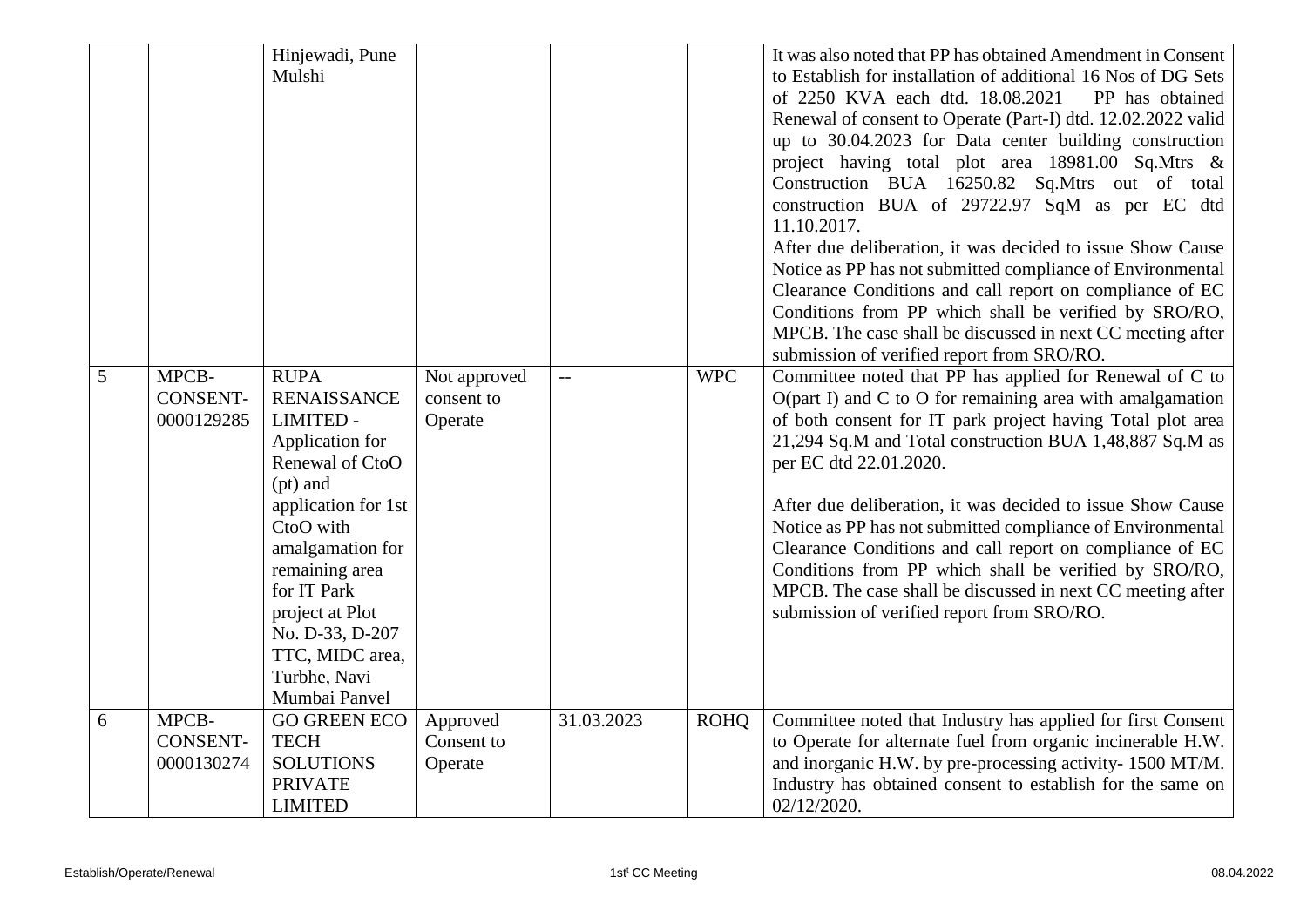|  |  | Hinjewadi, Pune Mulshi |  |  |  | It was also noted that PP has obtained Amendment in Consent to Establish for installation of additional 16 Nos of DG Sets of 2250 KVA each dtd. 18.08.2021 PP has obtained Renewal of consent to Operate (Part-I) dtd. 12.02.2022 valid up to 30.04.2023 for Data center building construction project having total plot area 18981.00 Sq.Mtrs & Construction BUA 16250.82 Sq.Mtrs out of total construction BUA of 29722.97 SqM as per EC dtd 11.10.2017.<br>After due deliberation, it was decided to issue Show Cause Notice as PP has not submitted compliance of Environmental Clearance Conditions and call report on compliance of EC Conditions from PP which shall be verified by SRO/RO, MPCB. The case shall be discussed in next CC meeting after submission of verified report from SRO/RO. |
|---|---|---|---|---|---|---|
| 5 | MPCB-CONSENT-0000129285 | RUPA RENAISSANCE LIMITED - Application for Renewal of CtoO (pt) and application for 1st CtoO with amalgamation for remaining area for IT Park project at Plot No. D-33, D-207 TTC, MIDC area, Turbhe, Navi Mumbai Panvel | Not approved consent to Operate | -- | WPC | Committee noted that PP has applied for Renewal of C to O(part I) and C to O for remaining area with amalgamation of both consent for IT park project having Total plot area 21,294 Sq.M and Total construction BUA 1,48,887 Sq.M as per EC dtd 22.01.2020.<br><br>After due deliberation, it was decided to issue Show Cause Notice as PP has not submitted compliance of Environmental Clearance Conditions and call report on compliance of EC Conditions from PP which shall be verified by SRO/RO, MPCB. The case shall be discussed in next CC meeting after submission of verified report from SRO/RO. |
| 6 | MPCB-CONSENT-0000130274 | GO GREEN ECO TECH SOLUTIONS PRIVATE LIMITED | Approved Consent to Operate | 31.03.2023 | ROHQ | Committee noted that Industry has applied for first Consent to Operate for alternate fuel from organic incinerable H.W. and inorganic H.W. by pre-processing activity- 1500 MT/M. Industry has obtained consent to establish for the same on 02/12/2020. |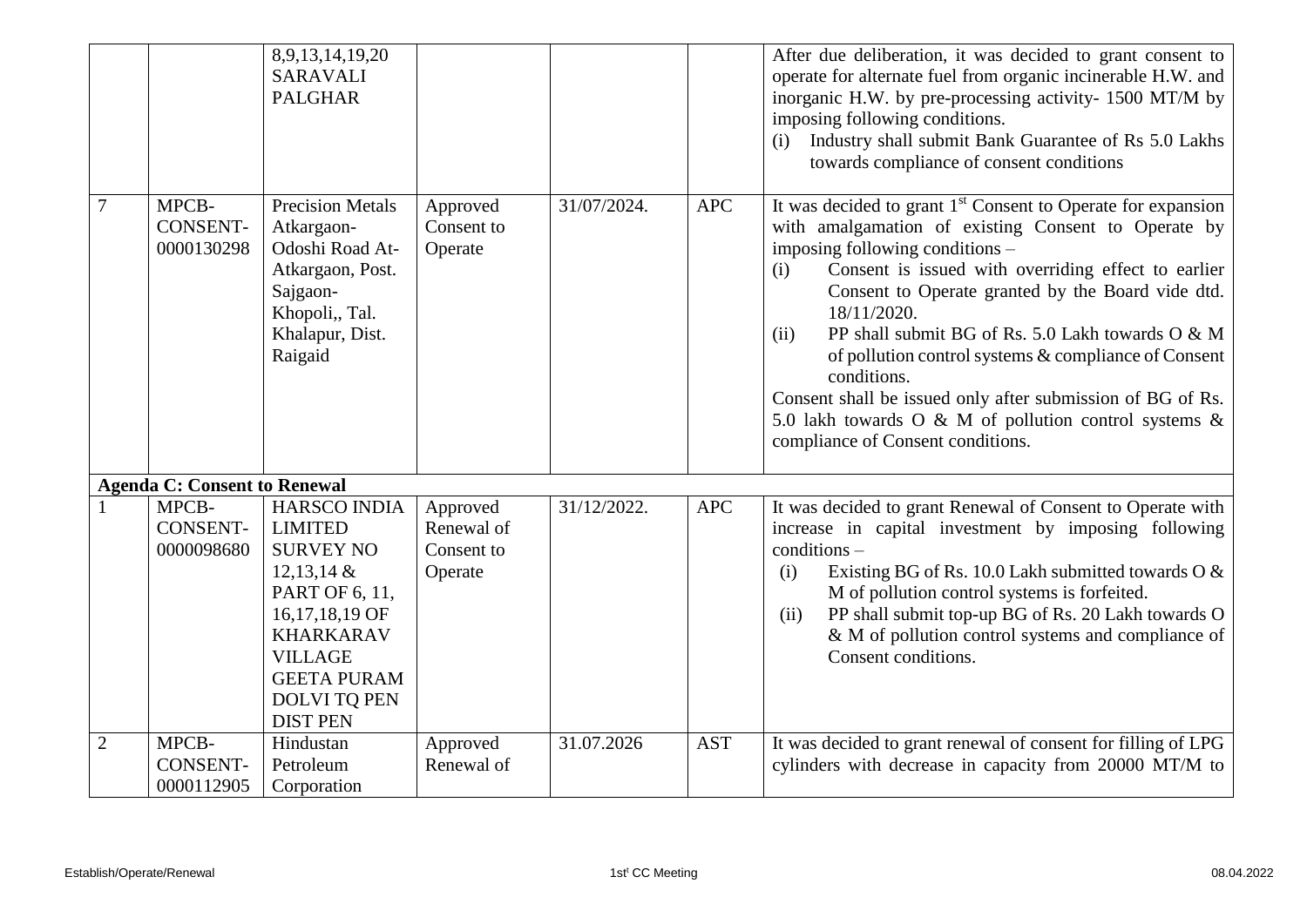|  |  |  |  |  |  |  |
|---|---|---|---|---|---|---|
|  |  | 8,9,13,14,19,20 SARAVALI PALGHAR |  |  |  | After due deliberation, it was decided to grant consent to operate for alternate fuel from organic incinerable H.W. and inorganic H.W. by pre-processing activity- 1500 MT/M by imposing following conditions.<br>(i) Industry shall submit Bank Guarantee of Rs 5.0 Lakhs towards compliance of consent conditions |
| 7 | MPCB-CONSENT-0000130298 | Precision Metals Atkargaon-Odoshi Road At-Atkargaon, Post. Sajgaon-Khopoli,, Tal. Khalapur, Dist. Raigaid | Approved Consent to Operate | 31/07/2024. | APC | It was decided to grant 1st Consent to Operate for expansion with amalgamation of existing Consent to Operate by imposing following conditions –<br>(i) Consent is issued with overriding effect to earlier Consent to Operate granted by the Board vide dtd. 18/11/2020.<br>(ii) PP shall submit BG of Rs. 5.0 Lakh towards O & M of pollution control systems & compliance of Consent conditions.<br>Consent shall be issued only after submission of BG of Rs. 5.0 lakh towards O & M of pollution control systems & compliance of Consent conditions. |
| **Agenda C: Consent to Renewal** |  |  |  |  |  |  |
| 1 | MPCB-CONSENT-0000098680 | HARSCO INDIA LIMITED SURVEY NO 12,13,14 & PART OF 6, 11, 16,17,18,19 OF KHARKARAV VILLAGE GEETA PURAM DOLVI TQ PEN DIST PEN | Approved Renewal of Consent to Operate | 31/12/2022. | APC | It was decided to grant Renewal of Consent to Operate with increase in capital investment by imposing following conditions –<br>(i) Existing BG of Rs. 10.0 Lakh submitted towards O & M of pollution control systems is forfeited.<br>(ii) PP shall submit top-up BG of Rs. 20 Lakh towards O & M of pollution control systems and compliance of Consent conditions. |
| 2 | MPCB-CONSENT-0000112905 | Hindustan Petroleum Corporation | Approved Renewal of | 31.07.2026 | AST | It was decided to grant renewal of consent for filling of LPG cylinders with decrease in capacity from 20000 MT/M to |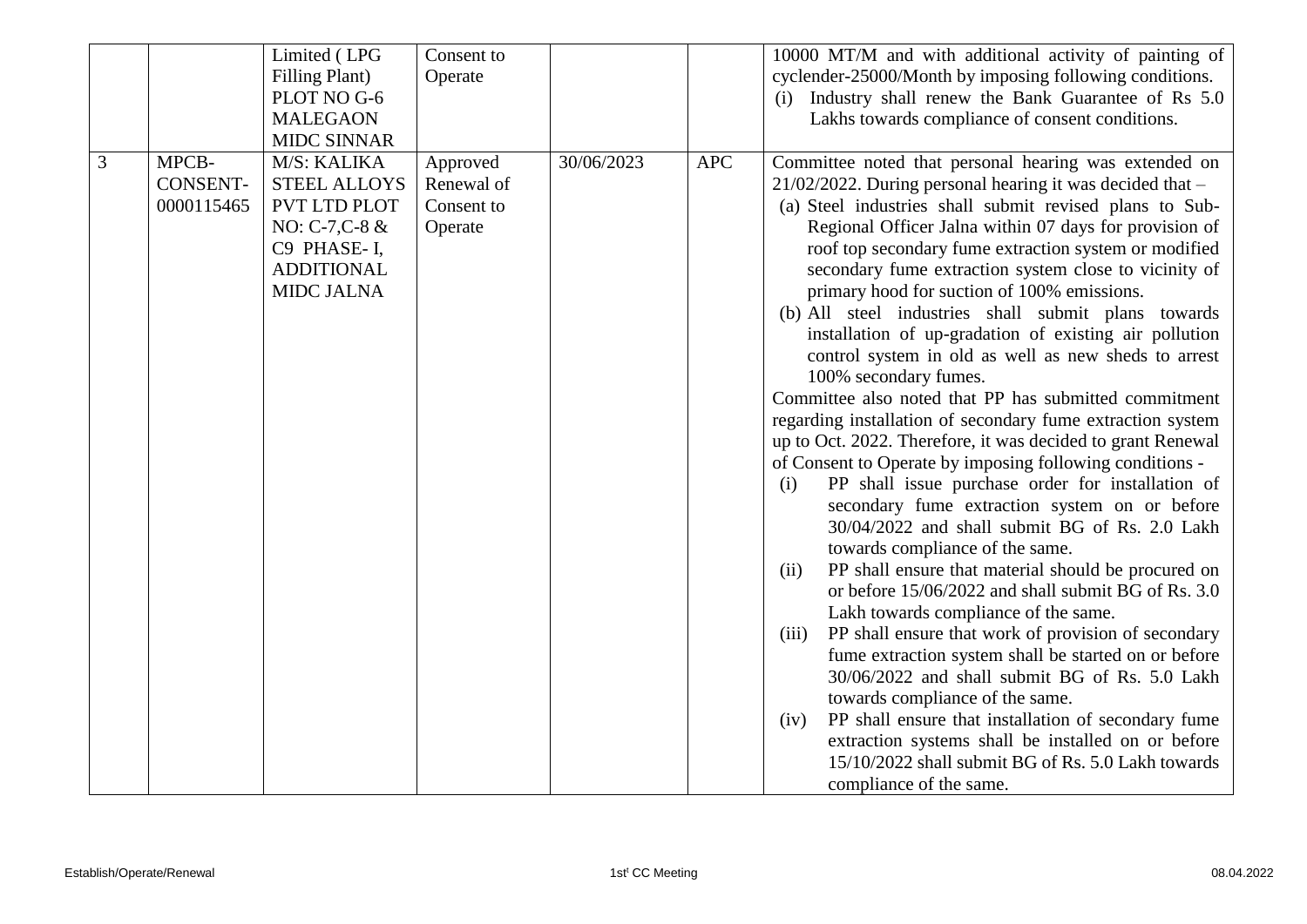| | | | | | | |
|---|---|---|---|---|---|---|
| | | Limited ( LPG Filling Plant) PLOT NO G-6 MALEGAON MIDC SINNAR | Consent to Operate | | | 10000 MT/M and with additional activity of painting of cyclender-25000/Month by imposing following conditions.<br>(i) Industry shall renew the Bank Guarantee of Rs 5.0 Lakhs towards compliance of consent conditions. |
| 3 | MPCB-CONSENT-0000115465 | M/S: KALIKA STEEL ALLOYS PVT LTD PLOT NO: C-7,C-8 & C9 PHASE- I, ADDITIONAL MIDC JALNA | Approved Renewal of Consent to Operate | 30/06/2023 | APC | Committee noted that personal hearing was extended on 21/02/2022. During personal hearing it was decided that –<br>(a) Steel industries shall submit revised plans to Sub-Regional Officer Jalna within 07 days for provision of roof top secondary fume extraction system or modified secondary fume extraction system close to vicinity of primary hood for suction of 100% emissions.<br>(b) All steel industries shall submit plans towards installation of up-gradation of existing air pollution control system in old as well as new sheds to arrest 100% secondary fumes.<br>Committee also noted that PP has submitted commitment regarding installation of secondary fume extraction system up to Oct. 2022. Therefore, it was decided to grant Renewal of Consent to Operate by imposing following conditions -<br>(i) PP shall issue purchase order for installation of secondary fume extraction system on or before 30/04/2022 and shall submit BG of Rs. 2.0 Lakh towards compliance of the same.<br>(ii) PP shall ensure that material should be procured on or before 15/06/2022 and shall submit BG of Rs. 3.0 Lakh towards compliance of the same.<br>(iii) PP shall ensure that work of provision of secondary fume extraction system shall be started on or before 30/06/2022 and shall submit BG of Rs. 5.0 Lakh towards compliance of the same.<br>(iv) PP shall ensure that installation of secondary fume extraction systems shall be installed on or before 15/10/2022 shall submit BG of Rs. 5.0 Lakh towards compliance of the same. |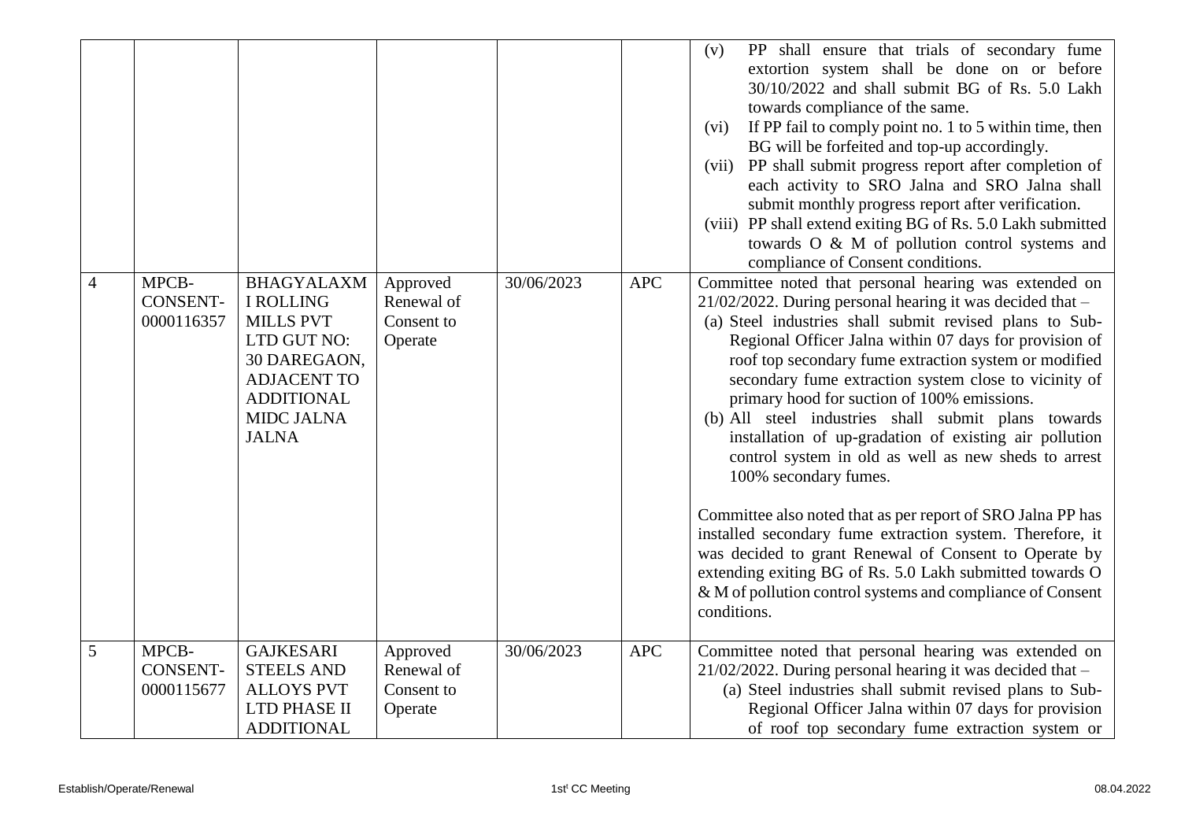|  |  |  |  |  |  |  |
|---|---|---|---|---|---|---|
|  |  |  |  |  |  | (v) PP shall ensure that trials of secondary fume extortion system shall be done on or before 30/10/2022 and shall submit BG of Rs. 5.0 Lakh towards compliance of the same.<br>(vi) If PP fail to comply point no. 1 to 5 within time, then BG will be forfeited and top-up accordingly.<br>(vii) PP shall submit progress report after completion of each activity to SRO Jalna and SRO Jalna shall submit monthly progress report after verification.<br>(viii) PP shall extend exiting BG of Rs. 5.0 Lakh submitted towards O & M of pollution control systems and compliance of Consent conditions. |
| 4 | MPCB-CONSENT-0000116357 | BHAGYALAXMI ROLLING MILLS PVT LTD GUT NO: 30 DAREGAON, ADJACENT TO ADDITIONAL MIDC JALNA JALNA | Approved Renewal of Consent to Operate | 30/06/2023 | APC | Committee noted that personal hearing was extended on 21/02/2022. During personal hearing it was decided that –<br>(a) Steel industries shall submit revised plans to Sub-Regional Officer Jalna within 07 days for provision of roof top secondary fume extraction system or modified secondary fume extraction system close to vicinity of primary hood for suction of 100% emissions.<br>(b) All steel industries shall submit plans towards installation of up-gradation of existing air pollution control system in old as well as new sheds to arrest 100% secondary fumes.<br><br>Committee also noted that as per report of SRO Jalna PP has installed secondary fume extraction system. Therefore, it was decided to grant Renewal of Consent to Operate by extending exiting BG of Rs. 5.0 Lakh submitted towards O & M of pollution control systems and compliance of Consent conditions. |
| 5 | MPCB-CONSENT-0000115677 | GAJKESARI STEELS AND ALLOYS PVT LTD PHASE II ADDITIONAL | Approved Renewal of Consent to Operate | 30/06/2023 | APC | Committee noted that personal hearing was extended on 21/02/2022. During personal hearing it was decided that –<br>(a) Steel industries shall submit revised plans to Sub-Regional Officer Jalna within 07 days for provision of roof top secondary fume extraction system or |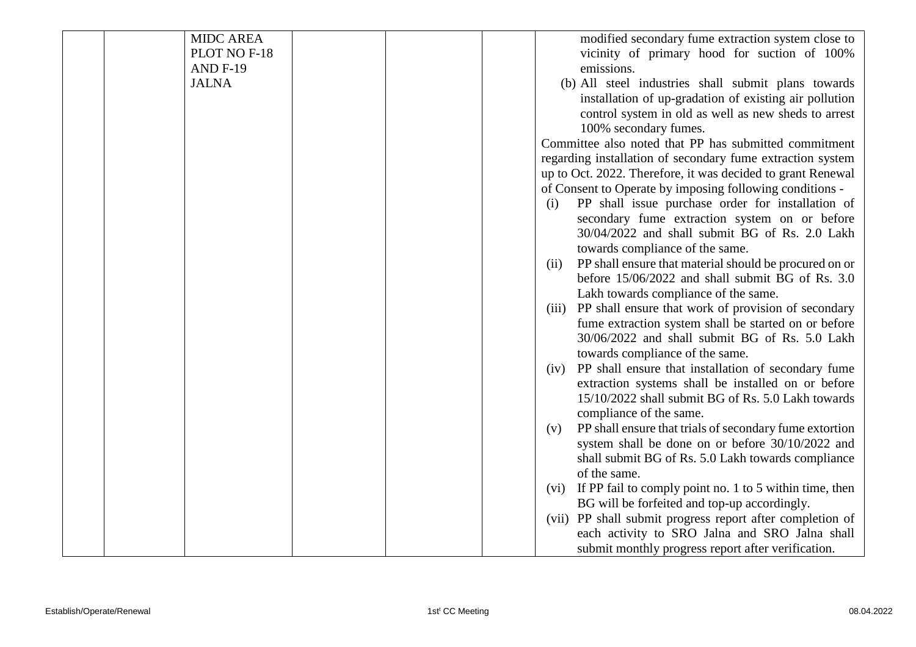| | | | | | | |
|---|---|---|---|---|---|---|
| | | MIDC AREA PLOT NO F-18 AND F-19 JALNA | | | | modified secondary fume extraction system close to vicinity of primary hood for suction of 100% emissions.<br>(b) All steel industries shall submit plans towards installation of up-gradation of existing air pollution control system in old as well as new sheds to arrest 100% secondary fumes.<br>Committee also noted that PP has submitted commitment regarding installation of secondary fume extraction system up to Oct. 2022. Therefore, it was decided to grant Renewal of Consent to Operate by imposing following conditions -<br>(i) PP shall issue purchase order for installation of secondary fume extraction system on or before 30/04/2022 and shall submit BG of Rs. 2.0 Lakh towards compliance of the same.<br>(ii) PP shall ensure that material should be procured on or before 15/06/2022 and shall submit BG of Rs. 3.0 Lakh towards compliance of the same.<br>(iii) PP shall ensure that work of provision of secondary fume extraction system shall be started on or before 30/06/2022 and shall submit BG of Rs. 5.0 Lakh towards compliance of the same.<br>(iv) PP shall ensure that installation of secondary fume extraction systems shall be installed on or before 15/10/2022 shall submit BG of Rs. 5.0 Lakh towards compliance of the same.<br>(v) PP shall ensure that trials of secondary fume extortion system shall be done on or before 30/10/2022 and shall submit BG of Rs. 5.0 Lakh towards compliance of the same.<br>(vi) If PP fail to comply point no. 1 to 5 within time, then BG will be forfeited and top-up accordingly.<br>(vii) PP shall submit progress report after completion of each activity to SRO Jalna and SRO Jalna shall submit monthly progress report after verification. |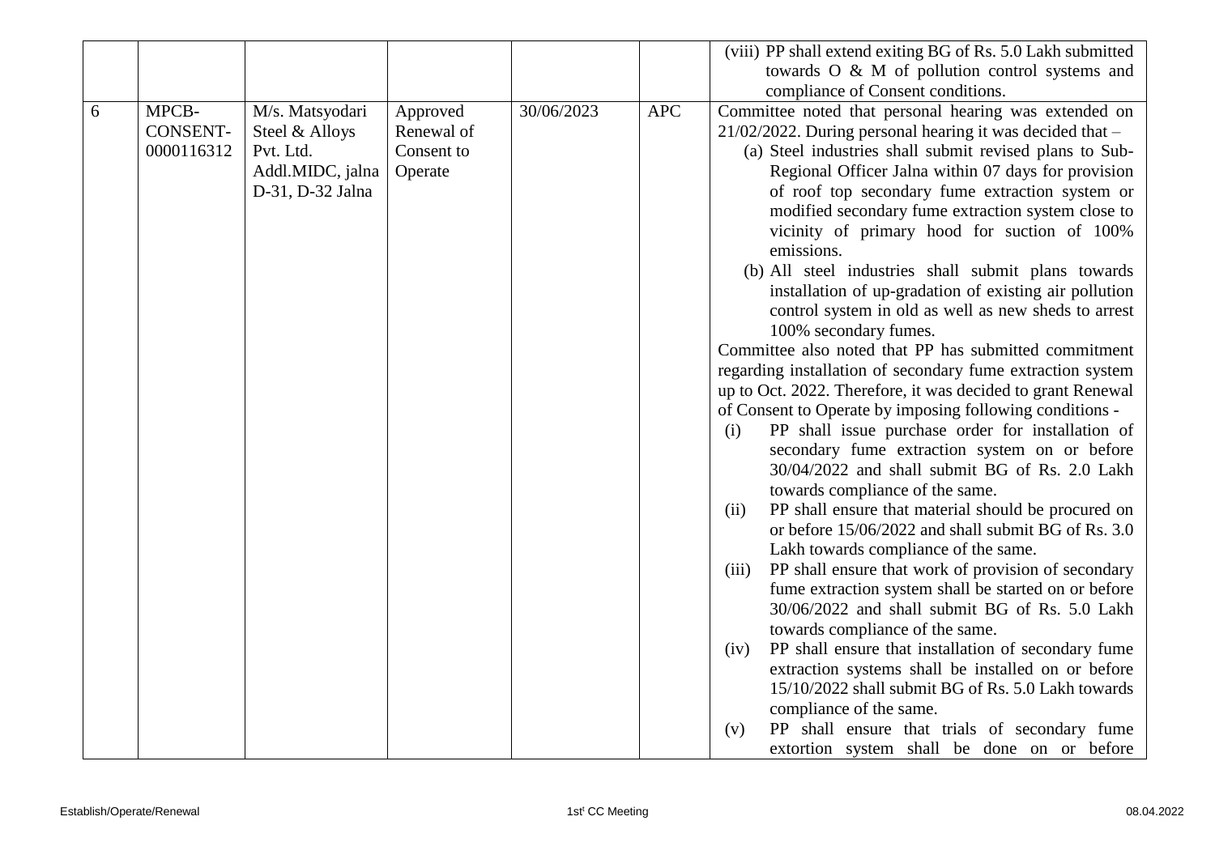|  |  |  |  |  |  | (viii) PP shall extend exiting BG of Rs. 5.0 Lakh submitted towards O & M of pollution control systems and compliance of Consent conditions. |
|---|---|---|---|---|---|---|
| 6 | MPCB-CONSENT-0000116312 | M/s. Matsyodari Steel & Alloys Pvt. Ltd. Addl.MIDC, jalna D-31, D-32 Jalna | Approved Renewal of Consent to Operate | 30/06/2023 | APC | Committee noted that personal hearing was extended on 21/02/2022. During personal hearing it was decided that –<br>(a) Steel industries shall submit revised plans to Sub-Regional Officer Jalna within 07 days for provision of roof top secondary fume extraction system or modified secondary fume extraction system close to vicinity of primary hood for suction of 100% emissions.<br>(b) All steel industries shall submit plans towards installation of up-gradation of existing air pollution control system in old as well as new sheds to arrest 100% secondary fumes.<br>Committee also noted that PP has submitted commitment regarding installation of secondary fume extraction system up to Oct. 2022. Therefore, it was decided to grant Renewal of Consent to Operate by imposing following conditions -<br>(i) PP shall issue purchase order for installation of secondary fume extraction system on or before 30/04/2022 and shall submit BG of Rs. 2.0 Lakh towards compliance of the same.<br>(ii) PP shall ensure that material should be procured on or before 15/06/2022 and shall submit BG of Rs. 3.0 Lakh towards compliance of the same.<br>(iii) PP shall ensure that work of provision of secondary fume extraction system shall be started on or before 30/06/2022 and shall submit BG of Rs. 5.0 Lakh towards compliance of the same.<br>(iv) PP shall ensure that installation of secondary fume extraction systems shall be installed on or before 15/10/2022 shall submit BG of Rs. 5.0 Lakh towards compliance of the same.<br>(v) PP shall ensure that trials of secondary fume extortion system shall be done on or before |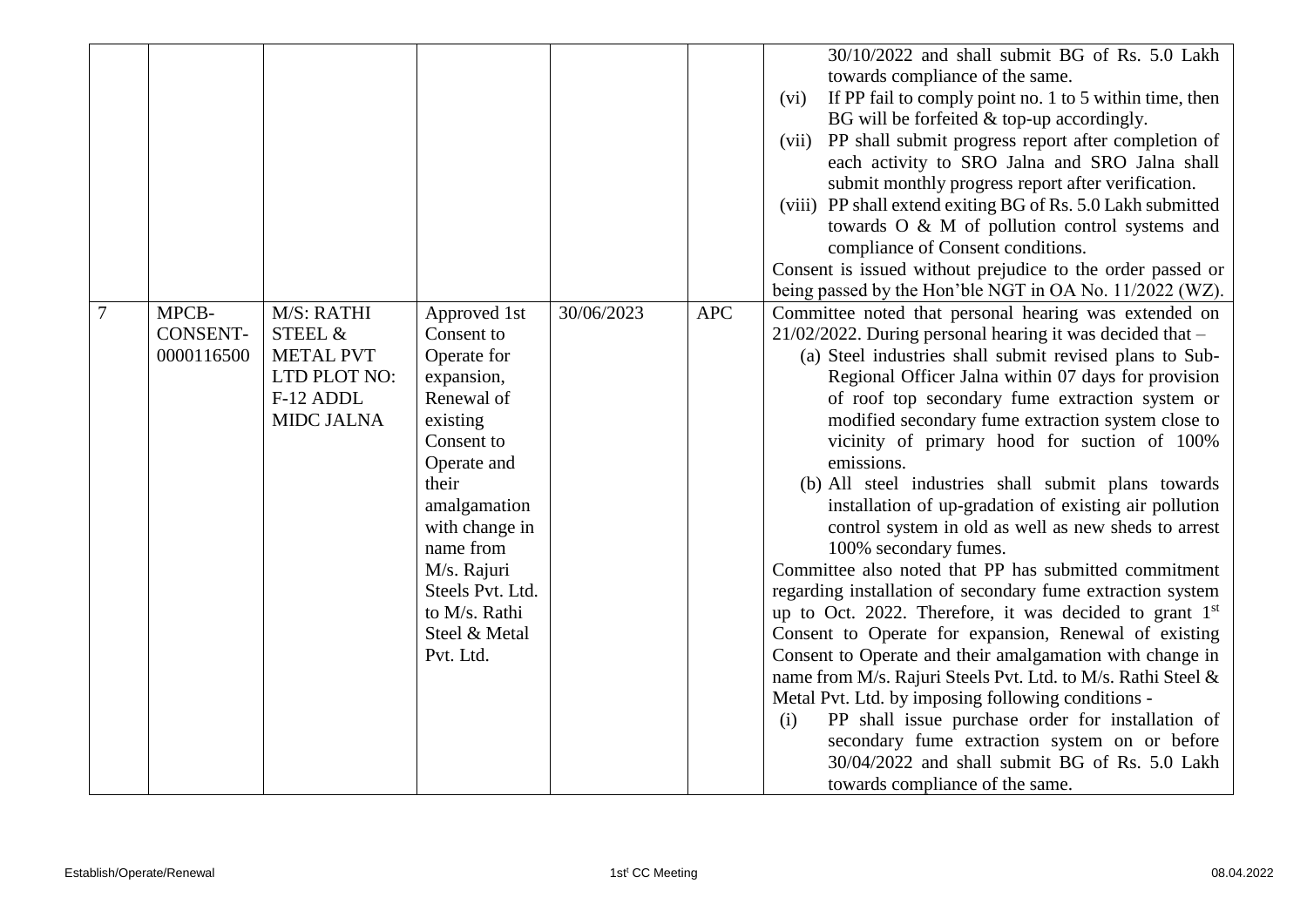| | | | | | | |
|---|---|---|---|---|---|---|
| | | | | | | 30/10/2022 and shall submit BG of Rs. 5.0 Lakh towards compliance of the same.<br>(vi) If PP fail to comply point no. 1 to 5 within time, then BG will be forfeited & top-up accordingly.<br>(vii) PP shall submit progress report after completion of each activity to SRO Jalna and SRO Jalna shall submit monthly progress report after verification.<br>(viii) PP shall extend exiting BG of Rs. 5.0 Lakh submitted towards O & M of pollution control systems and compliance of Consent conditions.<br>Consent is issued without prejudice to the order passed or being passed by the Hon'ble NGT in OA No. 11/2022 (WZ). |
| 7 | MPCB-CONSENT-0000116500 | M/S: RATHI STEEL & METAL PVT LTD PLOT NO: F-12 ADDL MIDC JALNA | Approved 1st Consent to Operate for expansion, Renewal of existing Consent to Operate and their amalgamation with change in name from M/s. Rajuri Steels Pvt. Ltd. to M/s. Rathi Steel & Metal Pvt. Ltd. | 30/06/2023 | APC | Committee noted that personal hearing was extended on 21/02/2022. During personal hearing it was decided that –<br>(a) Steel industries shall submit revised plans to Sub-Regional Officer Jalna within 07 days for provision of roof top secondary fume extraction system or modified secondary fume extraction system close to vicinity of primary hood for suction of 100% emissions.<br>(b) All steel industries shall submit plans towards installation of up-gradation of existing air pollution control system in old as well as new sheds to arrest 100% secondary fumes.<br>Committee also noted that PP has submitted commitment regarding installation of secondary fume extraction system up to Oct. 2022. Therefore, it was decided to grant 1st Consent to Operate for expansion, Renewal of existing Consent to Operate and their amalgamation with change in name from M/s. Rajuri Steels Pvt. Ltd. to M/s. Rathi Steel & Metal Pvt. Ltd. by imposing following conditions -<br>(i) PP shall issue purchase order for installation of secondary fume extraction system on or before 30/04/2022 and shall submit BG of Rs. 5.0 Lakh towards compliance of the same. |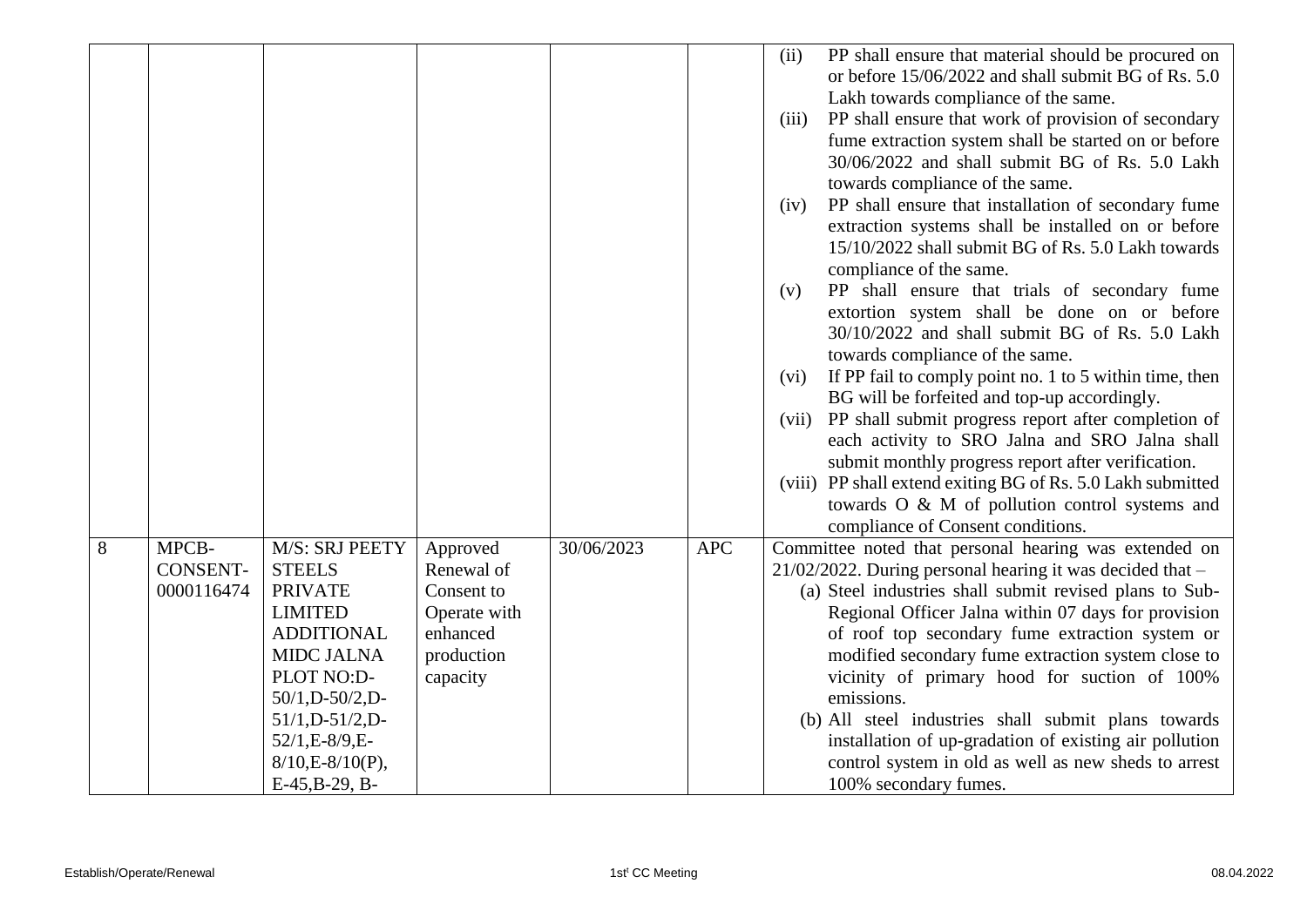| | | | | | | |
|---|---|---|---|---|---|---|
| | | | | | | (ii) PP shall ensure that material should be procured on or before 15/06/2022 and shall submit BG of Rs. 5.0 Lakh towards compliance of the same.<br>(iii) PP shall ensure that work of provision of secondary fume extraction system shall be started on or before 30/06/2022 and shall submit BG of Rs. 5.0 Lakh towards compliance of the same.<br>(iv) PP shall ensure that installation of secondary fume extraction systems shall be installed on or before 15/10/2022 shall submit BG of Rs. 5.0 Lakh towards compliance of the same.<br>(v) PP shall ensure that trials of secondary fume extortion system shall be done on or before 30/10/2022 and shall submit BG of Rs. 5.0 Lakh towards compliance of the same.<br>(vi) If PP fail to comply point no. 1 to 5 within time, then BG will be forfeited and top-up accordingly.<br>(vii) PP shall submit progress report after completion of each activity to SRO Jalna and SRO Jalna shall submit monthly progress report after verification.<br>(viii) PP shall extend exiting BG of Rs. 5.0 Lakh submitted towards O & M of pollution control systems and compliance of Consent conditions. |
| 8 | MPCB-CONSENT-0000116474 | M/S: SRJ PEETY STEELS PRIVATE LIMITED ADDITIONAL MIDC JALNA PLOT NO:D-50/1,D-50/2,D-51/1,D-51/2,D-52/1,E-8/9,E-8/10,E-8/10(P), E-45,B-29, B- | Approved Renewal of Consent to Operate with enhanced production capacity | 30/06/2023 | APC | Committee noted that personal hearing was extended on 21/02/2022. During personal hearing it was decided that –<br>(a) Steel industries shall submit revised plans to Sub-Regional Officer Jalna within 07 days for provision of roof top secondary fume extraction system or modified secondary fume extraction system close to vicinity of primary hood for suction of 100% emissions.<br>(b) All steel industries shall submit plans towards installation of up-gradation of existing air pollution control system in old as well as new sheds to arrest 100% secondary fumes. |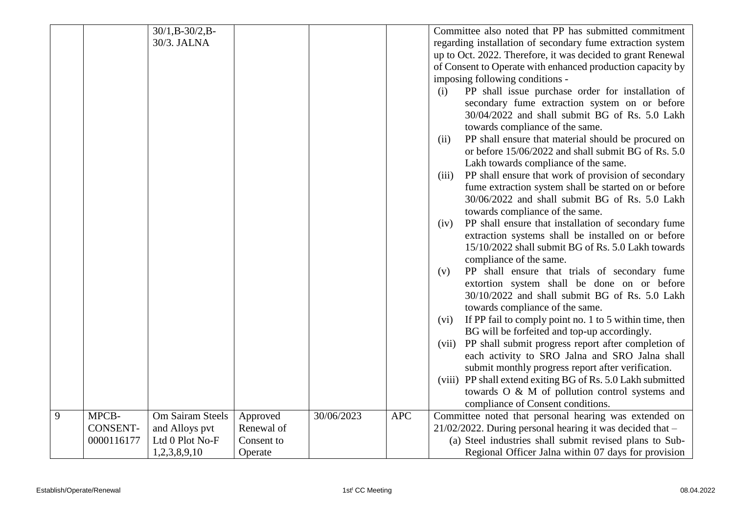| | | | | | | |
|---|---|---|---|---|---|---|
| | | 30/1,B-30/2,B-30/3. JALNA | | | | Committee also noted that PP has submitted commitment regarding installation of secondary fume extraction system up to Oct. 2022. Therefore, it was decided to grant Renewal of Consent to Operate with enhanced production capacity by imposing following conditions -<br>(i) PP shall issue purchase order for installation of secondary fume extraction system on or before 30/04/2022 and shall submit BG of Rs. 5.0 Lakh towards compliance of the same.<br>(ii) PP shall ensure that material should be procured on or before 15/06/2022 and shall submit BG of Rs. 5.0 Lakh towards compliance of the same.<br>(iii) PP shall ensure that work of provision of secondary fume extraction system shall be started on or before 30/06/2022 and shall submit BG of Rs. 5.0 Lakh towards compliance of the same.<br>(iv) PP shall ensure that installation of secondary fume extraction systems shall be installed on or before 15/10/2022 shall submit BG of Rs. 5.0 Lakh towards compliance of the same.<br>(v) PP shall ensure that trials of secondary fume extortion system shall be done on or before 30/10/2022 and shall submit BG of Rs. 5.0 Lakh towards compliance of the same.<br>(vi) If PP fail to comply point no. 1 to 5 within time, then BG will be forfeited and top-up accordingly.<br>(vii) PP shall submit progress report after completion of each activity to SRO Jalna and SRO Jalna shall submit monthly progress report after verification.<br>(viii) PP shall extend exiting BG of Rs. 5.0 Lakh submitted towards O & M of pollution control systems and compliance of Consent conditions. |
| 9 | MPCB-CONSENT-0000116177 | Om Sairam Steels and Alloys pvt Ltd 0 Plot No-F 1,2,3,8,9,10 | Approved Renewal of Consent to Operate | 30/06/2023 | APC | Committee noted that personal hearing was extended on 21/02/2022. During personal hearing it was decided that –<br>(a) Steel industries shall submit revised plans to Sub-Regional Officer Jalna within 07 days for provision |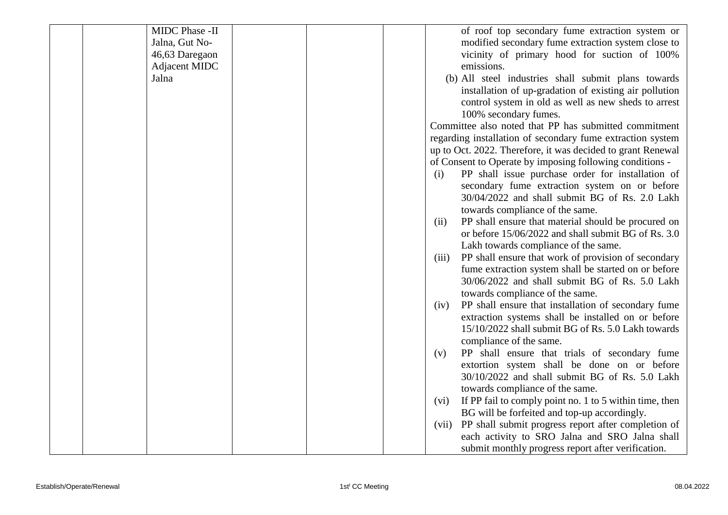|  |  | MIDC Phase -II Jalna, Gut No-46,63 Daregaon Adjacent MIDC Jalna |  |  |  | of roof top secondary fume extraction system or modified secondary fume extraction system close to vicinity of primary hood for suction of 100% emissions.<br>(b) All steel industries shall submit plans towards installation of up-gradation of existing air pollution control system in old as well as new sheds to arrest 100% secondary fumes.<br>Committee also noted that PP has submitted commitment regarding installation of secondary fume extraction system up to Oct. 2022. Therefore, it was decided to grant Renewal of Consent to Operate by imposing following conditions -<br>(i) PP shall issue purchase order for installation of secondary fume extraction system on or before 30/04/2022 and shall submit BG of Rs. 2.0 Lakh towards compliance of the same.<br>(ii) PP shall ensure that material should be procured on or before 15/06/2022 and shall submit BG of Rs. 3.0 Lakh towards compliance of the same.<br>(iii) PP shall ensure that work of provision of secondary fume extraction system shall be started on or before 30/06/2022 and shall submit BG of Rs. 5.0 Lakh towards compliance of the same.<br>(iv) PP shall ensure that installation of secondary fume extraction systems shall be installed on or before 15/10/2022 shall submit BG of Rs. 5.0 Lakh towards compliance of the same.<br>(v) PP shall ensure that trials of secondary fume extortion system shall be done on or before 30/10/2022 and shall submit BG of Rs. 5.0 Lakh towards compliance of the same.<br>(vi) If PP fail to comply point no. 1 to 5 within time, then BG will be forfeited and top-up accordingly.<br>(vii) PP shall submit progress report after completion of each activity to SRO Jalna and SRO Jalna shall submit monthly progress report after verification. |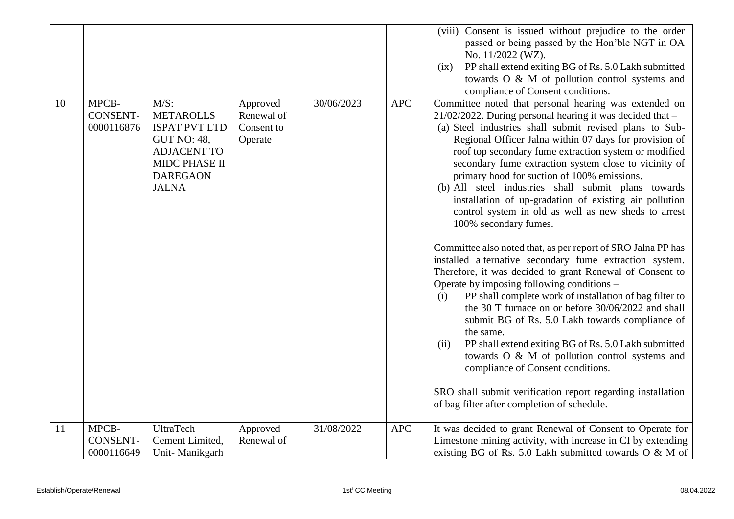| | | | | | | (viii) Consent is issued without prejudice to the order passed or being passed by the Hon'ble NGT in OA No. 11/2022 (WZ).<br>(ix) PP shall extend exiting BG of Rs. 5.0 Lakh submitted towards O & M of pollution control systems and compliance of Consent conditions. |
|---|---|---|---|---|---|---|
| 10 | MPCB-CONSENT-0000116876 | M/S: METAROLLS ISPAT PVT LTD GUT NO: 48, ADJACENT TO MIDC PHASE II DAREGAON JALNA | Approved Renewal of Consent to Operate | 30/06/2023 | APC | Committee noted that personal hearing was extended on 21/02/2022. During personal hearing it was decided that –<br>(a) Steel industries shall submit revised plans to Sub-Regional Officer Jalna within 07 days for provision of roof top secondary fume extraction system or modified secondary fume extraction system close to vicinity of primary hood for suction of 100% emissions.<br>(b) All steel industries shall submit plans towards installation of up-gradation of existing air pollution control system in old as well as new sheds to arrest 100% secondary fumes.<br><br>Committee also noted that, as per report of SRO Jalna PP has installed alternative secondary fume extraction system. Therefore, it was decided to grant Renewal of Consent to Operate by imposing following conditions –<br>(i) PP shall complete work of installation of bag filter to the 30 T furnace on or before 30/06/2022 and shall submit BG of Rs. 5.0 Lakh towards compliance of the same.<br>(ii) PP shall extend exiting BG of Rs. 5.0 Lakh submitted towards O & M of pollution control systems and compliance of Consent conditions.<br><br>SRO shall submit verification report regarding installation of bag filter after completion of schedule. |
| 11 | MPCB-CONSENT-0000116649 | UltraTech Cement Limited, Unit- Manikgarh | Approved Renewal of | 31/08/2022 | APC | It was decided to grant Renewal of Consent to Operate for Limestone mining activity, with increase in CI by extending existing BG of Rs. 5.0 Lakh submitted towards O & M of |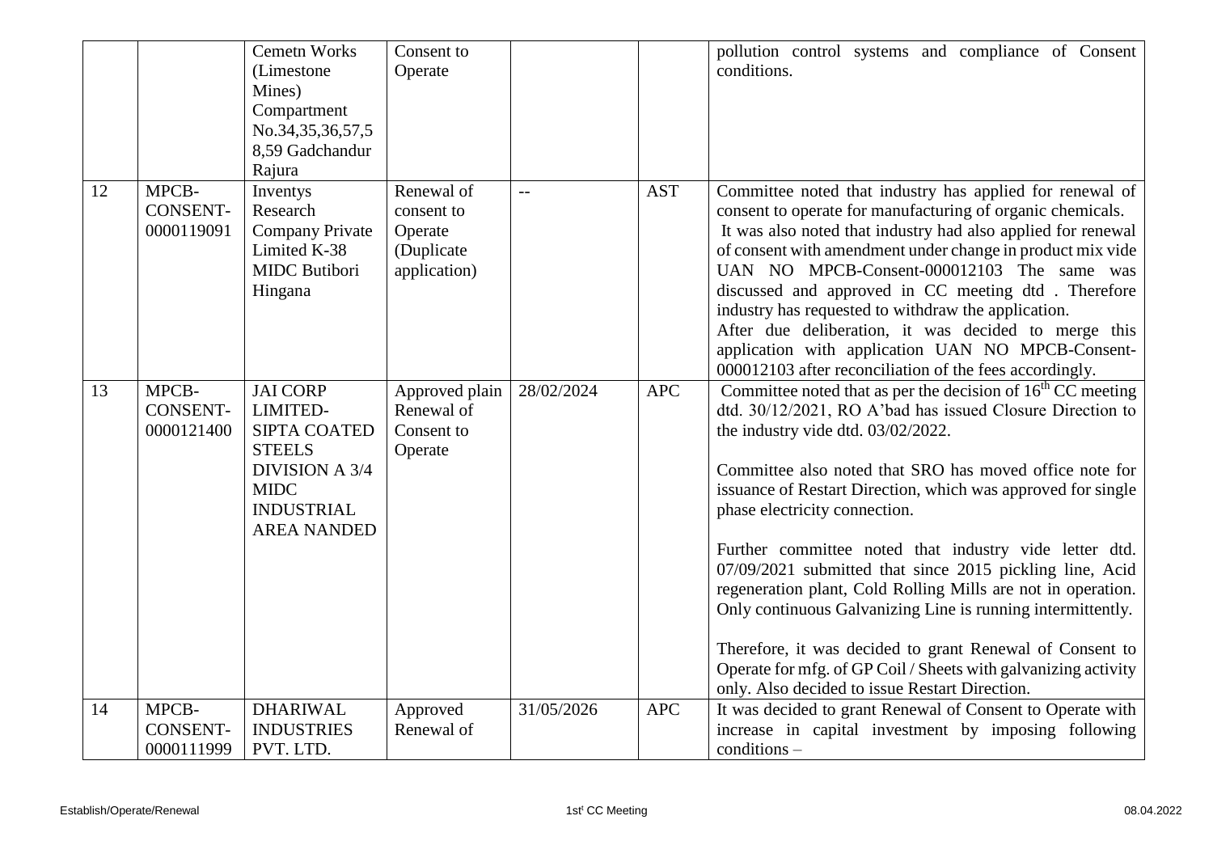| | | Cemetn Works (Limestone Mines) Compartment No.34,35,36,57,58,59 Gadchandur Rajura | Consent to Operate | | | pollution control systems and compliance of Consent conditions. |
|---|---|---|---|---|---|---|
| 12 | MPCB-CONSENT-0000119091 | Inventys Research Company Private Limited K-38 MIDC Butibori Hingana | Renewal of consent to Operate (Duplicate application) | -- | AST | Committee noted that industry has applied for renewal of consent to operate for manufacturing of organic chemicals. It was also noted that industry had also applied for renewal of consent with amendment under change in product mix vide UAN NO MPCB-Consent-000012103 The same was discussed and approved in CC meeting dtd . Therefore industry has requested to withdraw the application. After due deliberation, it was decided to merge this application with application UAN NO MPCB-Consent-000012103 after reconciliation of the fees accordingly. |
| 13 | MPCB-CONSENT-0000121400 | JAI CORP LIMITED- SIPTA COATED STEELS DIVISION A 3/4 MIDC INDUSTRIAL AREA NANDED | Approved plain Renewal of Consent to Operate | 28/02/2024 | APC | Committee noted that as per the decision of 16th CC meeting dtd. 30/12/2021, RO A'bad has issued Closure Direction to the industry vide dtd. 03/02/2022.<br><br>Committee also noted that SRO has moved office note for issuance of Restart Direction, which was approved for single phase electricity connection.<br><br>Further committee noted that industry vide letter dtd. 07/09/2021 submitted that since 2015 pickling line, Acid regeneration plant, Cold Rolling Mills are not in operation. Only continuous Galvanizing Line is running intermittently.<br><br>Therefore, it was decided to grant Renewal of Consent to Operate for mfg. of GP Coil / Sheets with galvanizing activity only. Also decided to issue Restart Direction. |
| 14 | MPCB-CONSENT-0000111999 | DHARIWAL INDUSTRIES PVT. LTD. | Approved Renewal of | 31/05/2026 | APC | It was decided to grant Renewal of Consent to Operate with increase in capital investment by imposing following conditions – |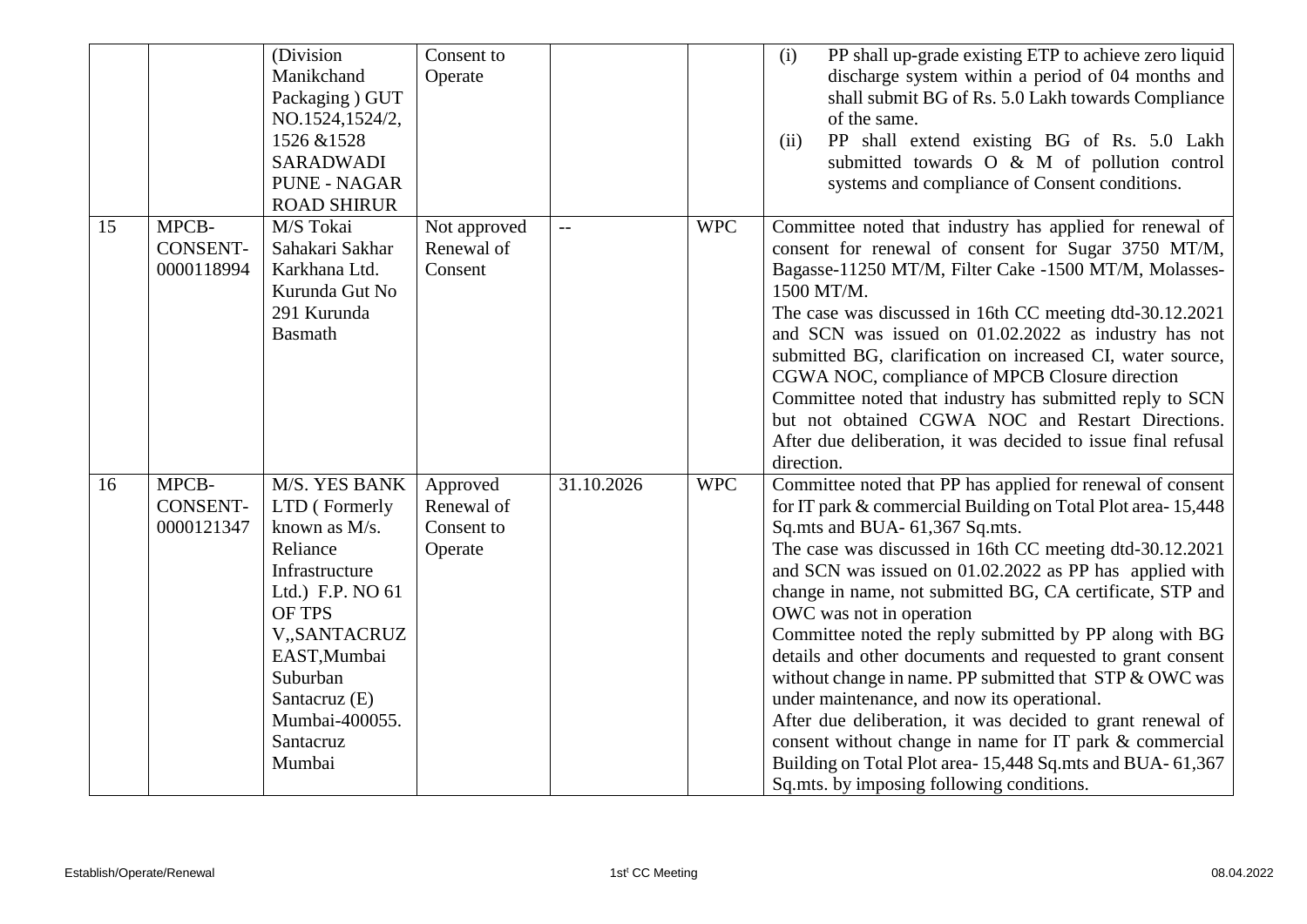| | | | | | | |
|---|---|---|---|---|---|---|
| | | (Division Manikchand Packaging ) GUT NO.1524,1524/2, 1526 &1528 SARADWADI PUNE - NAGAR ROAD SHIRUR | Consent to Operate | | | (i) PP shall up-grade existing ETP to achieve zero liquid discharge system within a period of 04 months and shall submit BG of Rs. 5.0 Lakh towards Compliance of the same.<br>(ii) PP shall extend existing BG of Rs. 5.0 Lakh submitted towards O & M of pollution control systems and compliance of Consent conditions. |
| 15 | MPCB-CONSENT-0000118994 | M/S Tokai Sahakari Sakhar Karkhana Ltd. Kurunda Gut No 291 Kurunda Basmath | Not approved Renewal of Consent | -- | WPC | Committee noted that industry has applied for renewal of consent for renewal of consent for Sugar 3750 MT/M, Bagasse-11250 MT/M, Filter Cake -1500 MT/M, Molasses-1500 MT/M.<br>The case was discussed in 16th CC meeting dtd-30.12.2021 and SCN was issued on 01.02.2022 as industry has not submitted BG, clarification on increased CI, water source, CGWA NOC, compliance of MPCB Closure direction<br>Committee noted that industry has submitted reply to SCN but not obtained CGWA NOC and Restart Directions. After due deliberation, it was decided to issue final refusal direction. |
| 16 | MPCB-CONSENT-0000121347 | M/S. YES BANK LTD ( Formerly known as M/s. Reliance Infrastructure Ltd.) F.P. NO 61 OF TPS V,,SANTACRUZ EAST,Mumbai Suburban Santacruz (E) Mumbai-400055. Santacruz Mumbai | Approved Renewal of Consent to Operate | 31.10.2026 | WPC | Committee noted that PP has applied for renewal of consent for IT park & commercial Building on Total Plot area- 15,448 Sq.mts and BUA- 61,367 Sq.mts.<br>The case was discussed in 16th CC meeting dtd-30.12.2021 and SCN was issued on 01.02.2022 as PP has applied with change in name, not submitted BG, CA certificate, STP and OWC was not in operation<br>Committee noted the reply submitted by PP along with BG details and other documents and requested to grant consent without change in name. PP submitted that STP & OWC was under maintenance, and now its operational.<br>After due deliberation, it was decided to grant renewal of consent without change in name for IT park & commercial Building on Total Plot area- 15,448 Sq.mts and BUA- 61,367 Sq.mts. by imposing following conditions. |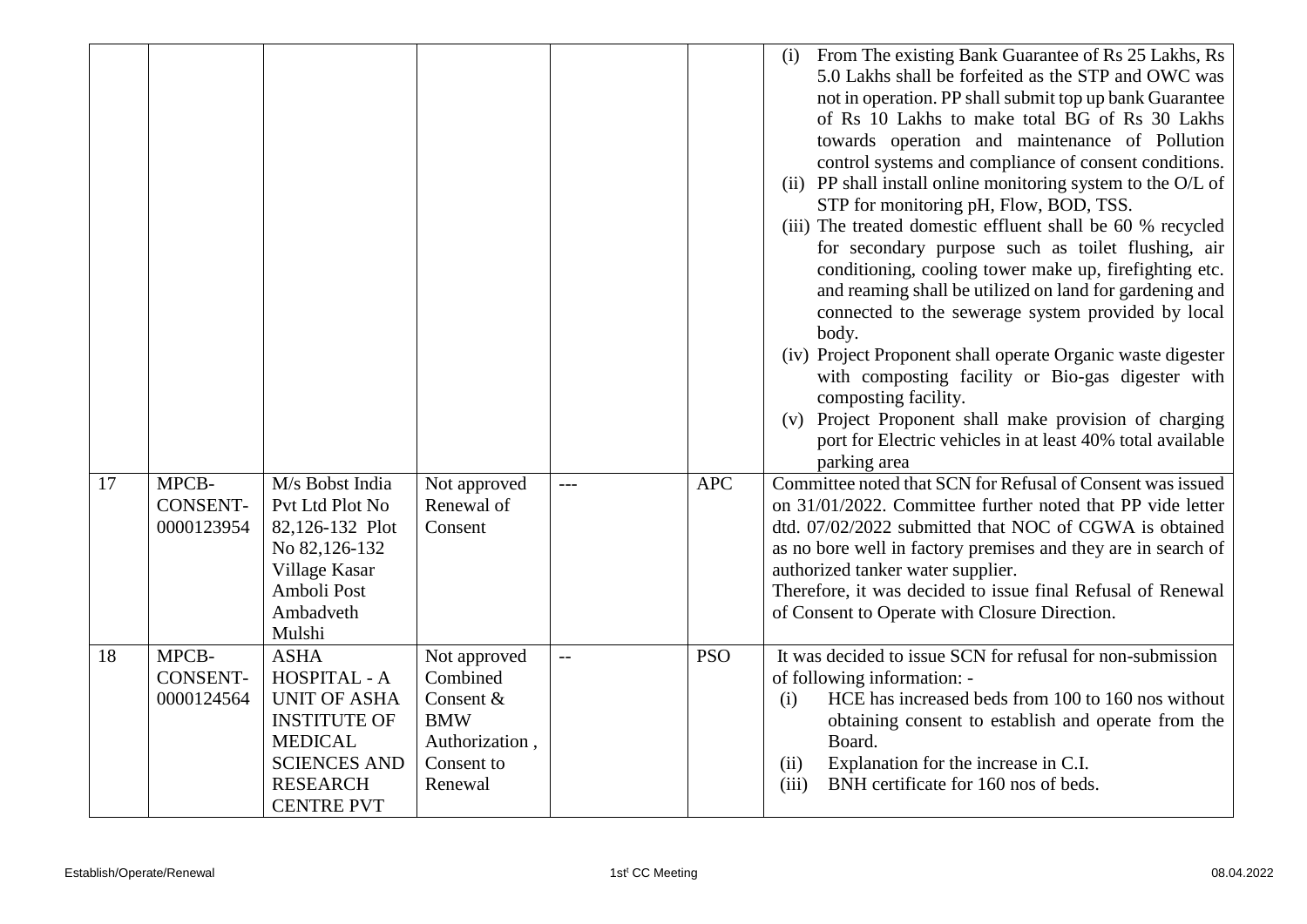| | | | | | | |
|---|---|---|---|---|---|---|
| | | | | | | (i) From The existing Bank Guarantee of Rs 25 Lakhs, Rs 5.0 Lakhs shall be forfeited as the STP and OWC was not in operation. PP shall submit top up bank Guarantee of Rs 10 Lakhs to make total BG of Rs 30 Lakhs towards operation and maintenance of Pollution control systems and compliance of consent conditions.<br>(ii) PP shall install online monitoring system to the O/L of STP for monitoring pH, Flow, BOD, TSS.<br>(iii) The treated domestic effluent shall be 60 % recycled for secondary purpose such as toilet flushing, air conditioning, cooling tower make up, firefighting etc. and reaming shall be utilized on land for gardening and connected to the sewerage system provided by local body.<br>(iv) Project Proponent shall operate Organic waste digester with composting facility or Bio-gas digester with composting facility.<br>(v) Project Proponent shall make provision of charging port for Electric vehicles in at least 40% total available parking area |
| 17 | MPCB-CONSENT-0000123954 | M/s Bobst India Pvt Ltd Plot No 82,126-132 Plot No 82,126-132 Village Kasar Amboli Post Ambadveth Mulshi | Not approved Renewal of Consent | --- | APC | Committee noted that SCN for Refusal of Consent was issued on 31/01/2022. Committee further noted that PP vide letter dtd. 07/02/2022 submitted that NOC of CGWA is obtained as no bore well in factory premises and they are in search of authorized tanker water supplier.<br>Therefore, it was decided to issue final Refusal of Renewal of Consent to Operate with Closure Direction. |
| 18 | MPCB-CONSENT-0000124564 | ASHA HOSPITAL - A UNIT OF ASHA INSTITUTE OF MEDICAL SCIENCES AND RESEARCH CENTRE PVT | Not approved Combined Consent & BMW Authorization , Consent to Renewal | -- | PSO | It was decided to issue SCN for refusal for non-submission of following information: -<br>(i) HCE has increased beds from 100 to 160 nos without obtaining consent to establish and operate from the Board.<br>(ii) Explanation for the increase in C.I.<br>(iii) BNH certificate for 160 nos of beds. |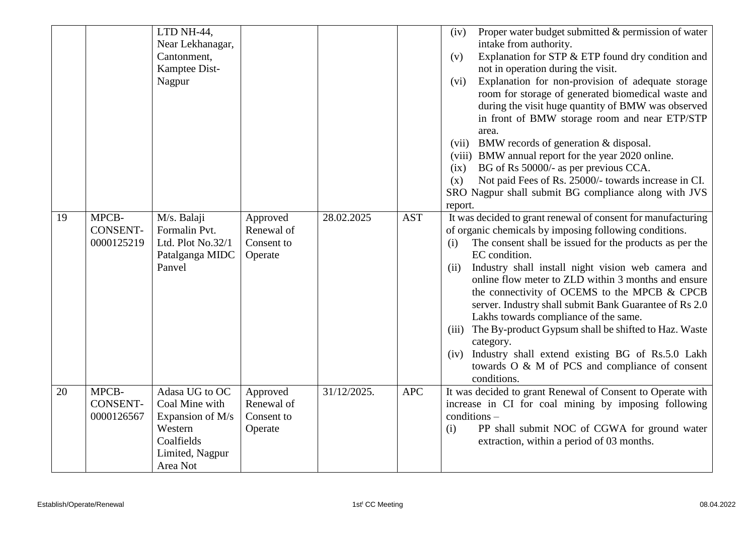| | | | | | | |
|---|---|---|---|---|---|---|
| | | LTD NH-44, Near Lekhanagar, Cantonment, Kamptee Dist-Nagpur | | | | (iv) Proper water budget submitted & permission of water intake from authority.<br>(v) Explanation for STP & ETP found dry condition and not in operation during the visit.<br>(vi) Explanation for non-provision of adequate storage room for storage of generated biomedical waste and during the visit huge quantity of BMW was observed in front of BMW storage room and near ETP/STP area.<br>(vii) BMW records of generation & disposal.<br>(viii) BMW annual report for the year 2020 online.<br>(ix) BG of Rs 50000/- as per previous CCA.<br>(x) Not paid Fees of Rs. 25000/- towards increase in CI.<br>SRO Nagpur shall submit BG compliance along with JVS report. |
| 19 | MPCB-CONSENT-0000125219 | M/s. Balaji Formalin Pvt. Ltd. Plot No.32/1 Patalganga MIDC Panvel | Approved Renewal of Consent to Operate | 28.02.2025 | AST | It was decided to grant renewal of consent for manufacturing of organic chemicals by imposing following conditions.<br>(i) The consent shall be issued for the products as per the EC condition.<br>(ii) Industry shall install night vision web camera and online flow meter to ZLD within 3 months and ensure the connectivity of OCEMS to the MPCB & CPCB server. Industry shall submit Bank Guarantee of Rs 2.0 Lakhs towards compliance of the same.<br>(iii) The By-product Gypsum shall be shifted to Haz. Waste category.<br>(iv) Industry shall extend existing BG of Rs.5.0 Lakh towards O & M of PCS and compliance of consent conditions. |
| 20 | MPCB-CONSENT-0000126567 | Adasa UG to OC Coal Mine with Expansion of M/s Western Coalfields Limited, Nagpur Area Not | Approved Renewal of Consent to Operate | 31/12/2025. | APC | It was decided to grant Renewal of Consent to Operate with increase in CI for coal mining by imposing following conditions –<br>(i) PP shall submit NOC of CGWA for ground water extraction, within a period of 03 months. |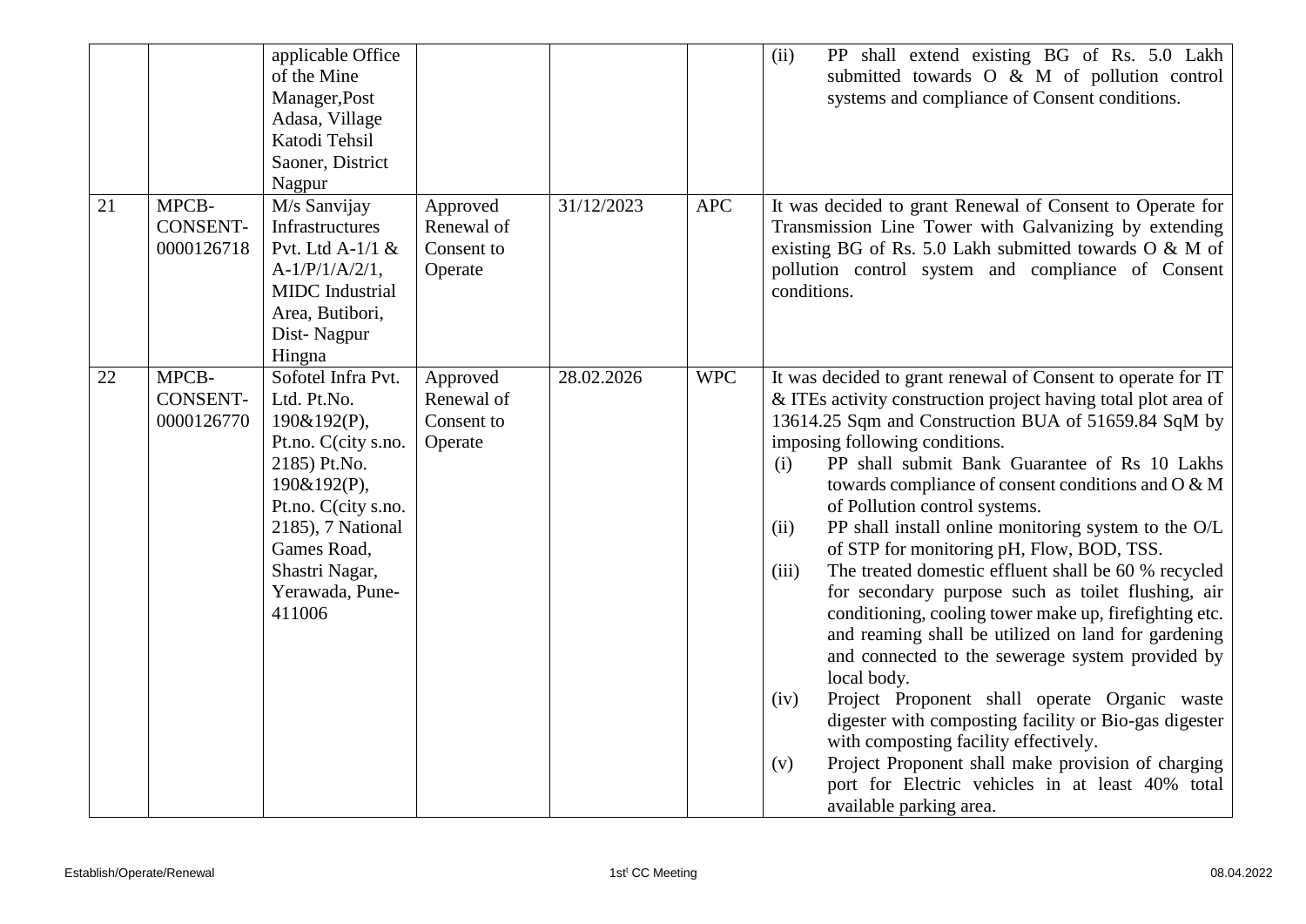| | | applicable Office of the Mine Manager,Post Adasa, Village Katodi Tehsil Saoner, District Nagpur | | | | (ii) PP shall extend existing BG of Rs. 5.0 Lakh submitted towards O & M of pollution control systems and compliance of Consent conditions. |
|---|---|---|---|---|---|---|
| 21 | MPCB-CONSENT-0000126718 | M/s Sanvijay Infrastructures Pvt. Ltd A-1/1 & A-1/P/1/A/2/1, MIDC Industrial Area, Butibori, Dist- Nagpur Hingna | Approved Renewal of Consent to Operate | 31/12/2023 | APC | It was decided to grant Renewal of Consent to Operate for Transmission Line Tower with Galvanizing by extending existing BG of Rs. 5.0 Lakh submitted towards O & M of pollution control system and compliance of Consent conditions. |
| 22 | MPCB-CONSENT-0000126770 | Sofotel Infra Pvt. Ltd. Pt.No. 190&192(P), Pt.no. C(city s.no. 2185) Pt.No. 190&192(P), Pt.no. C(city s.no. 2185), 7 National Games Road, Shastri Nagar, Yerawada, Pune-411006 | Approved Renewal of Consent to Operate | 28.02.2026 | WPC | It was decided to grant renewal of Consent to operate for IT & ITEs activity construction project having total plot area of 13614.25 Sqm and Construction BUA of 51659.84 SqM by imposing following conditions.<br>(i) PP shall submit Bank Guarantee of Rs 10 Lakhs towards compliance of consent conditions and O & M of Pollution control systems.<br>(ii) PP shall install online monitoring system to the O/L of STP for monitoring pH, Flow, BOD, TSS.<br>(iii) The treated domestic effluent shall be 60 % recycled for secondary purpose such as toilet flushing, air conditioning, cooling tower make up, firefighting etc. and reaming shall be utilized on land for gardening and connected to the sewerage system provided by local body.<br>(iv) Project Proponent shall operate Organic waste digester with composting facility or Bio-gas digester with composting facility effectively.<br>(v) Project Proponent shall make provision of charging port for Electric vehicles in at least 40% total available parking area. |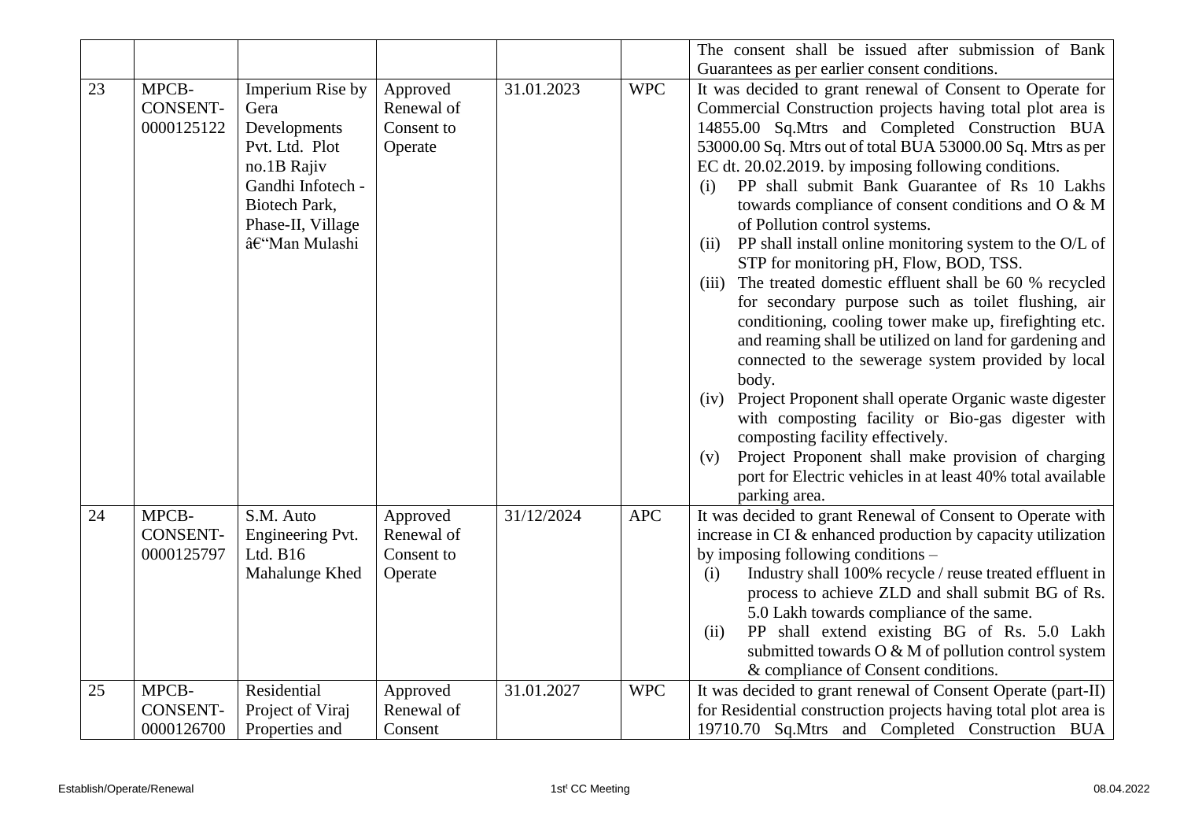| | | | | | | |
|---|---|---|---|---|---|---|
| | | | | | | The consent shall be issued after submission of Bank Guarantees as per earlier consent conditions. |
| 23 | MPCB-CONSENT-0000125122 | Imperium Rise by Gera Developments Pvt. Ltd. Plot no.1B Rajiv Gandhi Infotech - Biotech Park, Phase-II, Village â€"Man Mulashi | Approved Renewal of Consent to Operate | 31.01.2023 | WPC | It was decided to grant renewal of Consent to Operate for Commercial Construction projects having total plot area is 14855.00 Sq.Mtrs and Completed Construction BUA 53000.00 Sq. Mtrs out of total BUA 53000.00 Sq. Mtrs as per EC dt. 20.02.2019. by imposing following conditions.<br>(i) PP shall submit Bank Guarantee of Rs 10 Lakhs towards compliance of consent conditions and O & M of Pollution control systems.<br>(ii) PP shall install online monitoring system to the O/L of STP for monitoring pH, Flow, BOD, TSS.<br>(iii) The treated domestic effluent shall be 60 % recycled for secondary purpose such as toilet flushing, air conditioning, cooling tower make up, firefighting etc. and reaming shall be utilized on land for gardening and connected to the sewerage system provided by local body.<br>(iv) Project Proponent shall operate Organic waste digester with composting facility or Bio-gas digester with composting facility effectively.<br>(v) Project Proponent shall make provision of charging port for Electric vehicles in at least 40% total available parking area. |
| 24 | MPCB-CONSENT-0000125797 | S.M. Auto Engineering Pvt. Ltd. B16 Mahalunge Khed | Approved Renewal of Consent to Operate | 31/12/2024 | APC | It was decided to grant Renewal of Consent to Operate with increase in CI & enhanced production by capacity utilization by imposing following conditions –<br>(i) Industry shall 100% recycle / reuse treated effluent in process to achieve ZLD and shall submit BG of Rs. 5.0 Lakh towards compliance of the same.<br>(ii) PP shall extend existing BG of Rs. 5.0 Lakh submitted towards O & M of pollution control system & compliance of Consent conditions. |
| 25 | MPCB-CONSENT-0000126700 | Residential Project of Viraj Properties and | Approved Renewal of Consent | 31.01.2027 | WPC | It was decided to grant renewal of Consent Operate (part-II) for Residential construction projects having total plot area is 19710.70 Sq.Mtrs and Completed Construction BUA |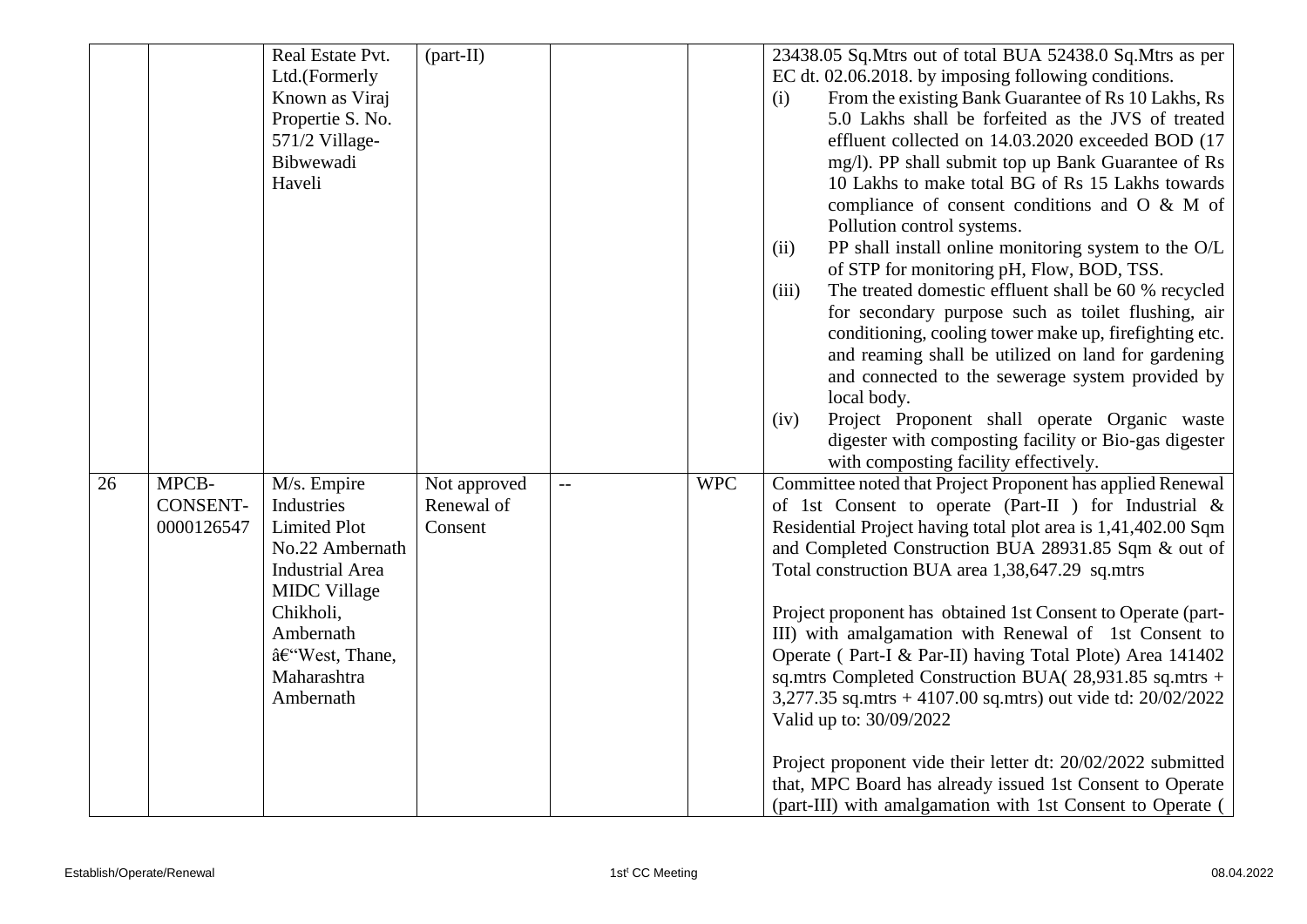| | | Real Estate Pvt. Ltd.(Formerly Known as Viraj Propertie S. No. 571/2 Village-Bibwewadi Haveli | (part-II) | | | 23438.05 Sq.Mtrs out of total BUA 52438.0 Sq.Mtrs as per EC dt. 02.06.2018. by imposing following conditions.<br>(i) From the existing Bank Guarantee of Rs 10 Lakhs, Rs 5.0 Lakhs shall be forfeited as the JVS of treated effluent collected on 14.03.2020 exceeded BOD (17 mg/l). PP shall submit top up Bank Guarantee of Rs 10 Lakhs to make total BG of Rs 15 Lakhs towards compliance of consent conditions and O & M of Pollution control systems.<br>(ii) PP shall install online monitoring system to the O/L of STP for monitoring pH, Flow, BOD, TSS.<br>(iii) The treated domestic effluent shall be 60 % recycled for secondary purpose such as toilet flushing, air conditioning, cooling tower make up, firefighting etc. and reaming shall be utilized on land for gardening and connected to the sewerage system provided by local body.<br>(iv) Project Proponent shall operate Organic waste digester with composting facility or Bio-gas digester with composting facility effectively. |
|---|---|---|---|---|---|---|
| 26 | MPCB-CONSENT-0000126547 | M/s. Empire Industries Limited Plot No.22 Ambernath Industrial Area MIDC Village Chikholi, Ambernath â€"West, Thane, Maharashtra Ambernath | Not approved Renewal of Consent | -- | WPC | Committee noted that Project Proponent has applied Renewal of 1st Consent to operate (Part-II ) for Industrial & Residential Project having total plot area is 1,41,402.00 Sqm and Completed Construction BUA 28931.85 Sqm & out of Total construction BUA area 1,38,647.29 sq.mtrs<br><br>Project proponent has obtained 1st Consent to Operate (part-III) with amalgamation with Renewal of 1st Consent to Operate ( Part-I & Par-II) having Total Plote) Area 141402 sq.mtrs Completed Construction BUA( 28,931.85 sq.mtrs + 3,277.35 sq.mtrs + 4107.00 sq.mtrs) out vide td: 20/02/2022 Valid up to: 30/09/2022<br><br>Project proponent vide their letter dt: 20/02/2022 submitted that, MPC Board has already issued 1st Consent to Operate (part-III) with amalgamation with 1st Consent to Operate ( |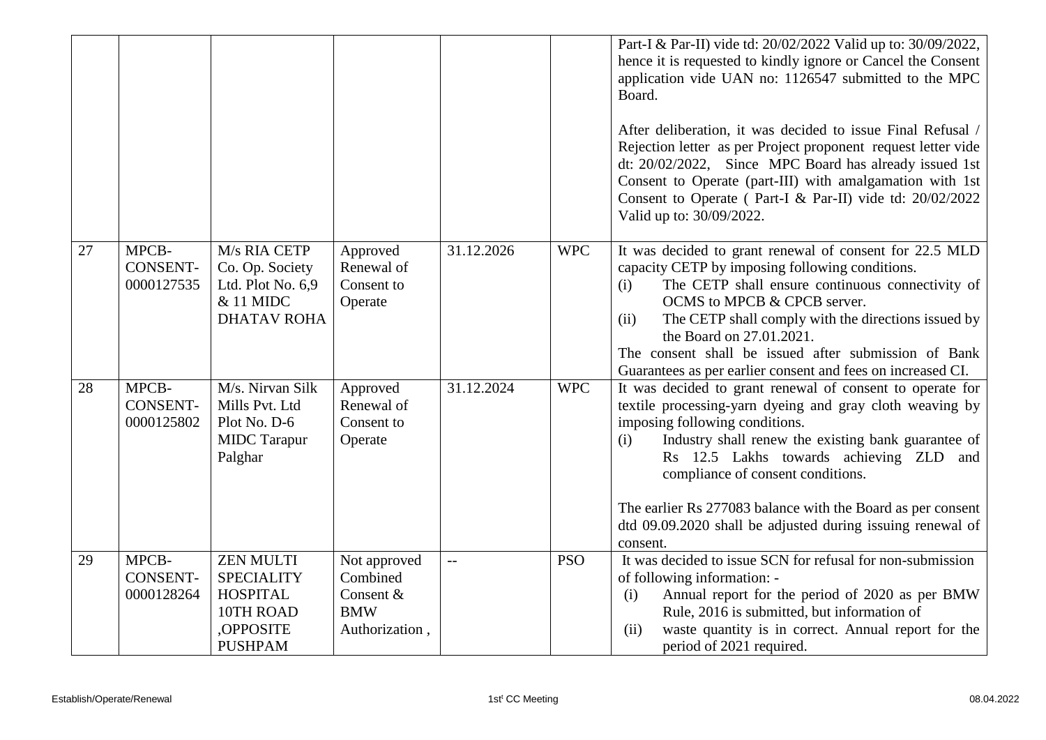| | | | | | | |
|---|---|---|---|---|---|---|
| | | | | | | Part-I & Par-II) vide td: 20/02/2022 Valid up to: 30/09/2022, hence it is requested to kindly ignore or Cancel the Consent application vide UAN no: 1126547 submitted to the MPC Board.<br><br>After deliberation, it was decided to issue Final Refusal / Rejection letter as per Project proponent request letter vide dt: 20/02/2022, Since MPC Board has already issued 1st Consent to Operate (part-III) with amalgamation with 1st Consent to Operate ( Part-I & Par-II) vide td: 20/02/2022 Valid up to: 30/09/2022. |
| 27 | MPCB-CONSENT-0000127535 | M/s RIA CETP Co. Op. Society Ltd. Plot No. 6,9 & 11 MIDC DHATAV ROHA | Approved Renewal of Consent to Operate | 31.12.2026 | WPC | It was decided to grant renewal of consent for 22.5 MLD capacity CETP by imposing following conditions.<br>(i) The CETP shall ensure continuous connectivity of OCMS to MPCB & CPCB server.<br>(ii) The CETP shall comply with the directions issued by the Board on 27.01.2021.<br>The consent shall be issued after submission of Bank Guarantees as per earlier consent and fees on increased CI. |
| 28 | MPCB-CONSENT-0000125802 | M/s. Nirvan Silk Mills Pvt. Ltd Plot No. D-6 MIDC Tarapur Palghar | Approved Renewal of Consent to Operate | 31.12.2024 | WPC | It was decided to grant renewal of consent to operate for textile processing-yarn dyeing and gray cloth weaving by imposing following conditions.<br>(i) Industry shall renew the existing bank guarantee of Rs 12.5 Lakhs towards achieving ZLD and compliance of consent conditions.<br><br>The earlier Rs 277083 balance with the Board as per consent dtd 09.09.2020 shall be adjusted during issuing renewal of consent. |
| 29 | MPCB-CONSENT-0000128264 | ZEN MULTI SPECIALITY HOSPITAL 10TH ROAD ,OPPOSITE PUSHPAM | Not approved Combined Consent & BMW Authorization , | -- | PSO | It was decided to issue SCN for refusal for non-submission of following information: -<br>(i) Annual report for the period of 2020 as per BMW Rule, 2016 is submitted, but information of<br>(ii) waste quantity is in correct. Annual report for the period of 2021 required. |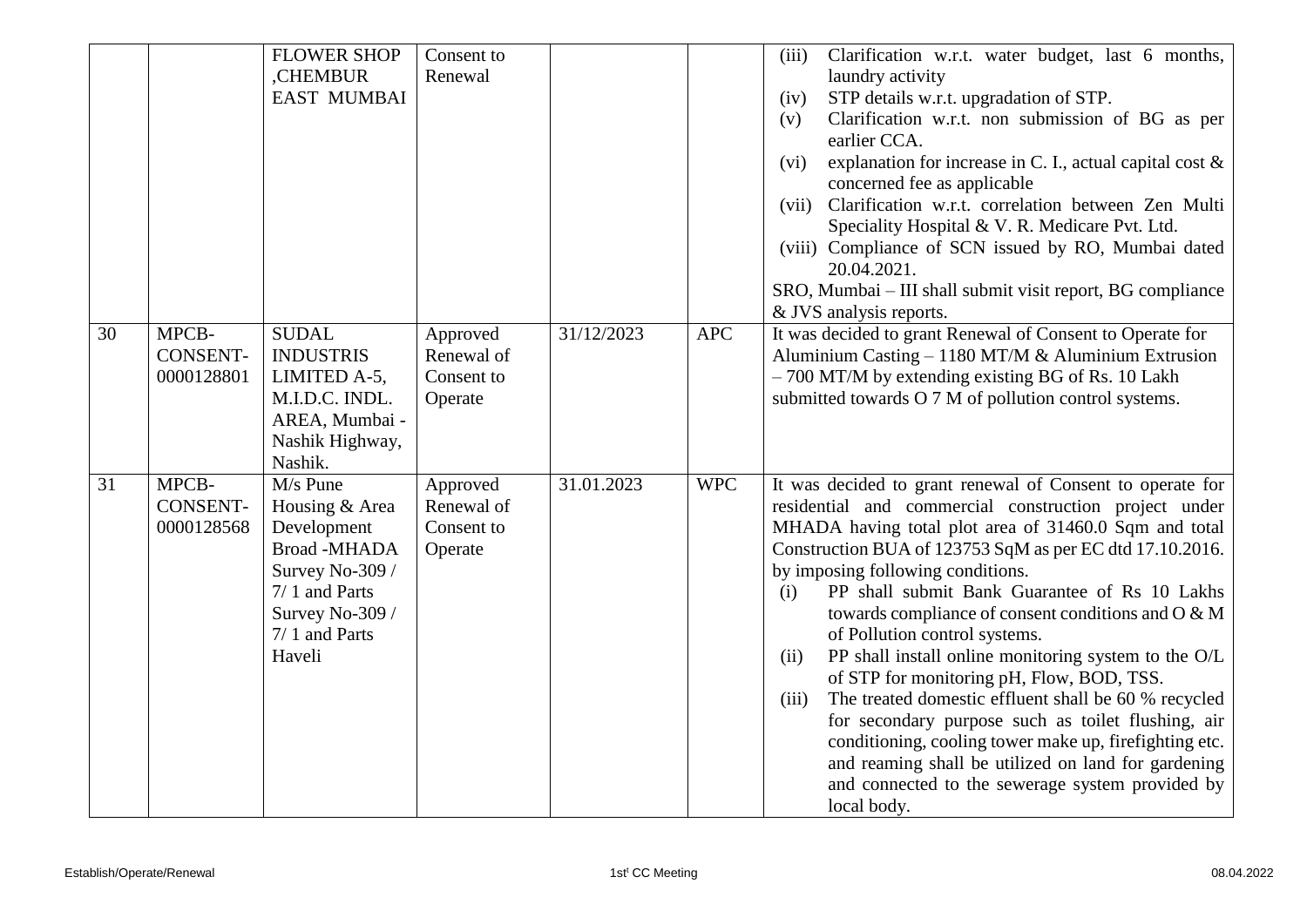|  |  | FLOWER SHOP ,CHEMBUR EAST MUMBAI | Consent to Renewal |  |  | (iii) Clarification w.r.t. water budget, last 6 months, laundry activity<br>(iv) STP details w.r.t. upgradation of STP.<br>(v) Clarification w.r.t. non submission of BG as per earlier CCA.<br>(vi) explanation for increase in C. I., actual capital cost & concerned fee as applicable<br>(vii) Clarification w.r.t. correlation between Zen Multi Speciality Hospital & V. R. Medicare Pvt. Ltd.<br>(viii) Compliance of SCN issued by RO, Mumbai dated 20.04.2021.<br>SRO, Mumbai – III shall submit visit report, BG compliance & JVS analysis reports. |
|---|---|---|---|---|---|---|
| 30 | MPCB-CONSENT-0000128801 | SUDAL INDUSTRIS LIMITED A-5, M.I.D.C. INDL. AREA, Mumbai - Nashik Highway, Nashik. | Approved Renewal of Consent to Operate | 31/12/2023 | APC | It was decided to grant Renewal of Consent to Operate for Aluminium Casting – 1180 MT/M & Aluminium Extrusion – 700 MT/M by extending existing BG of Rs. 10 Lakh submitted towards O 7 M of pollution control systems. |
| 31 | MPCB-CONSENT-0000128568 | M/s Pune Housing & Area Development Broad -MHADA Survey No-309 / 7/ 1 and Parts Survey No-309 / 7/ 1 and Parts Haveli | Approved Renewal of Consent to Operate | 31.01.2023 | WPC | It was decided to grant renewal of Consent to operate for residential and commercial construction project under MHADA having total plot area of 31460.0 Sqm and total Construction BUA of 123753 SqM as per EC dtd 17.10.2016. by imposing following conditions.<br>(i) PP shall submit Bank Guarantee of Rs 10 Lakhs towards compliance of consent conditions and O & M of Pollution control systems.<br>(ii) PP shall install online monitoring system to the O/L of STP for monitoring pH, Flow, BOD, TSS.<br>(iii) The treated domestic effluent shall be 60 % recycled for secondary purpose such as toilet flushing, air conditioning, cooling tower make up, firefighting etc. and reaming shall be utilized on land for gardening and connected to the sewerage system provided by local body. |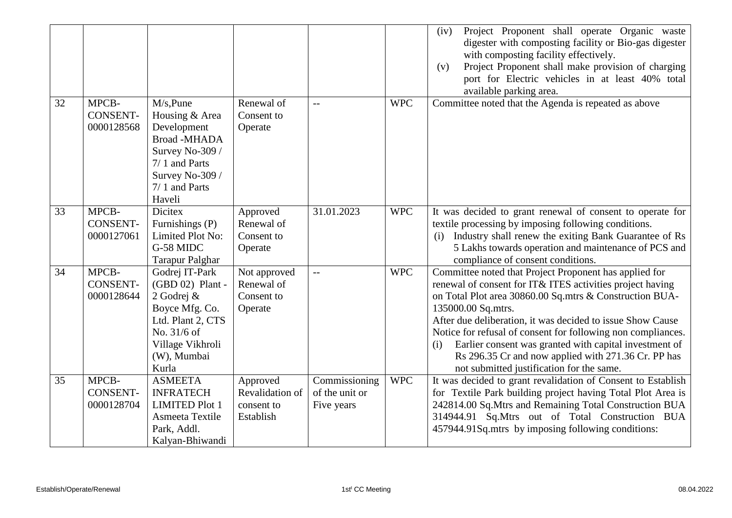| | | | | | | |
|---|---|---|---|---|---|---|
| | | | | | | (iv) Project Proponent shall operate Organic waste digester with composting facility or Bio-gas digester with composting facility effectively.<br>(v) Project Proponent shall make provision of charging port for Electric vehicles in at least 40% total available parking area. |
| 32 | MPCB-CONSENT-0000128568 | M/s,Pune Housing & Area Development Broad -MHADA Survey No-309 / 7/ 1 and Parts Survey No-309 / 7/ 1 and Parts Haveli | Renewal of Consent to Operate | -- | WPC | Committee noted that the Agenda is repeated as above |
| 33 | MPCB-CONSENT-0000127061 | Dicitex Furnishings (P) Limited Plot No: G-58 MIDC Tarapur Palghar | Approved Renewal of Consent to Operate | 31.01.2023 | WPC | It was decided to grant renewal of consent to operate for textile processing by imposing following conditions.<br>(i) Industry shall renew the exiting Bank Guarantee of Rs 5 Lakhs towards operation and maintenance of PCS and compliance of consent conditions. |
| 34 | MPCB-CONSENT-0000128644 | Godrej IT-Park (GBD 02) Plant - 2 Godrej & Boyce Mfg. Co. Ltd. Plant 2, CTS No. 31/6 of Village Vikhroli (W), Mumbai Kurla | Not approved Renewal of Consent to Operate | -- | WPC | Committee noted that Project Proponent has applied for renewal of consent for IT& ITES activities project having on Total Plot area 30860.00 Sq.mtrs & Construction BUA-135000.00 Sq.mtrs.<br>After due deliberation, it was decided to issue Show Cause Notice for refusal of consent for following non compliances.<br>(i) Earlier consent was granted with capital investment of Rs 296.35 Cr and now applied with 271.36 Cr. PP has not submitted justification for the same. |
| 35 | MPCB-CONSENT-0000128704 | ASMEETA INFRATECH LIMITED Plot 1 Asmeeta Textile Park, Addl. Kalyan-Bhiwandi | Approved Revalidation of consent to Establish | Commissioning of the unit or Five years | WPC | It was decided to grant revalidation of Consent to Establish for Textile Park building project having Total Plot Area is 242814.00 Sq.Mtrs and Remaining Total Construction BUA 314944.91 Sq.Mtrs out of Total Construction BUA 457944.91Sq.mtrs by imposing following conditions: |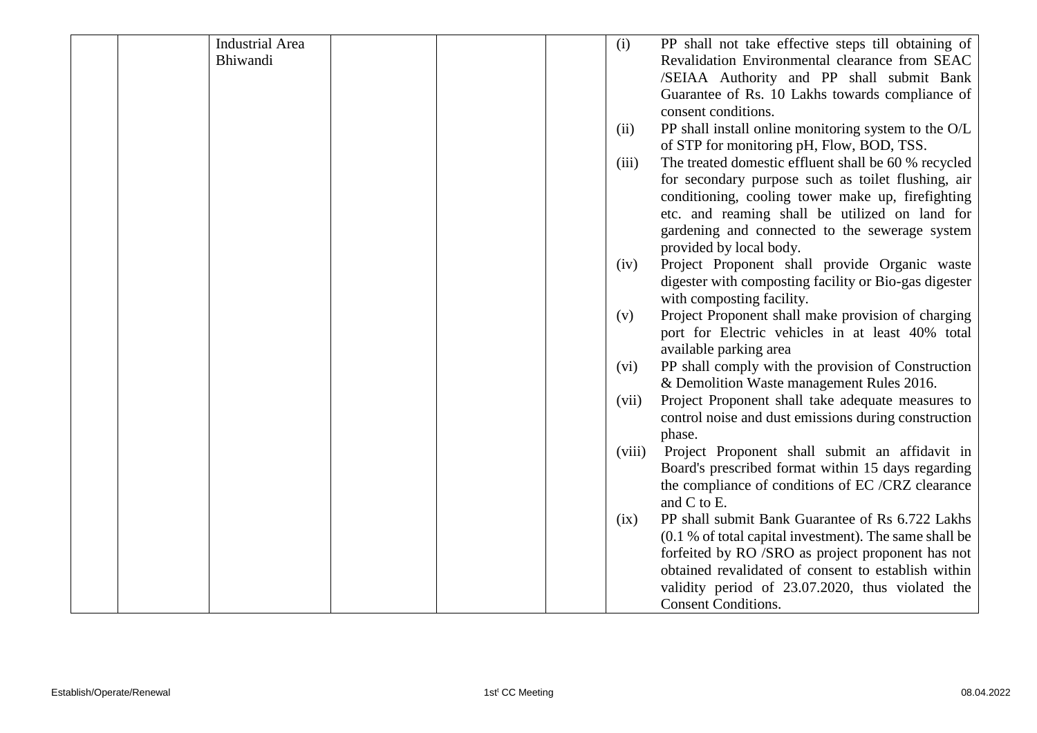|  |  | Industrial Area Bhiwandi |  |  |  | (i) PP shall not take effective steps till obtaining of Revalidation Environmental clearance from SEAC /SEIAA Authority and PP shall submit Bank Guarantee of Rs. 10 Lakhs towards compliance of consent conditions.<br>(ii) PP shall install online monitoring system to the O/L of STP for monitoring pH, Flow, BOD, TSS.<br>(iii) The treated domestic effluent shall be 60 % recycled for secondary purpose such as toilet flushing, air conditioning, cooling tower make up, firefighting etc. and reaming shall be utilized on land for gardening and connected to the sewerage system provided by local body.<br>(iv) Project Proponent shall provide Organic waste digester with composting facility or Bio-gas digester with composting facility.<br>(v) Project Proponent shall make provision of charging port for Electric vehicles in at least 40% total available parking area<br>(vi) PP shall comply with the provision of Construction & Demolition Waste management Rules 2016.<br>(vii) Project Proponent shall take adequate measures to control noise and dust emissions during construction phase.<br>(viii) Project Proponent shall submit an affidavit in Board's prescribed format within 15 days regarding the compliance of conditions of EC /CRZ clearance and C to E.<br>(ix) PP shall submit Bank Guarantee of Rs 6.722 Lakhs (0.1 % of total capital investment). The same shall be forfeited by RO /SRO as project proponent has not obtained revalidated of consent to establish within validity period of 23.07.2020, thus violated the Consent Conditions. |
|---|---|---|---|---|---|---|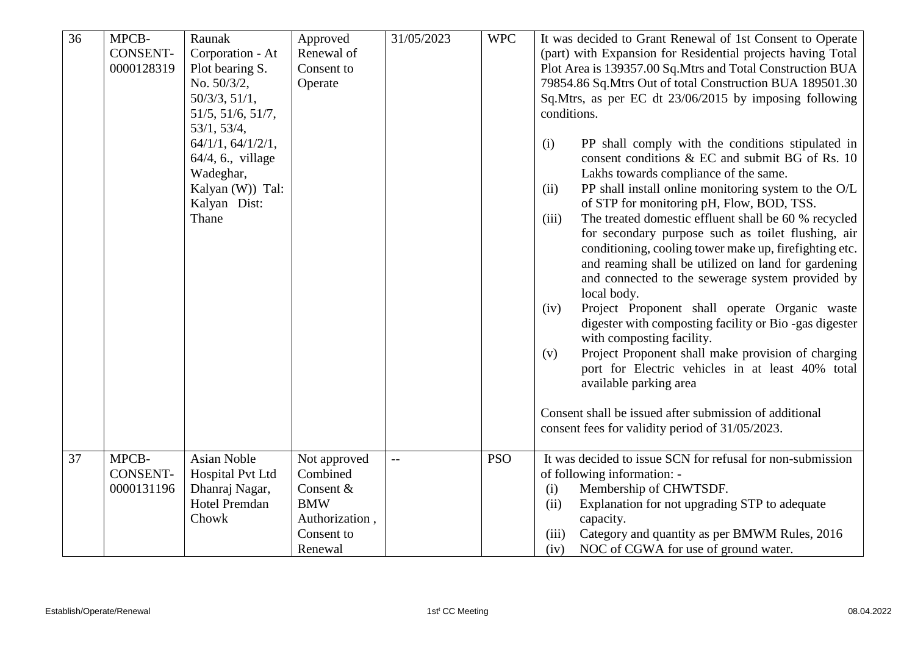| 36 | MPCB-CONSENT-0000128319 | Raunak Corporation - At Plot bearing S. No. 50/3/2, 50/3/3, 51/1, 51/5, 51/6, 51/7, 53/1, 53/4, 64/1/1, 64/1/2/1, 64/4, 6., village Wadeghar, Kalyan (W)) Tal: Kalyan Dist: Thane | Approved Renewal of Consent to Operate | 31/05/2023 | WPC | It was decided to Grant Renewal of 1st Consent to Operate (part) with Expansion for Residential projects having Total Plot Area is 139357.00 Sq.Mtrs and Total Construction BUA 79854.86 Sq.Mtrs Out of total Construction BUA 189501.30 Sq.Mtrs, as per EC dt 23/06/2015 by imposing following conditions.<br><br>(i) PP shall comply with the conditions stipulated in consent conditions & EC and submit BG of Rs. 10 Lakhs towards compliance of the same.<br>(ii) PP shall install online monitoring system to the O/L of STP for monitoring pH, Flow, BOD, TSS.<br>(iii) The treated domestic effluent shall be 60 % recycled for secondary purpose such as toilet flushing, air conditioning, cooling tower make up, firefighting etc. and reaming shall be utilized on land for gardening and connected to the sewerage system provided by local body.<br>(iv) Project Proponent shall operate Organic waste digester with composting facility or Bio -gas digester with composting facility.<br>(v) Project Proponent shall make provision of charging port for Electric vehicles in at least 40% total available parking area<br><br>Consent shall be issued after submission of additional consent fees for validity period of 31/05/2023. |
|---|---|---|---|---|---|---|
| 37 | MPCB-CONSENT-0000131196 | Asian Noble Hospital Pvt Ltd Dhanraj Nagar, Hotel Premdan Chowk | Not approved Combined Consent & BMW Authorization , Consent to Renewal | -- | PSO | It was decided to issue SCN for refusal for non-submission of following information: -<br>(i) Membership of CHWTSDF.<br>(ii) Explanation for not upgrading STP to adequate capacity.<br>(iii) Category and quantity as per BMWM Rules, 2016<br>(iv) NOC of CGWA for use of ground water. |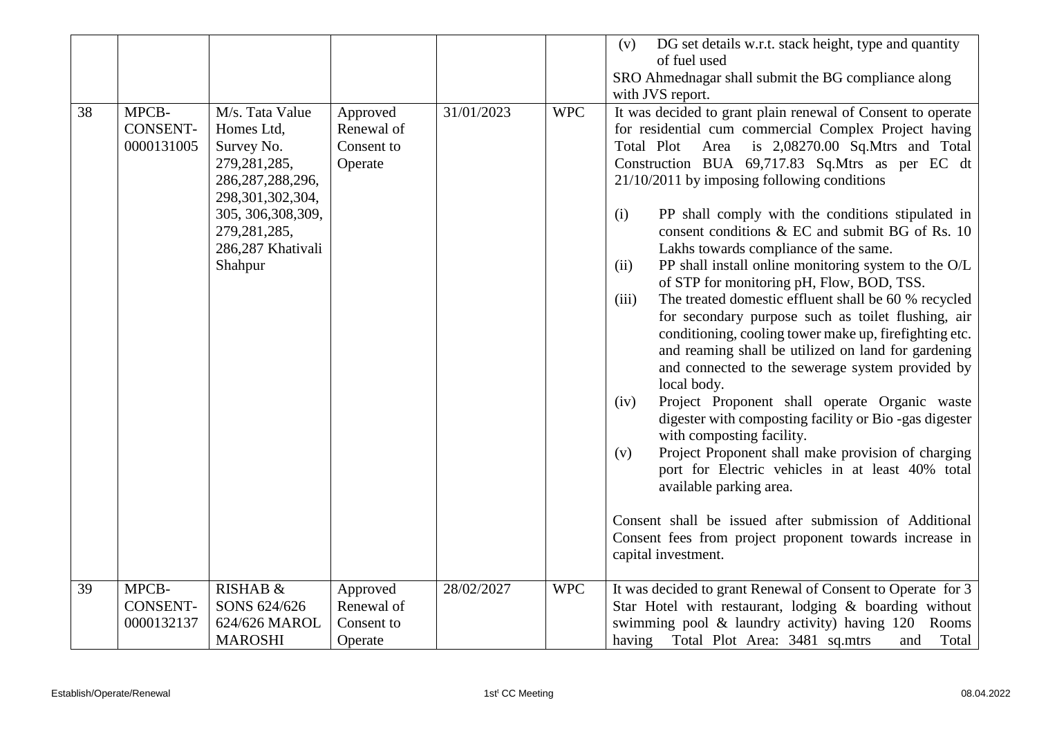| | | | | | | (v) DG set details w.r.t. stack height, type and quantity of fuel used<br>SRO Ahmednagar shall submit the BG compliance along with JVS report. |
|---|---|---|---|---|---|---|
| 38 | MPCB-CONSENT-0000131005 | M/s. Tata Value Homes Ltd, Survey No. 279,281,285, 286,287,288,296, 298,301,302,304, 305, 306,308,309, 279,281,285, 286,287 Khativali Shahpur | Approved Renewal of Consent to Operate | 31/01/2023 | WPC | It was decided to grant plain renewal of Consent to operate for residential cum commercial Complex Project having Total Plot Area is 2,08270.00 Sq.Mtrs and Total Construction BUA 69,717.83 Sq.Mtrs as per EC dt 21/10/2011 by imposing following conditions<br><br>(i) PP shall comply with the conditions stipulated in consent conditions & EC and submit BG of Rs. 10 Lakhs towards compliance of the same.<br>(ii) PP shall install online monitoring system to the O/L of STP for monitoring pH, Flow, BOD, TSS.<br>(iii) The treated domestic effluent shall be 60 % recycled for secondary purpose such as toilet flushing, air conditioning, cooling tower make up, firefighting etc. and reaming shall be utilized on land for gardening and connected to the sewerage system provided by local body.<br>(iv) Project Proponent shall operate Organic waste digester with composting facility or Bio -gas digester with composting facility.<br>(v) Project Proponent shall make provision of charging port for Electric vehicles in at least 40% total available parking area.<br><br>Consent shall be issued after submission of Additional Consent fees from project proponent towards increase in capital investment. |
| 39 | MPCB-CONSENT-0000132137 | RISHAB & SONS 624/626 624/626 MAROL MAROSHI | Approved Renewal of Consent to Operate | 28/02/2027 | WPC | It was decided to grant Renewal of Consent to Operate for 3 Star Hotel with restaurant, lodging & boarding without swimming pool & laundry activity) having 120 Rooms having Total Plot Area: 3481 sq.mtrs and Total |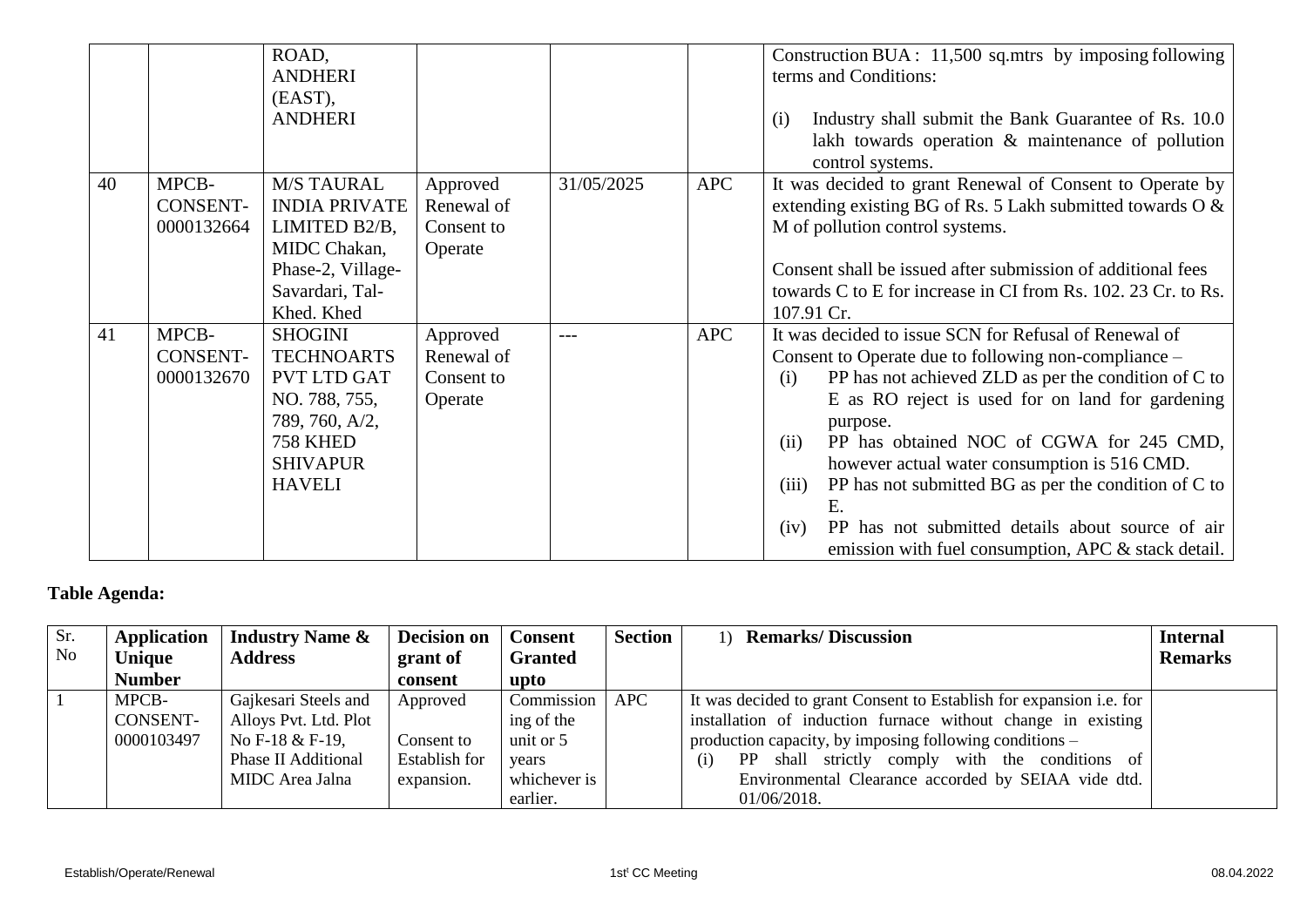| | | ROAD, ANDHERI (EAST), ANDHERI | | | | Construction BUA : 11,500 sq.mtrs by imposing following terms and Conditions:<br><br>(i) Industry shall submit the Bank Guarantee of Rs. 10.0 lakh towards operation & maintenance of pollution control systems. |
|---|---|---|---|---|---|---|
| 40 | MPCB-CONSENT-0000132664 | M/S TAURAL INDIA PRIVATE LIMITED B2/B, MIDC Chakan, Phase-2, Village-Savardari, Tal-Khed. Khed | Approved Renewal of Consent to Operate | 31/05/2025 | APC | It was decided to grant Renewal of Consent to Operate by extending existing BG of Rs. 5 Lakh submitted towards O & M of pollution control systems.<br><br>Consent shall be issued after submission of additional fees towards C to E for increase in CI from Rs. 102. 23 Cr. to Rs. 107.91 Cr. |
| 41 | MPCB-CONSENT-0000132670 | SHOGINI TECHNOARTS PVT LTD GAT NO. 788, 755, 789, 760, A/2, 758 KHED SHIVAPUR HAVELI | Approved Renewal of Consent to Operate | --- | APC | It was decided to issue SCN for Refusal of Renewal of Consent to Operate due to following non-compliance –<br>(i) PP has not achieved ZLD as per the condition of C to E as RO reject is used for on land for gardening purpose.<br>(ii) PP has obtained NOC of CGWA for 245 CMD, however actual water consumption is 516 CMD.<br>(iii) PP has not submitted BG as per the condition of C to E.<br>(iv) PP has not submitted details about source of air emission with fuel consumption, APC & stack detail. |

**Table Agenda:**

| Sr. No | Application Unique Number | Industry Name & Address | Decision on grant of consent | Consent Granted upto | Section | 1) Remarks/ Discussion | Internal Remarks |
|---|---|---|---|---|---|---|---|
| 1 | MPCB-CONSENT-0000103497 | Gajkesari Steels and Alloys Pvt. Ltd. Plot No F-18 & F-19, Phase II Additional MIDC Area Jalna | Approved<br><br>Consent to Establish for expansion. | Commissioning of the unit or 5 years whichever is earlier. | APC | It was decided to grant Consent to Establish for expansion i.e. for installation of induction furnace without change in existing production capacity, by imposing following conditions –<br>(i) PP shall strictly comply with the conditions of Environmental Clearance accorded by SEIAA vide dtd. 01/06/2018. | |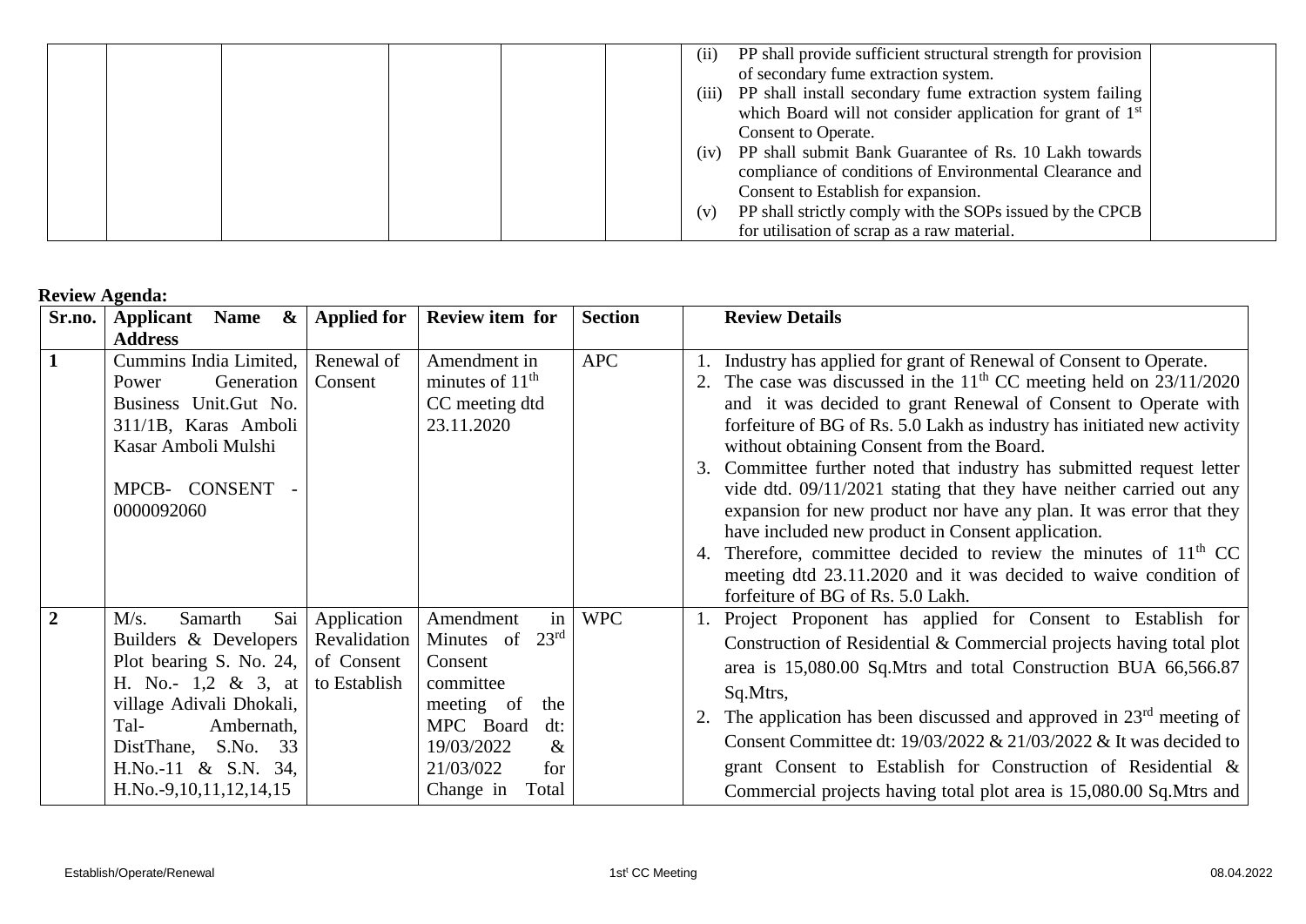|  |  |  |  |  |  | (ii) PP shall provide sufficient structural strength for provision of secondary fume extraction system.<br>(iii) PP shall install secondary fume extraction system failing which Board will not consider application for grant of 1st Consent to Operate.<br>(iv) PP shall submit Bank Guarantee of Rs. 10 Lakh towards compliance of conditions of Environmental Clearance and Consent to Establish for expansion.<br>(v) PP shall strictly comply with the SOPs issued by the CPCB for utilisation of scrap as a raw material. |  |
|---|---|---|---|---|---|---|---|

**Review Agenda:**

| Sr.no. | Applicant Name & Address | Applied for | Review item for | Section | Review Details |
|---|---|---|---|---|---|
| **1** | Cummins India Limited, Power Generation Business Unit.Gut No. 311/1B, Karas Amboli Kasar Amboli Mulshi<br><br>MPCB- CONSENT - 0000092060 | Renewal of Consent | Amendment in minutes of 11th CC meeting dtd 23.11.2020 | APC | 1. Industry has applied for grant of Renewal of Consent to Operate.<br>2. The case was discussed in the 11th CC meeting held on 23/11/2020 and it was decided to grant Renewal of Consent to Operate with forfeiture of BG of Rs. 5.0 Lakh as industry has initiated new activity without obtaining Consent from the Board.<br>3. Committee further noted that industry has submitted request letter vide dtd. 09/11/2021 stating that they have neither carried out any expansion for new product nor have any plan. It was error that they have included new product in Consent application.<br>4. Therefore, committee decided to review the minutes of 11th CC meeting dtd 23.11.2020 and it was decided to waive condition of forfeiture of BG of Rs. 5.0 Lakh. |
| **2** | M/s. Samarth Sai Builders & Developers Plot bearing S. No. 24, H. No.- 1,2 & 3, at village Adivali Dhokali, Tal- Ambernath, DistThane, S.No. 33 H.No.-11 & S.N. 34, H.No.-9,10,11,12,14,15 | Application Revalidation of Consent to Establish | Amendment in Minutes of 23rd Consent committee meeting of the MPC Board dt: 19/03/2022 & 21/03/022 for Change in Total | WPC | 1. Project Proponent has applied for Consent to Establish for Construction of Residential & Commercial projects having total plot area is 15,080.00 Sq.Mtrs and total Construction BUA 66,566.87 Sq.Mtrs,<br>2. The application has been discussed and approved in 23rd meeting of Consent Committee dt: 19/03/2022 & 21/03/2022 & It was decided to grant Consent to Establish for Construction of Residential & Commercial projects having total plot area is 15,080.00 Sq.Mtrs and |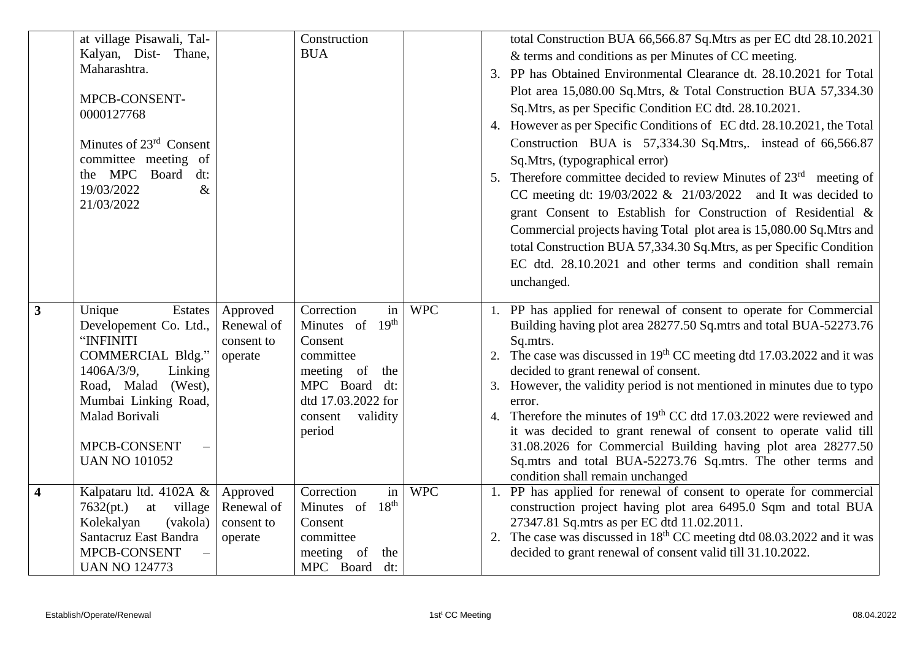| | | | | | |
|---|---|---|---|---|---|
| | at village Pisawali, Tal- Kalyan, Dist- Thane, Maharashtra.<br><br>MPCB-CONSENT-0000127768<br><br>Minutes of 23rd Consent committee meeting of the MPC Board dt: 19/03/2022 & 21/03/2022 | | Construction BUA | | total Construction BUA 66,566.87 Sq.Mtrs as per EC dtd 28.10.2021 & terms and conditions as per Minutes of CC meeting.<br>3. PP has Obtained Environmental Clearance dt. 28.10.2021 for Total Plot area 15,080.00 Sq.Mtrs, & Total Construction BUA 57,334.30 Sq.Mtrs, as per Specific Condition EC dtd. 28.10.2021.<br>4. However as per Specific Conditions of EC dtd. 28.10.2021, the Total Construction BUA is 57,334.30 Sq.Mtrs,. instead of 66,566.87 Sq.Mtrs, (typographical error)<br>5. Therefore committee decided to review Minutes of 23rd meeting of CC meeting dt: 19/03/2022 & 21/03/2022 and It was decided to grant Consent to Establish for Construction of Residential & Commercial projects having Total plot area is 15,080.00 Sq.Mtrs and total Construction BUA 57,334.30 Sq.Mtrs, as per Specific Condition EC dtd. 28.10.2021 and other terms and condition shall remain unchanged. |
| **3** | Unique Estates Developement Co. Ltd., "INFINITI COMMERCIAL Bldg." 1406A/3/9, Linking Road, Malad (West), Mumbai Linking Road, Malad Borivali<br><br>MPCB-CONSENT – UAN NO 101052 | Approved Renewal of consent to operate | Correction in Minutes of 19th Consent committee meeting of the MPC Board dt: dtd 17.03.2022 for consent validity period | WPC | 1. PP has applied for renewal of consent to operate for Commercial Building having plot area 28277.50 Sq.mtrs and total BUA-52273.76 Sq.mtrs.<br>2. The case was discussed in 19th CC meeting dtd 17.03.2022 and it was decided to grant renewal of consent.<br>3. However, the validity period is not mentioned in minutes due to typo error.<br>4. Therefore the minutes of 19th CC dtd 17.03.2022 were reviewed and it was decided to grant renewal of consent to operate valid till 31.08.2026 for Commercial Building having plot area 28277.50 Sq.mtrs and total BUA-52273.76 Sq.mtrs. The other terms and condition shall remain unchanged |
| **4** | Kalpataru ltd. 4102A & 7632(pt.) at village Kolekalyan (vakola) Santacruz East Bandra MPCB-CONSENT – UAN NO 124773 | Approved Renewal of consent to operate | Correction in Minutes of 18th Consent committee meeting of the MPC Board dt: | WPC | 1. PP has applied for renewal of consent to operate for commercial construction project having plot area 6495.0 Sqm and total BUA 27347.81 Sq.mtrs as per EC dtd 11.02.2011.<br>2. The case was discussed in 18th CC meeting dtd 08.03.2022 and it was decided to grant renewal of consent valid till 31.10.2022. |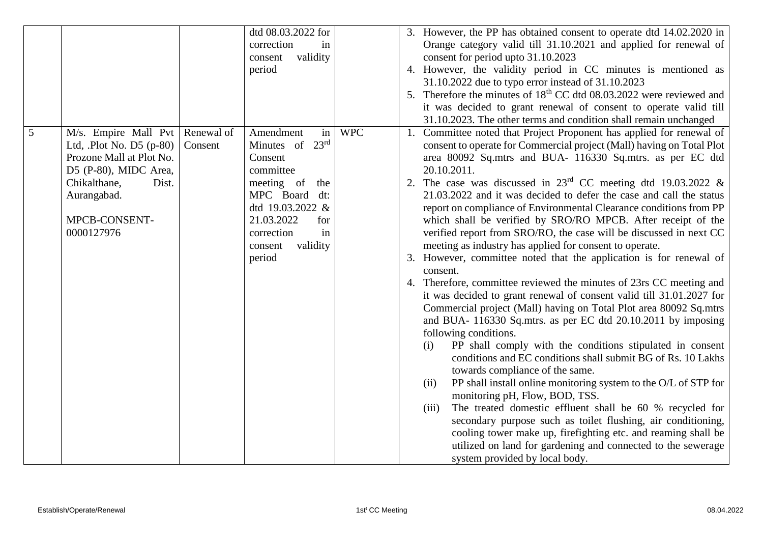| | | | | | |
|---|---|---|---|---|---|
| | | | dtd 08.03.2022 for correction in consent validity period | | 3. However, the PP has obtained consent to operate dtd 14.02.2020 in Orange category valid till 31.10.2021 and applied for renewal of consent for period upto 31.10.2023<br>4. However, the validity period in CC minutes is mentioned as 31.10.2022 due to typo error instead of 31.10.2023<br>5. Therefore the minutes of 18th CC dtd 08.03.2022 were reviewed and it was decided to grant renewal of consent to operate valid till 31.10.2023. The other terms and condition shall remain unchanged |
| 5 | M/s. Empire Mall Pvt Ltd, .Plot No. D5 (p-80) Prozone Mall at Plot No. D5 (P-80), MIDC Area, Chikalthane, Dist. Aurangabad.<br><br>MPCB-CONSENT-0000127976 | Renewal of Consent | Amendment in Minutes of 23rd Consent committee meeting of the MPC Board dt: dtd 19.03.2022 & 21.03.2022 for correction in consent validity period | WPC | 1. Committee noted that Project Proponent has applied for renewal of consent to operate for Commercial project (Mall) having on Total Plot area 80092 Sq.mtrs and BUA- 116330 Sq.mtrs. as per EC dtd 20.10.2011.<br>2. The case was discussed in 23rd CC meeting dtd 19.03.2022 & 21.03.2022 and it was decided to defer the case and call the status report on compliance of Environmental Clearance conditions from PP which shall be verified by SRO/RO MPCB. After receipt of the verified report from SRO/RO, the case will be discussed in next CC meeting as industry has applied for consent to operate.<br>3. However, committee noted that the application is for renewal of consent.<br>4. Therefore, committee reviewed the minutes of 23rs CC meeting and it was decided to grant renewal of consent valid till 31.01.2027 for Commercial project (Mall) having on Total Plot area 80092 Sq.mtrs and BUA- 116330 Sq.mtrs. as per EC dtd 20.10.2011 by imposing following conditions.<br>(i) PP shall comply with the conditions stipulated in consent conditions and EC conditions shall submit BG of Rs. 10 Lakhs towards compliance of the same.<br>(ii) PP shall install online monitoring system to the O/L of STP for monitoring pH, Flow, BOD, TSS.<br>(iii) The treated domestic effluent shall be 60 % recycled for secondary purpose such as toilet flushing, air conditioning, cooling tower make up, firefighting etc. and reaming shall be utilized on land for gardening and connected to the sewerage system provided by local body. |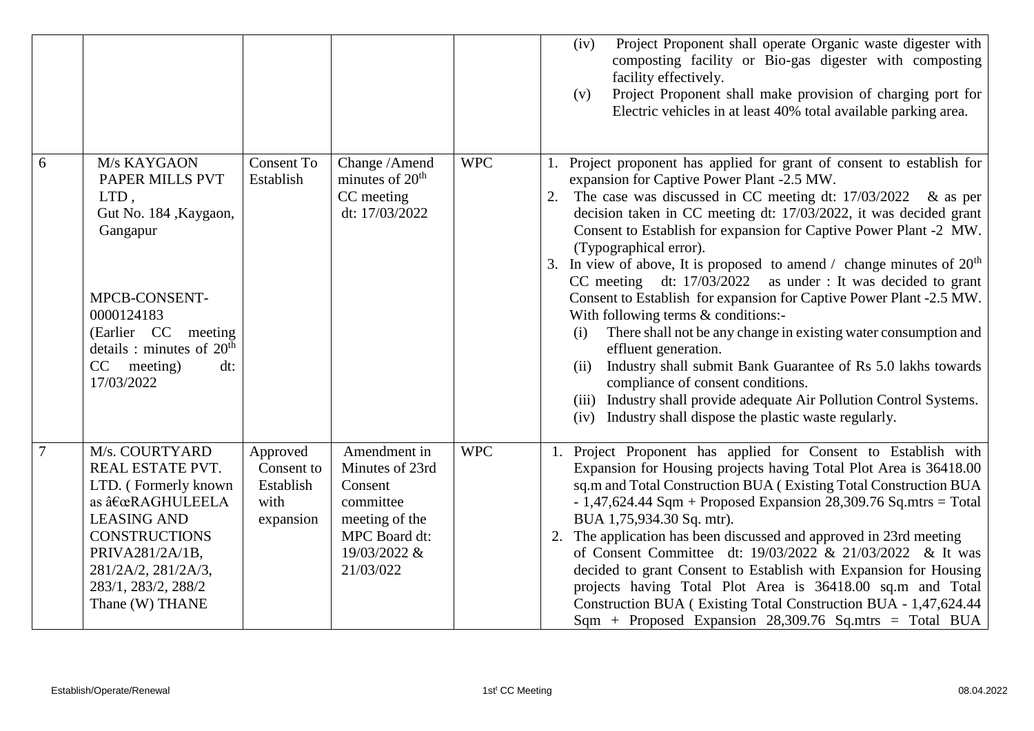| | | | | | |
|---|---|---|---|---|---|
| | | | | | (iv) Project Proponent shall operate Organic waste digester with composting facility or Bio-gas digester with composting facility effectively.<br>(v) Project Proponent shall make provision of charging port for Electric vehicles in at least 40% total available parking area. |
| 6 | M/s KAYGAON PAPER MILLS PVT LTD , Gut No. 184 ,Kaygaon, Gangapur<br><br>MPCB-CONSENT-0000124183<br>(Earlier CC meeting details : minutes of 20th CC meeting) dt: 17/03/2022 | Consent To Establish | Change /Amend minutes of 20th CC meeting dt: 17/03/2022 | WPC | 1. Project proponent has applied for grant of consent to establish for expansion for Captive Power Plant -2.5 MW.<br>2. The case was discussed in CC meeting dt: 17/03/2022 & as per decision taken in CC meeting dt: 17/03/2022, it was decided grant Consent to Establish for expansion for Captive Power Plant -2 MW. (Typographical error).<br>3. In view of above, It is proposed to amend / change minutes of 20th CC meeting dt: 17/03/2022 as under : It was decided to grant Consent to Establish for expansion for Captive Power Plant -2.5 MW. With following terms & conditions:-<br>(i) There shall not be any change in existing water consumption and effluent generation.<br>(ii) Industry shall submit Bank Guarantee of Rs 5.0 lakhs towards compliance of consent conditions.<br>(iii) Industry shall provide adequate Air Pollution Control Systems.<br>(iv) Industry shall dispose the plastic waste regularly. |
| 7 | M/s. COURTYARD REAL ESTATE PVT. LTD. ( Formerly known as â€œRAGHULEELA LEASING AND CONSTRUCTIONS PRIVA281/2A/1B, 281/2A/2, 281/2A/3, 283/1, 283/2, 288/2 Thane (W) THANE | Approved Consent to Establish with expansion | Amendment in Minutes of 23rd Consent committee meeting of the MPC Board dt: 19/03/2022 & 21/03/022 | WPC | 1. Project Proponent has applied for Consent to Establish with Expansion for Housing projects having Total Plot Area is 36418.00 sq.m and Total Construction BUA ( Existing Total Construction BUA - 1,47,624.44 Sqm + Proposed Expansion 28,309.76 Sq.mtrs = Total BUA 1,75,934.30 Sq. mtr).<br>2. The application has been discussed and approved in 23rd meeting of Consent Committee dt: 19/03/2022 & 21/03/2022 & It was decided to grant Consent to Establish with Expansion for Housing projects having Total Plot Area is 36418.00 sq.m and Total Construction BUA ( Existing Total Construction BUA - 1,47,624.44 Sqm + Proposed Expansion 28,309.76 Sq.mtrs = Total BUA |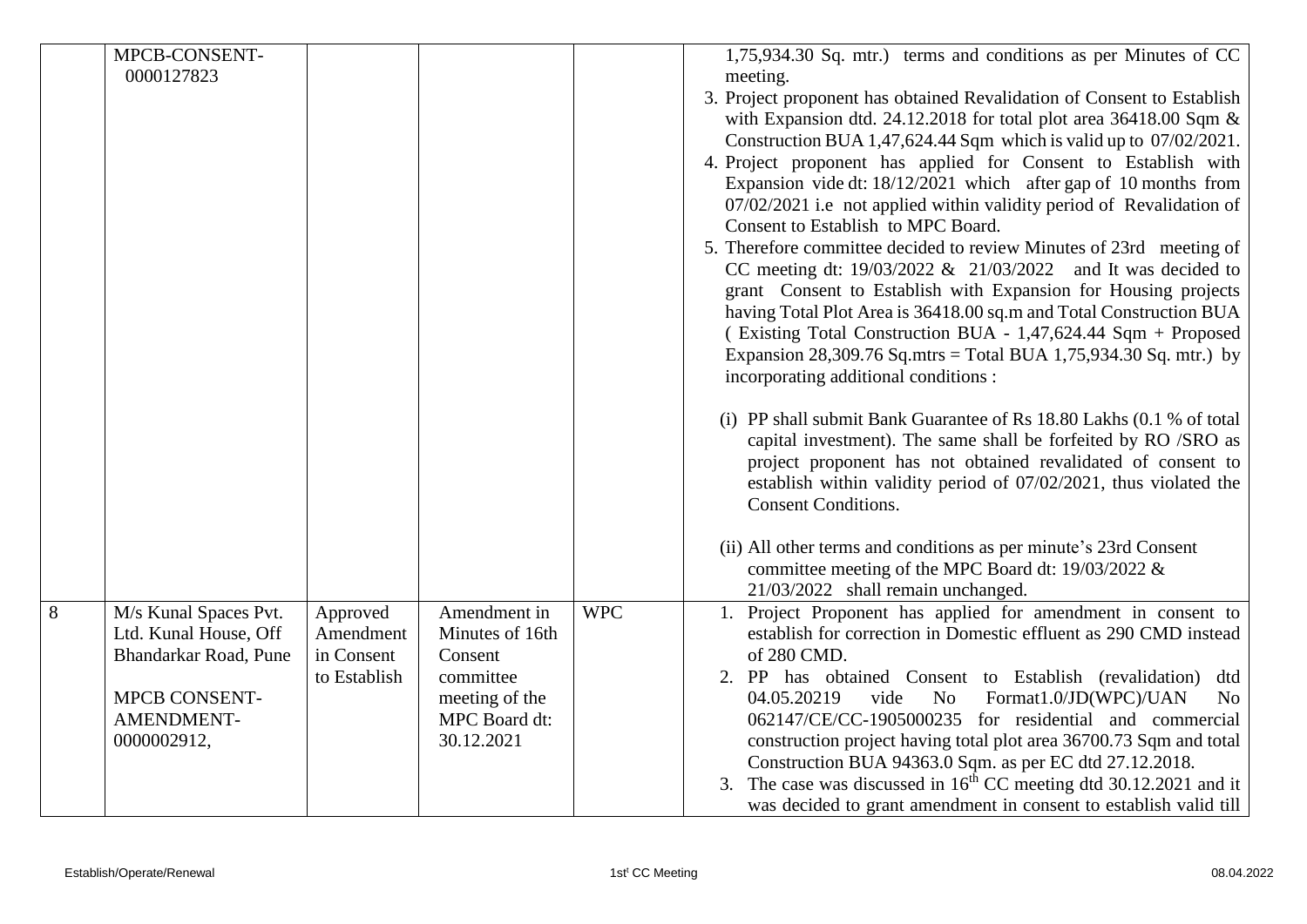|  |  |  |  |  |  |
|---|---|---|---|---|---|
|  | MPCB-CONSENT-0000127823 |  |  |  | 1,75,934.30 Sq. mtr.) terms and conditions as per Minutes of CC meeting.<br>3. Project proponent has obtained Revalidation of Consent to Establish with Expansion dtd. 24.12.2018 for total plot area 36418.00 Sqm & Construction BUA 1,47,624.44 Sqm which is valid up to 07/02/2021.<br>4. Project proponent has applied for Consent to Establish with Expansion vide dt: 18/12/2021 which after gap of 10 months from 07/02/2021 i.e not applied within validity period of Revalidation of Consent to Establish to MPC Board.<br>5. Therefore committee decided to review Minutes of 23rd meeting of CC meeting dt: 19/03/2022 & 21/03/2022 and It was decided to grant Consent to Establish with Expansion for Housing projects having Total Plot Area is 36418.00 sq.m and Total Construction BUA ( Existing Total Construction BUA - 1,47,624.44 Sqm + Proposed Expansion 28,309.76 Sq.mtrs = Total BUA 1,75,934.30 Sq. mtr.) by incorporating additional conditions :<br><br>(i) PP shall submit Bank Guarantee of Rs 18.80 Lakhs (0.1 % of total capital investment). The same shall be forfeited by RO /SRO as project proponent has not obtained revalidated of consent to establish within validity period of 07/02/2021, thus violated the Consent Conditions.<br><br>(ii) All other terms and conditions as per minute's 23rd Consent committee meeting of the MPC Board dt: 19/03/2022 & 21/03/2022 shall remain unchanged. |
| 8 | M/s Kunal Spaces Pvt. Ltd. Kunal House, Off Bhandarkar Road, Pune<br><br>MPCB CONSENT-AMENDMENT-0000002912, | Approved Amendment in Consent to Establish | Amendment in Minutes of 16th Consent committee meeting of the MPC Board dt: 30.12.2021 | WPC | 1. Project Proponent has applied for amendment in consent to establish for correction in Domestic effluent as 290 CMD instead of 280 CMD.<br>2. PP has obtained Consent to Establish (revalidation) dtd 04.05.20219 vide No Format1.0/JD(WPC)/UAN No 062147/CE/CC-1905000235 for residential and commercial construction project having total plot area 36700.73 Sqm and total Construction BUA 94363.0 Sqm. as per EC dtd 27.12.2018.<br>3. The case was discussed in 16th CC meeting dtd 30.12.2021 and it was decided to grant amendment in consent to establish valid till |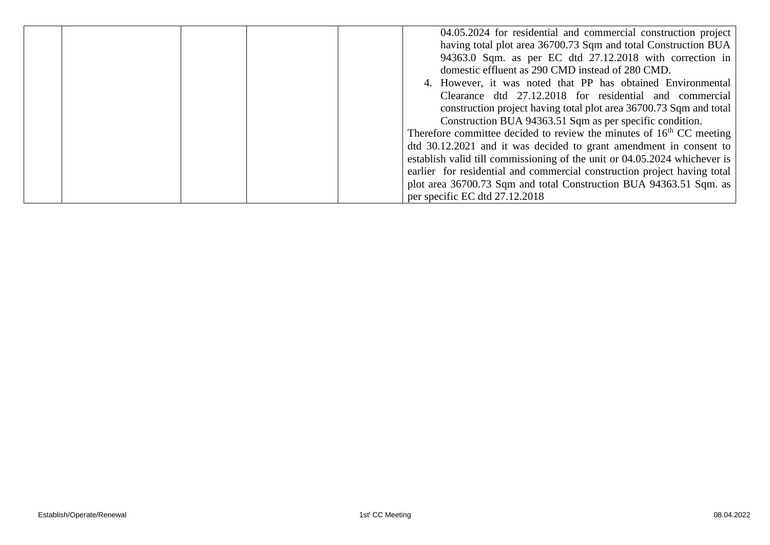| | | | | | |
|---|---|---|---|---|---|
| | | | | | 04.05.2024 for residential and commercial construction project having total plot area 36700.73 Sqm and total Construction BUA 94363.0 Sqm. as per EC dtd 27.12.2018 with correction in domestic effluent as 290 CMD instead of 280 CMD.<br>4. However, it was noted that PP has obtained Environmental Clearance dtd 27.12.2018 for residential and commercial construction project having total plot area 36700.73 Sqm and total Construction BUA 94363.51 Sqm as per specific condition.<br>Therefore committee decided to review the minutes of 16th CC meeting dtd 30.12.2021 and it was decided to grant amendment in consent to establish valid till commissioning of the unit or 04.05.2024 whichever is earlier for residential and commercial construction project having total plot area 36700.73 Sqm and total Construction BUA 94363.51 Sqm. as per specific EC dtd 27.12.2018 |